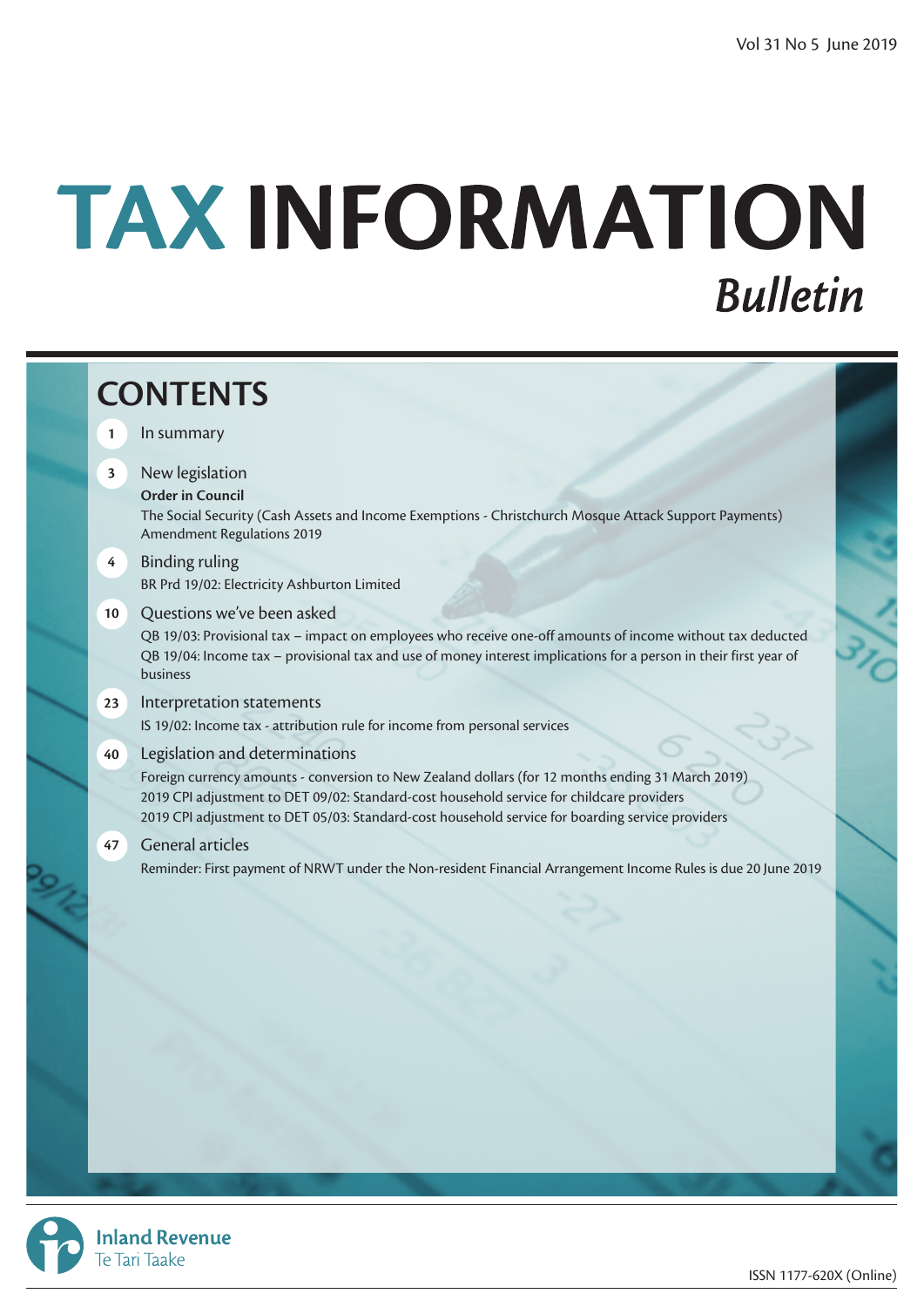Vol 31 No 5 June 2019

# TAX INFORMATION *Bulletin*

## CONTENTS

**1** In summary

**3** New legislation

**Order in Council**

The Social Security (Cash Assets and Income Exemptions - Christchurch Mosque Attack Support Payments) Amendment Regulations 2019

**4** Binding ruling

BR Prd 19/02: Electricity Ashburton Limited

**10** Questions we've been asked

QB 19/03: Provisional tax – impact on employees who receive one-off amounts of income without tax deducted

QB 19/04: Income tax – provisional tax and use of money interest implications for a person in their first year of business

**23** Interpretation statements

IS 19/02: Income tax - attribution rule for income from personal services

**40** Legislation and determinations

Foreign currency amounts - conversion to New Zealand dollars (for 12 months ending 31 March 2019)

2019 CPI adjustment to DET 09/02: Standard-cost household service for childcare providers

2019 CPI adjustment to DET 05/03: Standard-cost household service for boarding service providers

**47** General articles

Reminder: First payment of NRWT under the Non-resident Financial Arrangement Income Rules is due 20 June 2019

Inland Revenue
Te Tari Taake

ISSN 1177-620X (Online)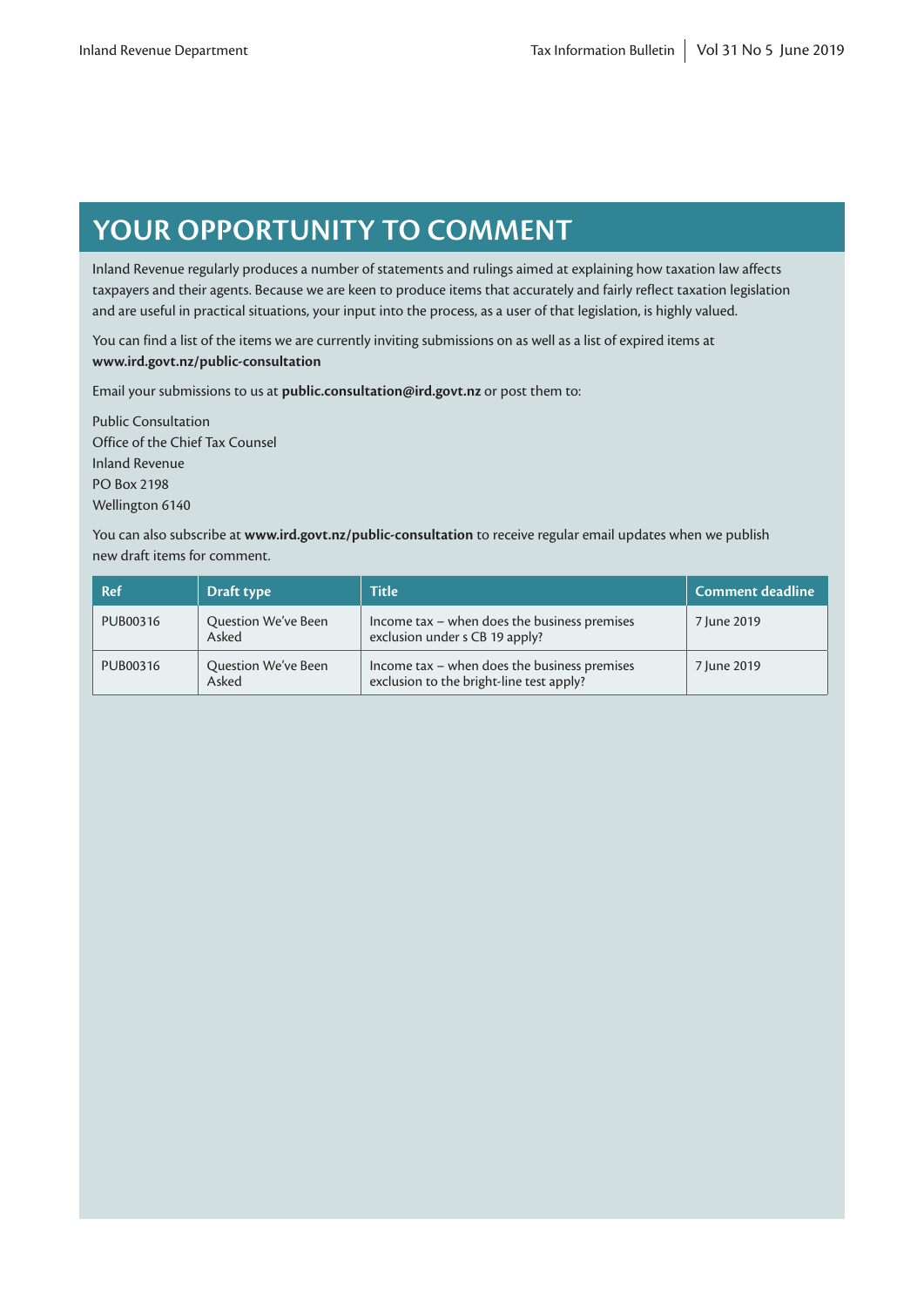# YOUR OPPORTUNITY TO COMMENT

Inland Revenue regularly produces a number of statements and rulings aimed at explaining how taxation law affects taxpayers and their agents. Because we are keen to produce items that accurately and fairly reflect taxation legislation and are useful in practical situations, your input into the process, as a user of that legislation, is highly valued.

You can find a list of the items we are currently inviting submissions on as well as a list of expired items at **www.ird.govt.nz/public-consultation**

Email your submissions to us at **public.consultation@ird.govt.nz** or post them to:

Public Consultation
Office of the Chief Tax Counsel
Inland Revenue
PO Box 2198
Wellington 6140

You can also subscribe at **www.ird.govt.nz/public-consultation** to receive regular email updates when we publish new draft items for comment.

| Ref | Draft type | Title | Comment deadline |
|---|---|---|---|
| PUB00316 | Question We've Been Asked | Income tax – when does the business premises exclusion under s CB 19 apply? | 7 June 2019 |
| PUB00316 | Question We've Been Asked | Income tax – when does the business premises exclusion to the bright-line test apply? | 7 June 2019 |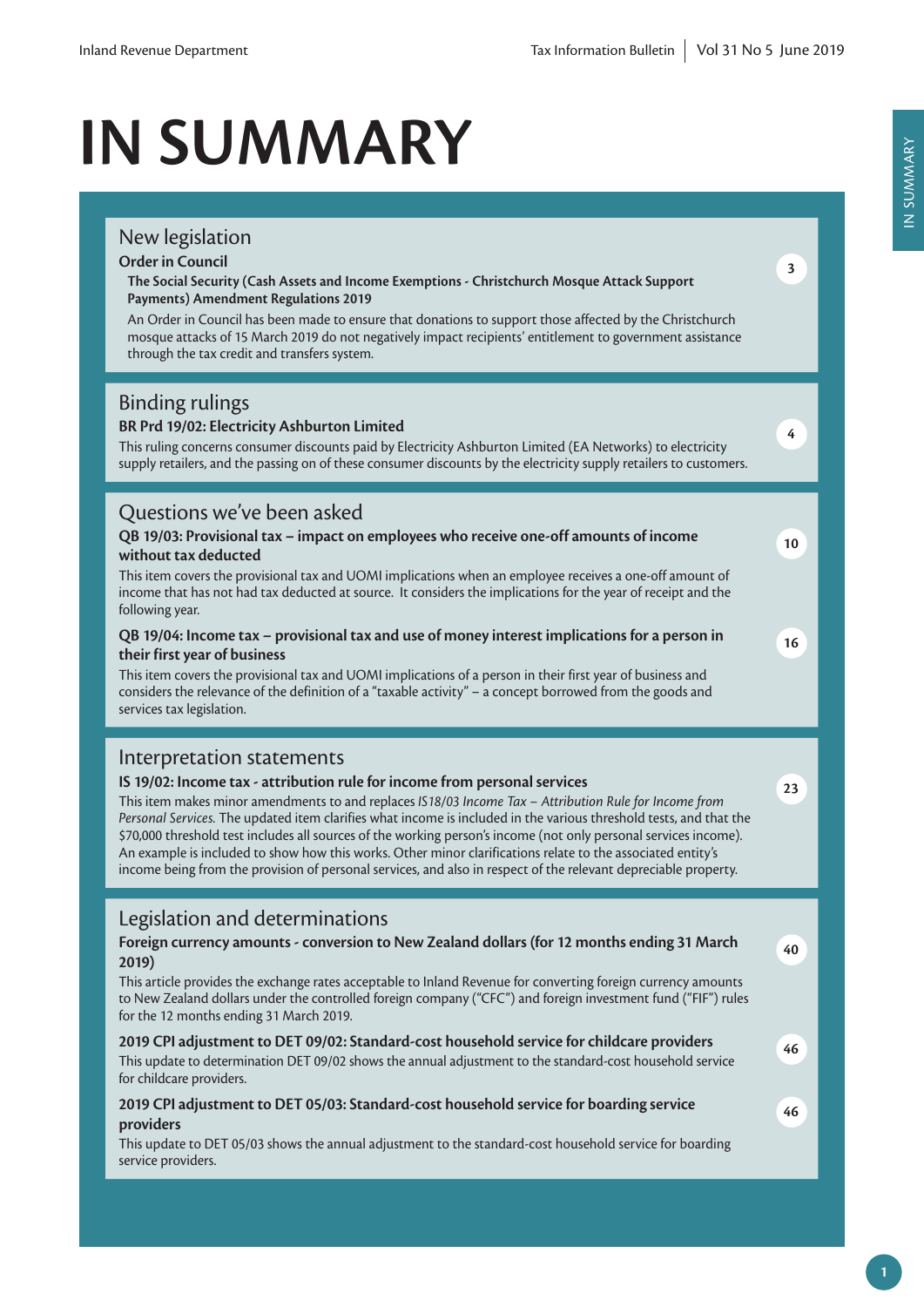# IN SUMMARY

## New legislation

### Order in Council

**The Social Security (Cash Assets and Income Exemptions - Christchurch Mosque Attack Support Payments) Amendment Regulations 2019** — 3

An Order in Council has been made to ensure that donations to support those affected by the Christchurch mosque attacks of 15 March 2019 do not negatively impact recipients' entitlement to government assistance through the tax credit and transfers system.

## Binding rulings

**BR Prd 19/02: Electricity Ashburton Limited** — 4

This ruling concerns consumer discounts paid by Electricity Ashburton Limited (EA Networks) to electricity supply retailers, and the passing on of these consumer discounts by the electricity supply retailers to customers.

## Questions we've been asked

**QB 19/03: Provisional tax – impact on employees who receive one-off amounts of income without tax deducted** — 10

This item covers the provisional tax and UOMI implications when an employee receives a one-off amount of income that has not had tax deducted at source. It considers the implications for the year of receipt and the following year.

**QB 19/04: Income tax – provisional tax and use of money interest implications for a person in their first year of business** — 16

This item covers the provisional tax and UOMI implications of a person in their first year of business and considers the relevance of the definition of a "taxable activity" – a concept borrowed from the goods and services tax legislation.

## Interpretation statements

**IS 19/02: Income tax - attribution rule for income from personal services** — 23

This item makes minor amendments to and replaces *IS18/03 Income Tax – Attribution Rule for Income from Personal Services.* The updated item clarifies what income is included in the various threshold tests, and that the $70,000 threshold test includes all sources of the working person's income (not only personal services income). An example is included to show how this works. Other minor clarifications relate to the associated entity's income being from the provision of personal services, and also in respect of the relevant depreciable property.

## Legislation and determinations

**Foreign currency amounts - conversion to New Zealand dollars (for 12 months ending 31 March 2019)** — 40

This article provides the exchange rates acceptable to Inland Revenue for converting foreign currency amounts to New Zealand dollars under the controlled foreign company ("CFC") and foreign investment fund ("FIF") rules for the 12 months ending 31 March 2019.

**2019 CPI adjustment to DET 09/02: Standard-cost household service for childcare providers** — 46

This update to determination DET 09/02 shows the annual adjustment to the standard-cost household service for childcare providers.

**2019 CPI adjustment to DET 05/03: Standard-cost household service for boarding service providers** — 46

This update to DET 05/03 shows the annual adjustment to the standard-cost household service for boarding service providers.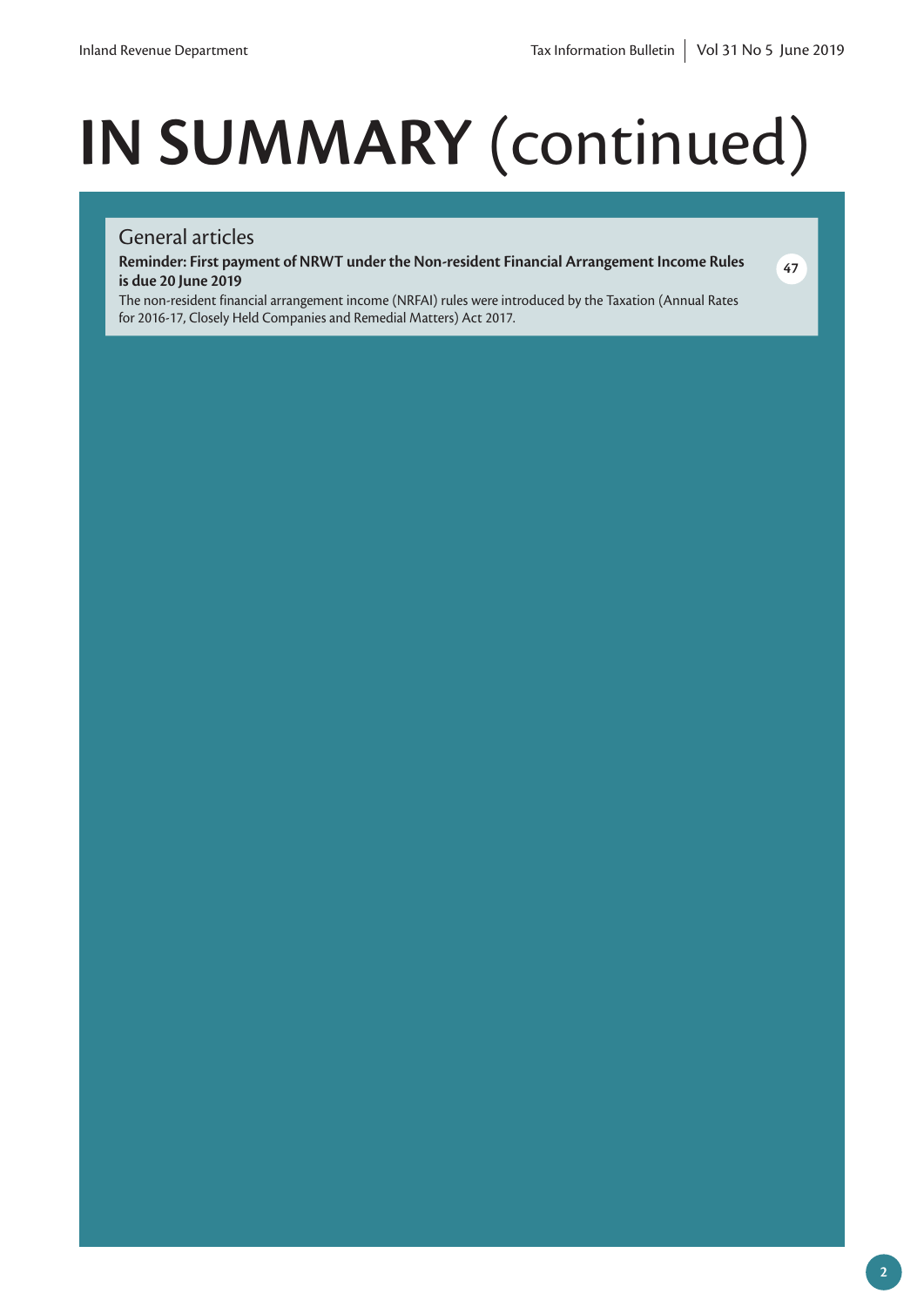# IN SUMMARY (continued)

## General articles

**Reminder: First payment of NRWT under the Non-resident Financial Arrangement Income Rules is due 20 June 2019** — 47

The non-resident financial arrangement income (NRFAI) rules were introduced by the Taxation (Annual Rates for 2016-17, Closely Held Companies and Remedial Matters) Act 2017.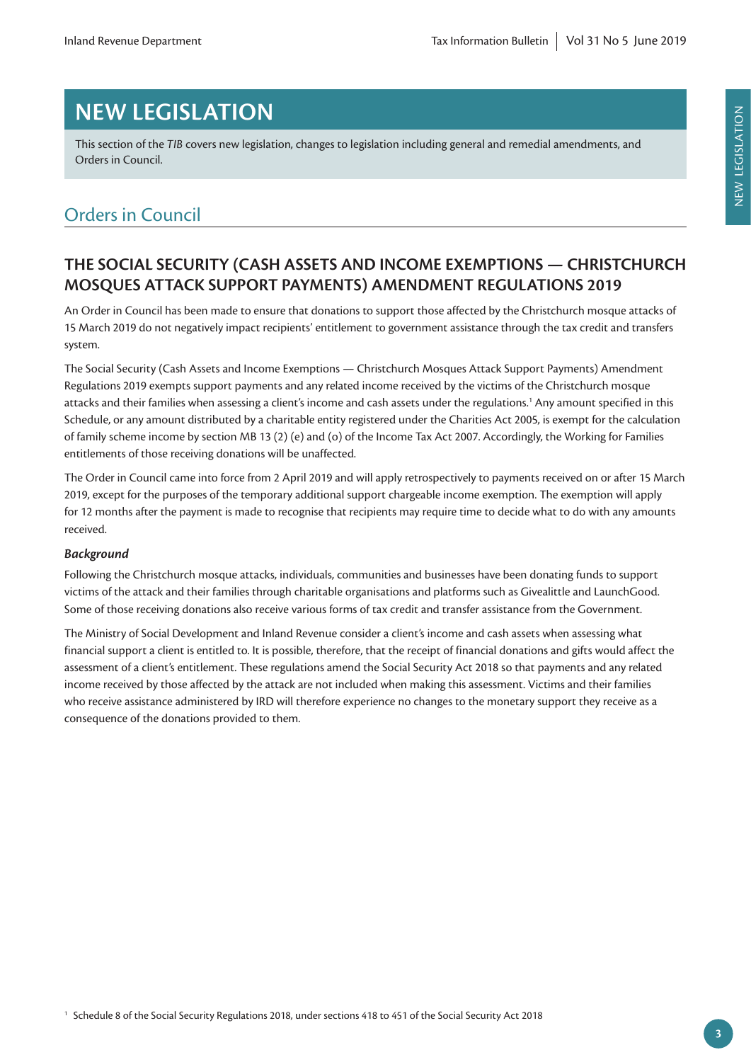# NEW LEGISLATION

This section of the *TIB* covers new legislation, changes to legislation including general and remedial amendments, and Orders in Council.

## Orders in Council

### THE SOCIAL SECURITY (CASH ASSETS AND INCOME EXEMPTIONS — CHRISTCHURCH MOSQUES ATTACK SUPPORT PAYMENTS) AMENDMENT REGULATIONS 2019

An Order in Council has been made to ensure that donations to support those affected by the Christchurch mosque attacks of 15 March 2019 do not negatively impact recipients' entitlement to government assistance through the tax credit and transfers system.

The Social Security (Cash Assets and Income Exemptions — Christchurch Mosques Attack Support Payments) Amendment Regulations 2019 exempts support payments and any related income received by the victims of the Christchurch mosque attacks and their families when assessing a client's income and cash assets under the regulations.[1] Any amount specified in this Schedule, or any amount distributed by a charitable entity registered under the Charities Act 2005, is exempt for the calculation of family scheme income by section MB 13 (2) (e) and (o) of the Income Tax Act 2007. Accordingly, the Working for Families entitlements of those receiving donations will be unaffected.

The Order in Council came into force from 2 April 2019 and will apply retrospectively to payments received on or after 15 March 2019, except for the purposes of the temporary additional support chargeable income exemption. The exemption will apply for 12 months after the payment is made to recognise that recipients may require time to decide what to do with any amounts received.

#### *Background*

Following the Christchurch mosque attacks, individuals, communities and businesses have been donating funds to support victims of the attack and their families through charitable organisations and platforms such as Givealittle and LaunchGood. Some of those receiving donations also receive various forms of tax credit and transfer assistance from the Government.

The Ministry of Social Development and Inland Revenue consider a client's income and cash assets when assessing what financial support a client is entitled to. It is possible, therefore, that the receipt of financial donations and gifts would affect the assessment of a client's entitlement. These regulations amend the Social Security Act 2018 so that payments and any related income received by those affected by the attack are not included when making this assessment. Victims and their families who receive assistance administered by IRD will therefore experience no changes to the monetary support they receive as a consequence of the donations provided to them.

[1] Schedule 8 of the Social Security Regulations 2018, under sections 418 to 451 of the Social Security Act 2018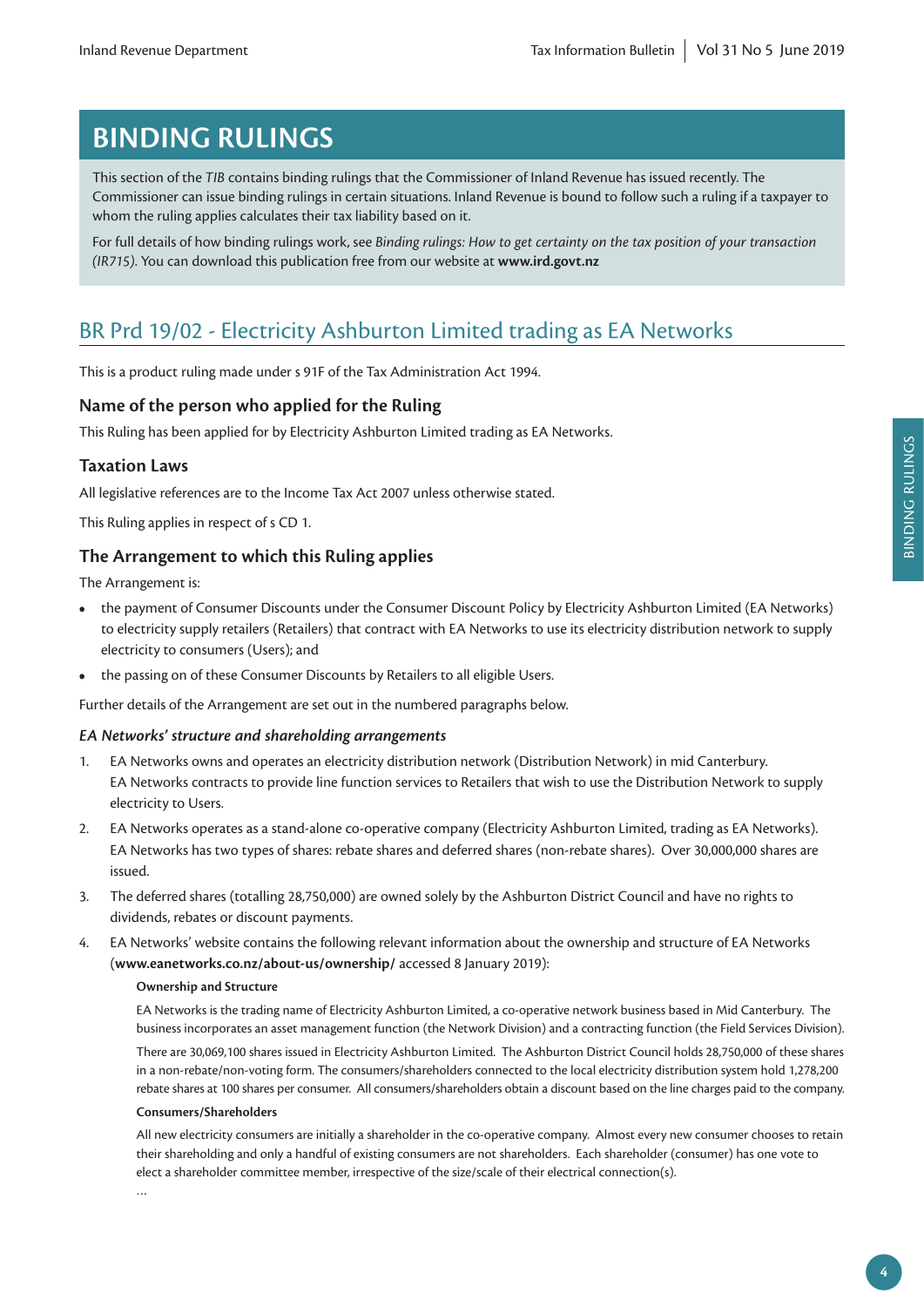# BINDING RULINGS

This section of the *TIB* contains binding rulings that the Commissioner of Inland Revenue has issued recently. The Commissioner can issue binding rulings in certain situations. Inland Revenue is bound to follow such a ruling if a taxpayer to whom the ruling applies calculates their tax liability based on it.

For full details of how binding rulings work, see *Binding rulings: How to get certainty on the tax position of your transaction (IR715)*. You can download this publication free from our website at **www.ird.govt.nz**

## BR Prd 19/02 - Electricity Ashburton Limited trading as EA Networks

This is a product ruling made under s 91F of the Tax Administration Act 1994.

### Name of the person who applied for the Ruling

This Ruling has been applied for by Electricity Ashburton Limited trading as EA Networks.

### Taxation Laws

All legislative references are to the Income Tax Act 2007 unless otherwise stated.

This Ruling applies in respect of s CD 1.

### The Arrangement to which this Ruling applies

The Arrangement is:

- the payment of Consumer Discounts under the Consumer Discount Policy by Electricity Ashburton Limited (EA Networks) to electricity supply retailers (Retailers) that contract with EA Networks to use its electricity distribution network to supply electricity to consumers (Users); and
- the passing on of these Consumer Discounts by Retailers to all eligible Users.

Further details of the Arrangement are set out in the numbered paragraphs below.

#### *EA Networks' structure and shareholding arrangements*

1. EA Networks owns and operates an electricity distribution network (Distribution Network) in mid Canterbury. EA Networks contracts to provide line function services to Retailers that wish to use the Distribution Network to supply electricity to Users.
2. EA Networks operates as a stand-alone co-operative company (Electricity Ashburton Limited, trading as EA Networks). EA Networks has two types of shares: rebate shares and deferred shares (non-rebate shares). Over 30,000,000 shares are issued.
3. The deferred shares (totalling 28,750,000) are owned solely by the Ashburton District Council and have no rights to dividends, rebates or discount payments.
4. EA Networks' website contains the following relevant information about the ownership and structure of EA Networks (**www.eanetworks.co.nz/about-us/ownership/** accessed 8 January 2019):

   **Ownership and Structure**

   EA Networks is the trading name of Electricity Ashburton Limited, a co-operative network business based in Mid Canterbury. The business incorporates an asset management function (the Network Division) and a contracting function (the Field Services Division).

   There are 30,069,100 shares issued in Electricity Ashburton Limited. The Ashburton District Council holds 28,750,000 of these shares in a non-rebate/non-voting form. The consumers/shareholders connected to the local electricity distribution system hold 1,278,200 rebate shares at 100 shares per consumer. All consumers/shareholders obtain a discount based on the line charges paid to the company.

   **Consumers/Shareholders**

   All new electricity consumers are initially a shareholder in the co-operative company. Almost every new consumer chooses to retain their shareholding and only a handful of existing consumers are not shareholders. Each shareholder (consumer) has one vote to elect a shareholder committee member, irrespective of the size/scale of their electrical connection(s).

   …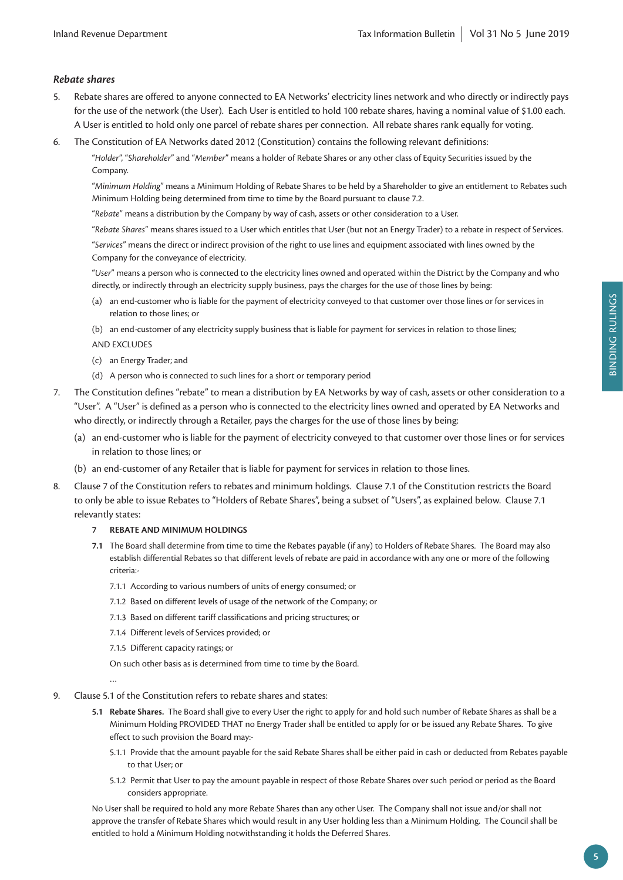### *Rebate shares*

5. Rebate shares are offered to anyone connected to EA Networks' electricity lines network and who directly or indirectly pays for the use of the network (the User). Each User is entitled to hold 100 rebate shares, having a nominal value of $1.00 each. A User is entitled to hold only one parcel of rebate shares per connection. All rebate shares rank equally for voting.

6. The Constitution of EA Networks dated 2012 (Constitution) contains the following relevant definitions:

   "*Holder*", "*Shareholder*" and "*Member*" means a holder of Rebate Shares or any other class of Equity Securities issued by the Company.

   "*Minimum Holding*" means a Minimum Holding of Rebate Shares to be held by a Shareholder to give an entitlement to Rebates such Minimum Holding being determined from time to time by the Board pursuant to clause 7.2.

   "*Rebate*" means a distribution by the Company by way of cash, assets or other consideration to a User.

   "*Rebate Shares*" means shares issued to a User which entitles that User (but not an Energy Trader) to a rebate in respect of Services.

   "*Services*" means the direct or indirect provision of the right to use lines and equipment associated with lines owned by the Company for the conveyance of electricity.

   "*User*" means a person who is connected to the electricity lines owned and operated within the District by the Company and who directly, or indirectly through an electricity supply business, pays the charges for the use of those lines by being:

   (a) an end-customer who is liable for the payment of electricity conveyed to that customer over those lines or for services in relation to those lines; or

   (b) an end-customer of any electricity supply business that is liable for payment for services in relation to those lines;

   AND EXCLUDES

   (c) an Energy Trader; and

   (d) A person who is connected to such lines for a short or temporary period

7. The Constitution defines "rebate" to mean a distribution by EA Networks by way of cash, assets or other consideration to a "User". A "User" is defined as a person who is connected to the electricity lines owned and operated by EA Networks and who directly, or indirectly through a Retailer, pays the charges for the use of those lines by being:

   (a) an end-customer who is liable for the payment of electricity conveyed to that customer over those lines or for services in relation to those lines; or

   (b) an end-customer of any Retailer that is liable for payment for services in relation to those lines.

8. Clause 7 of the Constitution refers to rebates and minimum holdings. Clause 7.1 of the Constitution restricts the Board to only be able to issue Rebates to "Holders of Rebate Shares", being a subset of "Users", as explained below. Clause 7.1 relevantly states:

   **7 REBATE AND MINIMUM HOLDINGS**

   **7.1** The Board shall determine from time to time the Rebates payable (if any) to Holders of Rebate Shares. The Board may also establish differential Rebates so that different levels of rebate are paid in accordance with any one or more of the following criteria:-

   7.1.1 According to various numbers of units of energy consumed; or

   7.1.2 Based on different levels of usage of the network of the Company; or

   7.1.3 Based on different tariff classifications and pricing structures; or

   7.1.4 Different levels of Services provided; or

   7.1.5 Different capacity ratings; or

   On such other basis as is determined from time to time by the Board.

   …

9. Clause 5.1 of the Constitution refers to rebate shares and states:

   **5.1 Rebate Shares.** The Board shall give to every User the right to apply for and hold such number of Rebate Shares as shall be a Minimum Holding PROVIDED THAT no Energy Trader shall be entitled to apply for or be issued any Rebate Shares. To give effect to such provision the Board may:-

   5.1.1 Provide that the amount payable for the said Rebate Shares shall be either paid in cash or deducted from Rebates payable to that User; or

   5.1.2 Permit that User to pay the amount payable in respect of those Rebate Shares over such period or period as the Board considers appropriate.

   No User shall be required to hold any more Rebate Shares than any other User. The Company shall not issue and/or shall not approve the transfer of Rebate Shares which would result in any User holding less than a Minimum Holding. The Council shall be entitled to hold a Minimum Holding notwithstanding it holds the Deferred Shares.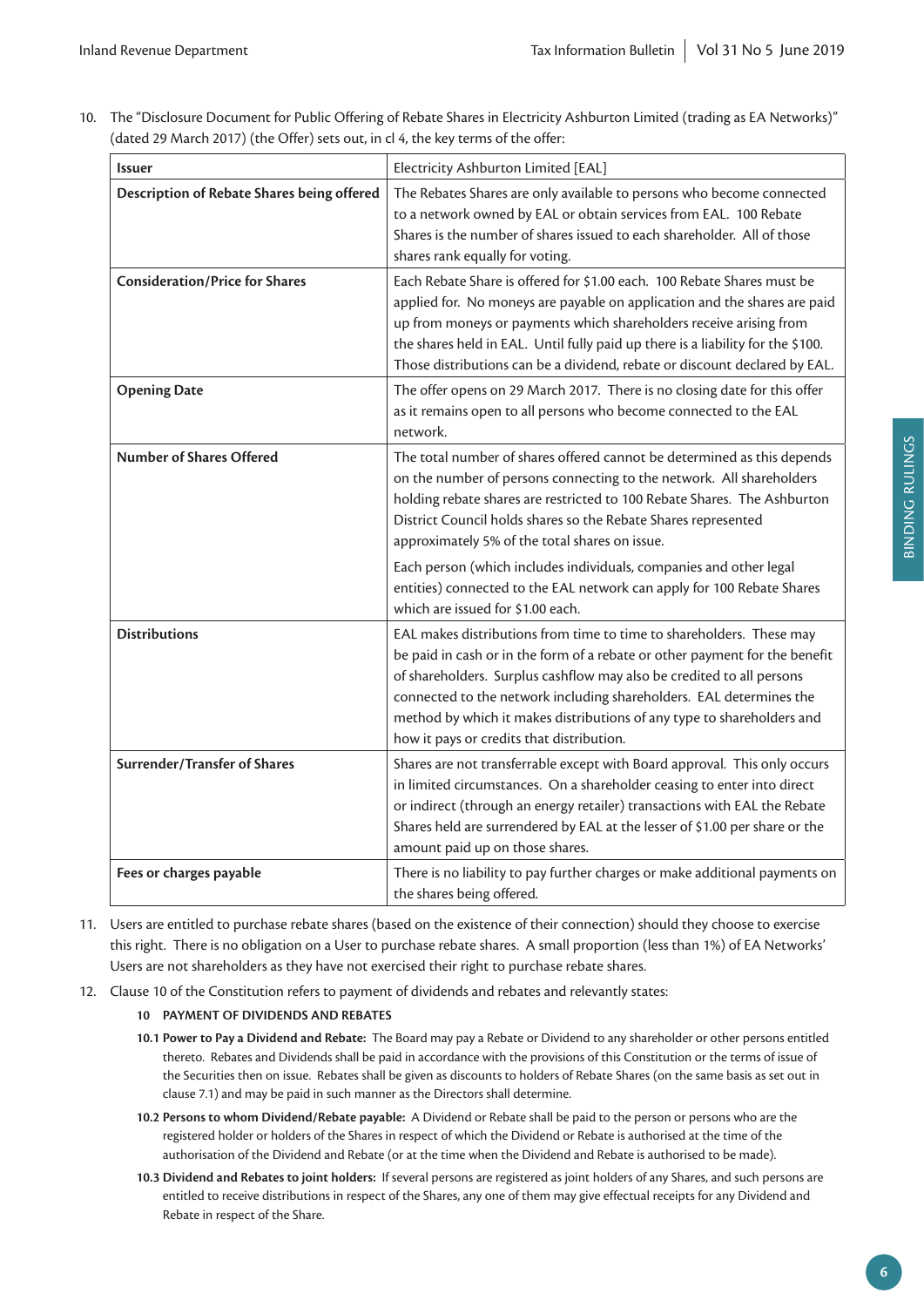10. The "Disclosure Document for Public Offering of Rebate Shares in Electricity Ashburton Limited (trading as EA Networks)" (dated 29 March 2017) (the Offer) sets out, in cl 4, the key terms of the offer:

| **Issuer** | Electricity Ashburton Limited [EAL] |
|---|---|
| **Description of Rebate Shares being offered** | The Rebates Shares are only available to persons who become connected to a network owned by EAL or obtain services from EAL. 100 Rebate Shares is the number of shares issued to each shareholder. All of those shares rank equally for voting. |
| **Consideration/Price for Shares** | Each Rebate Share is offered for $1.00 each. 100 Rebate Shares must be applied for. No moneys are payable on application and the shares are paid up from moneys or payments which shareholders receive arising from the shares held in EAL. Until fully paid up there is a liability for the $100. Those distributions can be a dividend, rebate or discount declared by EAL. |
| **Opening Date** | The offer opens on 29 March 2017. There is no closing date for this offer as it remains open to all persons who become connected to the EAL network. |
| **Number of Shares Offered** | The total number of shares offered cannot be determined as this depends on the number of persons connecting to the network. All shareholders holding rebate shares are restricted to 100 Rebate Shares. The Ashburton District Council holds shares so the Rebate Shares represented approximately 5% of the total shares on issue.<br><br>Each person (which includes individuals, companies and other legal entities) connected to the EAL network can apply for 100 Rebate Shares which are issued for $1.00 each. |
| **Distributions** | EAL makes distributions from time to time to shareholders. These may be paid in cash or in the form of a rebate or other payment for the benefit of shareholders. Surplus cashflow may also be credited to all persons connected to the network including shareholders. EAL determines the method by which it makes distributions of any type to shareholders and how it pays or credits that distribution. |
| **Surrender/Transfer of Shares** | Shares are not transferrable except with Board approval. This only occurs in limited circumstances. On a shareholder ceasing to enter into direct or indirect (through an energy retailer) transactions with EAL the Rebate Shares held are surrendered by EAL at the lesser of $1.00 per share or the amount paid up on those shares. |
| **Fees or charges payable** | There is no liability to pay further charges or make additional payments on the shares being offered. |

11. Users are entitled to purchase rebate shares (based on the existence of their connection) should they choose to exercise this right. There is no obligation on a User to purchase rebate shares. A small proportion (less than 1%) of EA Networks' Users are not shareholders as they have not exercised their right to purchase rebate shares.

12. Clause 10 of the Constitution refers to payment of dividends and rebates and relevantly states:

**10 PAYMENT OF DIVIDENDS AND REBATES**

**10.1 Power to Pay a Dividend and Rebate:** The Board may pay a Rebate or Dividend to any shareholder or other persons entitled thereto. Rebates and Dividends shall be paid in accordance with the provisions of this Constitution or the terms of issue of the Securities then on issue. Rebates shall be given as discounts to holders of Rebate Shares (on the same basis as set out in clause 7.1) and may be paid in such manner as the Directors shall determine.

**10.2 Persons to whom Dividend/Rebate payable:** A Dividend or Rebate shall be paid to the person or persons who are the registered holder or holders of the Shares in respect of which the Dividend or Rebate is authorised at the time of the authorisation of the Dividend and Rebate (or at the time when the Dividend and Rebate is authorised to be made).

**10.3 Dividend and Rebates to joint holders:** If several persons are registered as joint holders of any Shares, and such persons are entitled to receive distributions in respect of the Shares, any one of them may give effectual receipts for any Dividend and Rebate in respect of the Share.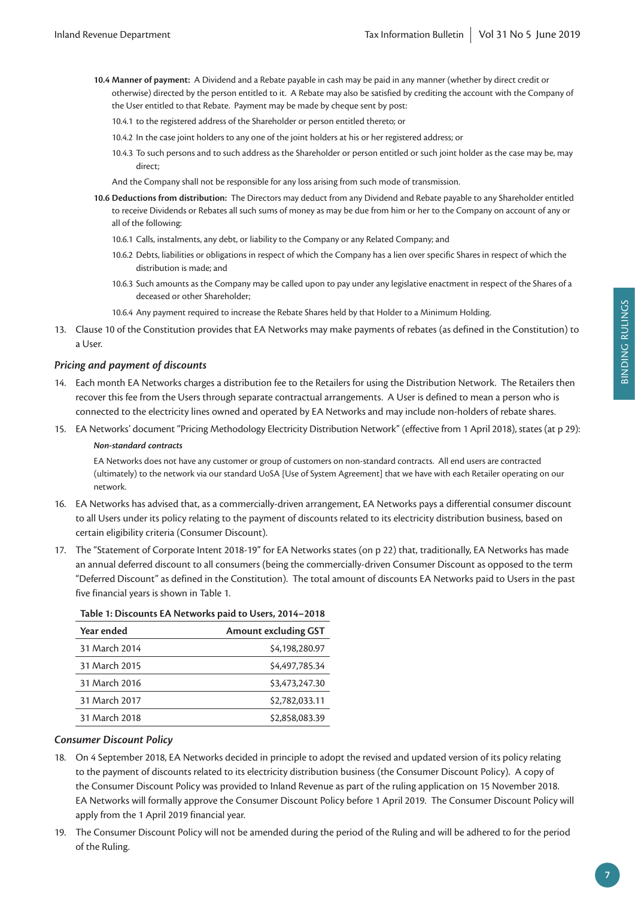**10.4 Manner of payment:** A Dividend and a Rebate payable in cash may be paid in any manner (whether by direct credit or otherwise) directed by the person entitled to it. A Rebate may also be satisfied by crediting the account with the Company of the User entitled to that Rebate. Payment may be made by cheque sent by post:

10.4.1 to the registered address of the Shareholder or person entitled thereto; or

10.4.2 In the case joint holders to any one of the joint holders at his or her registered address; or

10.4.3 To such persons and to such address as the Shareholder or person entitled or such joint holder as the case may be, may direct;

And the Company shall not be responsible for any loss arising from such mode of transmission.

**10.6 Deductions from distribution:** The Directors may deduct from any Dividend and Rebate payable to any Shareholder entitled to receive Dividends or Rebates all such sums of money as may be due from him or her to the Company on account of any or all of the following:

10.6.1 Calls, instalments, any debt, or liability to the Company or any Related Company; and

10.6.2 Debts, liabilities or obligations in respect of which the Company has a lien over specific Shares in respect of which the distribution is made; and

10.6.3 Such amounts as the Company may be called upon to pay under any legislative enactment in respect of the Shares of a deceased or other Shareholder;

10.6.4 Any payment required to increase the Rebate Shares held by that Holder to a Minimum Holding.

13. Clause 10 of the Constitution provides that EA Networks may make payments of rebates (as defined in the Constitution) to a User.

### *Pricing and payment of discounts*

14. Each month EA Networks charges a distribution fee to the Retailers for using the Distribution Network. The Retailers then recover this fee from the Users through separate contractual arrangements. A User is defined to mean a person who is connected to the electricity lines owned and operated by EA Networks and may include non-holders of rebate shares.

15. EA Networks' document "Pricing Methodology Electricity Distribution Network" (effective from 1 April 2018), states (at p 29):

    ***Non-standard contracts***

    EA Networks does not have any customer or group of customers on non-standard contracts. All end users are contracted (ultimately) to the network via our standard UoSA [Use of System Agreement] that we have with each Retailer operating on our network.

16. EA Networks has advised that, as a commercially-driven arrangement, EA Networks pays a differential consumer discount to all Users under its policy relating to the payment of discounts related to its electricity distribution business, based on certain eligibility criteria (Consumer Discount).

17. The "Statement of Corporate Intent 2018-19" for EA Networks states (on p 22) that, traditionally, EA Networks has made an annual deferred discount to all consumers (being the commercially-driven Consumer Discount as opposed to the term "Deferred Discount" as defined in the Constitution). The total amount of discounts EA Networks paid to Users in the past five financial years is shown in Table 1.

**Table 1: Discounts EA Networks paid to Users, 2014–2018**

| Year ended | Amount excluding GST |
|---|---:|
| 31 March 2014 | $4,198,280.97 |
| 31 March 2015 | $4,497,785.34 |
| 31 March 2016 | $3,473,247.30 |
| 31 March 2017 | $2,782,033.11 |
| 31 March 2018 | $2,858,083.39 |

### *Consumer Discount Policy*

18. On 4 September 2018, EA Networks decided in principle to adopt the revised and updated version of its policy relating to the payment of discounts related to its electricity distribution business (the Consumer Discount Policy). A copy of the Consumer Discount Policy was provided to Inland Revenue as part of the ruling application on 15 November 2018. EA Networks will formally approve the Consumer Discount Policy before 1 April 2019. The Consumer Discount Policy will apply from the 1 April 2019 financial year.

19. The Consumer Discount Policy will not be amended during the period of the Ruling and will be adhered to for the period of the Ruling.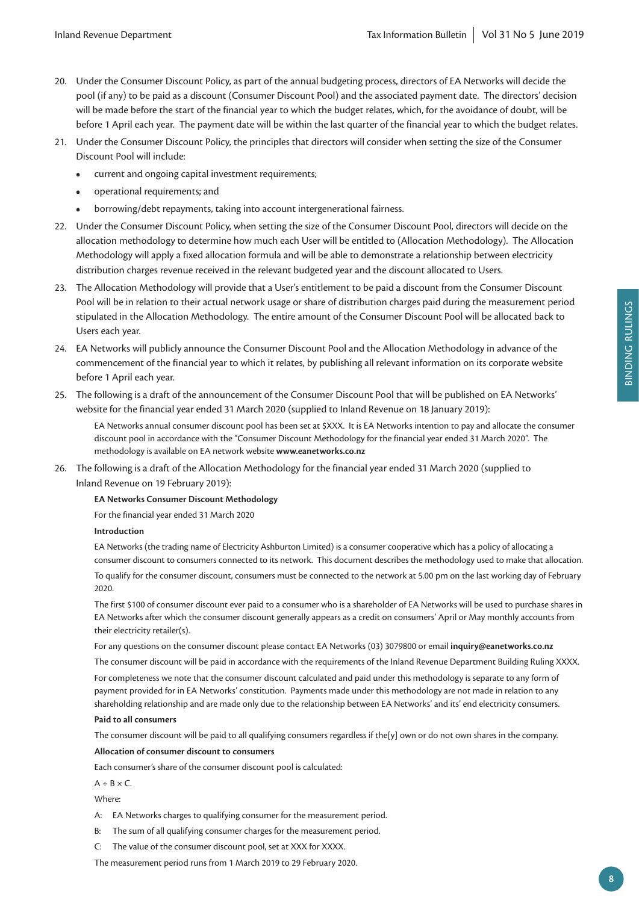20. Under the Consumer Discount Policy, as part of the annual budgeting process, directors of EA Networks will decide the pool (if any) to be paid as a discount (Consumer Discount Pool) and the associated payment date. The directors' decision will be made before the start of the financial year to which the budget relates, which, for the avoidance of doubt, will be before 1 April each year. The payment date will be within the last quarter of the financial year to which the budget relates.

21. Under the Consumer Discount Policy, the principles that directors will consider when setting the size of the Consumer Discount Pool will include:

    - current and ongoing capital investment requirements;
    - operational requirements; and
    - borrowing/debt repayments, taking into account intergenerational fairness.

22. Under the Consumer Discount Policy, when setting the size of the Consumer Discount Pool, directors will decide on the allocation methodology to determine how much each User will be entitled to (Allocation Methodology). The Allocation Methodology will apply a fixed allocation formula and will be able to demonstrate a relationship between electricity distribution charges revenue received in the relevant budgeted year and the discount allocated to Users.

23. The Allocation Methodology will provide that a User's entitlement to be paid a discount from the Consumer Discount Pool will be in relation to their actual network usage or share of distribution charges paid during the measurement period stipulated in the Allocation Methodology. The entire amount of the Consumer Discount Pool will be allocated back to Users each year.

24. EA Networks will publicly announce the Consumer Discount Pool and the Allocation Methodology in advance of the commencement of the financial year to which it relates, by publishing all relevant information on its corporate website before 1 April each year.

25. The following is a draft of the announcement of the Consumer Discount Pool that will be published on EA Networks' website for the financial year ended 31 March 2020 (supplied to Inland Revenue on 18 January 2019):

    > EA Networks annual consumer discount pool has been set at $XXX. It is EA Networks intention to pay and allocate the consumer discount pool in accordance with the "Consumer Discount Methodology for the financial year ended 31 March 2020". The methodology is available on EA network website **www.eanetworks.co.nz**

26. The following is a draft of the Allocation Methodology for the financial year ended 31 March 2020 (supplied to Inland Revenue on 19 February 2019):

    **EA Networks Consumer Discount Methodology**

    For the financial year ended 31 March 2020

    **Introduction**

    EA Networks (the trading name of Electricity Ashburton Limited) is a consumer cooperative which has a policy of allocating a consumer discount to consumers connected to its network. This document describes the methodology used to make that allocation.

    To qualify for the consumer discount, consumers must be connected to the network at 5.00 pm on the last working day of February 2020.

    The first $100 of consumer discount ever paid to a consumer who is a shareholder of EA Networks will be used to purchase shares in EA Networks after which the consumer discount generally appears as a credit on consumers' April or May monthly accounts from their electricity retailer(s).

    For any questions on the consumer discount please contact EA Networks (03) 3079800 or email **inquiry@eanetworks.co.nz**

    The consumer discount will be paid in accordance with the requirements of the Inland Revenue Department Building Ruling XXXX.

    For completeness we note that the consumer discount calculated and paid under this methodology is separate to any form of payment provided for in EA Networks' constitution. Payments made under this methodology are not made in relation to any shareholding relationship and are made only due to the relationship between EA Networks' and its' end electricity consumers.

    **Paid to all consumers**

    The consumer discount will be paid to all qualifying consumers regardless if the[y] own or do not own shares in the company.

    **Allocation of consumer discount to consumers**

    Each consumer's share of the consumer discount pool is calculated:

    $A \div B \times C$.

    Where:

    A: EA Networks charges to qualifying consumer for the measurement period.

    B: The sum of all qualifying consumer charges for the measurement period.

    C: The value of the consumer discount pool, set at XXX for XXXX.

    The measurement period runs from 1 March 2019 to 29 February 2020.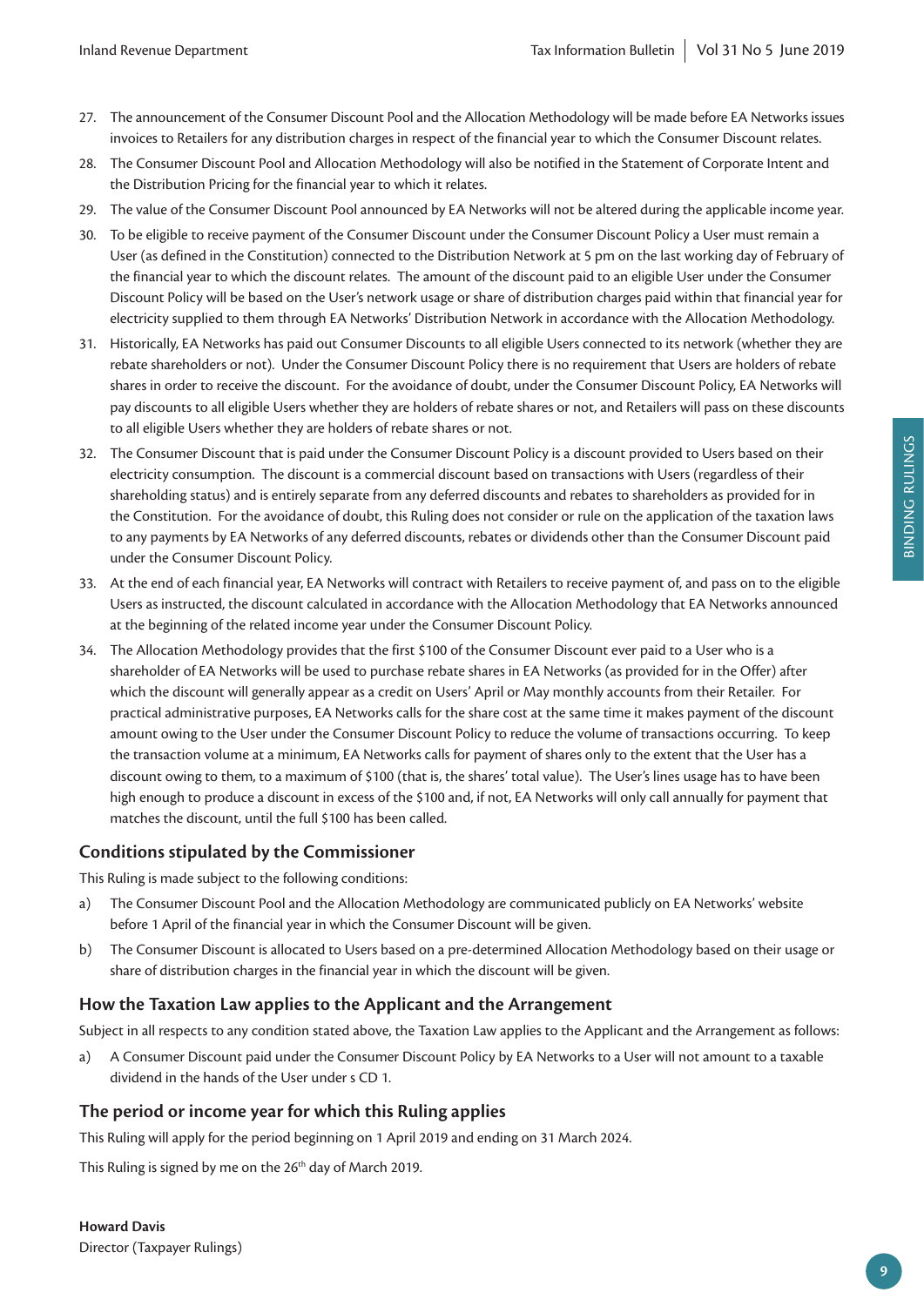27. The announcement of the Consumer Discount Pool and the Allocation Methodology will be made before EA Networks issues invoices to Retailers for any distribution charges in respect of the financial year to which the Consumer Discount relates.
28. The Consumer Discount Pool and Allocation Methodology will also be notified in the Statement of Corporate Intent and the Distribution Pricing for the financial year to which it relates.
29. The value of the Consumer Discount Pool announced by EA Networks will not be altered during the applicable income year.
30. To be eligible to receive payment of the Consumer Discount under the Consumer Discount Policy a User must remain a User (as defined in the Constitution) connected to the Distribution Network at 5 pm on the last working day of February of the financial year to which the discount relates. The amount of the discount paid to an eligible User under the Consumer Discount Policy will be based on the User's network usage or share of distribution charges paid within that financial year for electricity supplied to them through EA Networks' Distribution Network in accordance with the Allocation Methodology.
31. Historically, EA Networks has paid out Consumer Discounts to all eligible Users connected to its network (whether they are rebate shareholders or not). Under the Consumer Discount Policy there is no requirement that Users are holders of rebate shares in order to receive the discount. For the avoidance of doubt, under the Consumer Discount Policy, EA Networks will pay discounts to all eligible Users whether they are holders of rebate shares or not, and Retailers will pass on these discounts to all eligible Users whether they are holders of rebate shares or not.
32. The Consumer Discount that is paid under the Consumer Discount Policy is a discount provided to Users based on their electricity consumption. The discount is a commercial discount based on transactions with Users (regardless of their shareholding status) and is entirely separate from any deferred discounts and rebates to shareholders as provided for in the Constitution. For the avoidance of doubt, this Ruling does not consider or rule on the application of the taxation laws to any payments by EA Networks of any deferred discounts, rebates or dividends other than the Consumer Discount paid under the Consumer Discount Policy.
33. At the end of each financial year, EA Networks will contract with Retailers to receive payment of, and pass on to the eligible Users as instructed, the discount calculated in accordance with the Allocation Methodology that EA Networks announced at the beginning of the related income year under the Consumer Discount Policy.
34. The Allocation Methodology provides that the first $100 of the Consumer Discount ever paid to a User who is a shareholder of EA Networks will be used to purchase rebate shares in EA Networks (as provided for in the Offer) after which the discount will generally appear as a credit on Users' April or May monthly accounts from their Retailer. For practical administrative purposes, EA Networks calls for the share cost at the same time it makes payment of the discount amount owing to the User under the Consumer Discount Policy to reduce the volume of transactions occurring. To keep the transaction volume at a minimum, EA Networks calls for payment of shares only to the extent that the User has a discount owing to them, to a maximum of $100 (that is, the shares' total value). The User's lines usage has to have been high enough to produce a discount in excess of the $100 and, if not, EA Networks will only call annually for payment that matches the discount, until the full $100 has been called.

## Conditions stipulated by the Commissioner

This Ruling is made subject to the following conditions:

a) The Consumer Discount Pool and the Allocation Methodology are communicated publicly on EA Networks' website before 1 April of the financial year in which the Consumer Discount will be given.

b) The Consumer Discount is allocated to Users based on a pre-determined Allocation Methodology based on their usage or share of distribution charges in the financial year in which the discount will be given.

## How the Taxation Law applies to the Applicant and the Arrangement

Subject in all respects to any condition stated above, the Taxation Law applies to the Applicant and the Arrangement as follows:

a) A Consumer Discount paid under the Consumer Discount Policy by EA Networks to a User will not amount to a taxable dividend in the hands of the User under s CD 1.

## The period or income year for which this Ruling applies

This Ruling will apply for the period beginning on 1 April 2019 and ending on 31 March 2024.

This Ruling is signed by me on the 26th day of March 2019.

**Howard Davis**
Director (Taxpayer Rulings)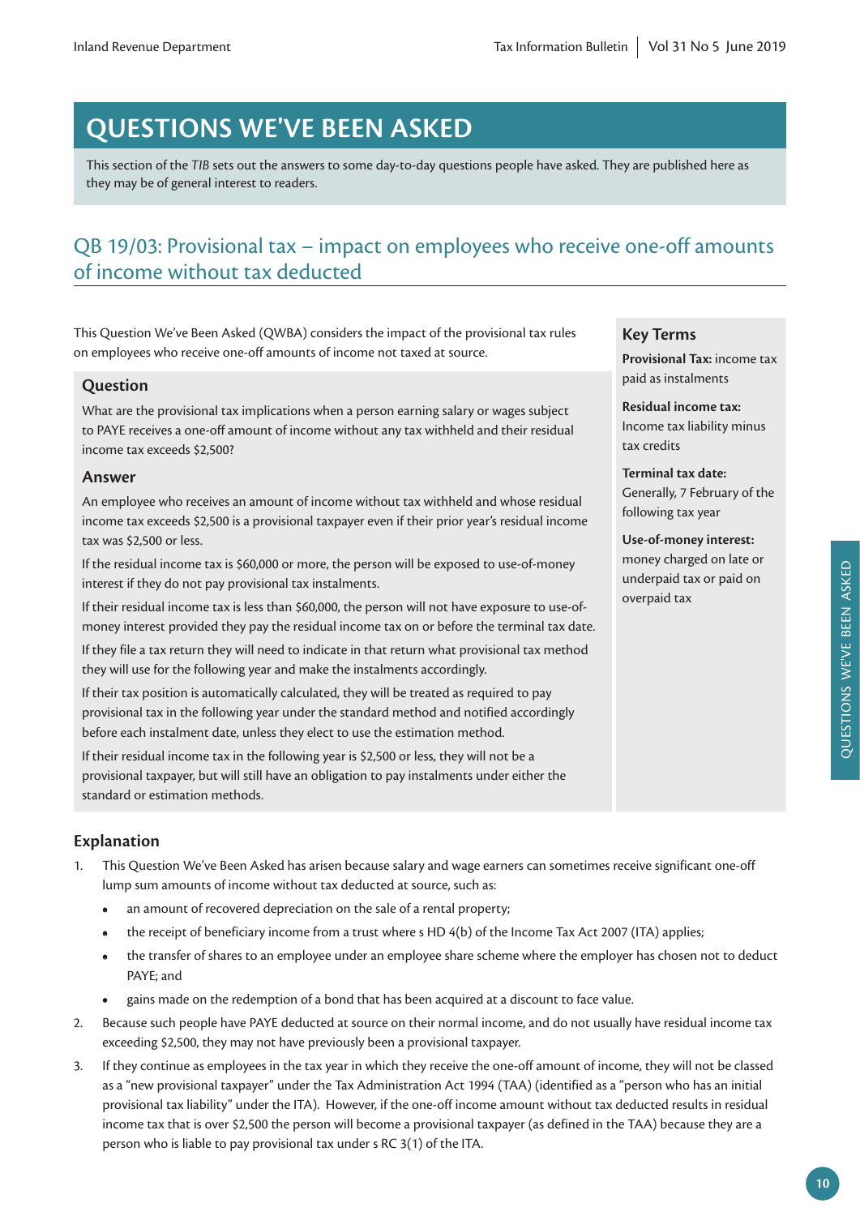# QUESTIONS WE'VE BEEN ASKED

This section of the *TIB* sets out the answers to some day-to-day questions people have asked. They are published here as they may be of general interest to readers.

## QB 19/03: Provisional tax – impact on employees who receive one-off amounts of income without tax deducted

This Question We've Been Asked (QWBA) considers the impact of the provisional tax rules on employees who receive one-off amounts of income not taxed at source.

### Question

What are the provisional tax implications when a person earning salary or wages subject to PAYE receives a one-off amount of income without any tax withheld and their residual income tax exceeds $2,500?

### Answer

An employee who receives an amount of income without tax withheld and whose residual income tax exceeds $2,500 is a provisional taxpayer even if their prior year's residual income tax was $2,500 or less.

If the residual income tax is $60,000 or more, the person will be exposed to use-of-money interest if they do not pay provisional tax instalments.

If their residual income tax is less than $60,000, the person will not have exposure to use-of-money interest provided they pay the residual income tax on or before the terminal tax date.

If they file a tax return they will need to indicate in that return what provisional tax method they will use for the following year and make the instalments accordingly.

If their tax position is automatically calculated, they will be treated as required to pay provisional tax in the following year under the standard method and notified accordingly before each instalment date, unless they elect to use the estimation method.

If their residual income tax in the following year is $2,500 or less, they will not be a provisional taxpayer, but will still have an obligation to pay instalments under either the standard or estimation methods.

### Key Terms

**Provisional Tax:** income tax paid as instalments

**Residual income tax:** Income tax liability minus tax credits

**Terminal tax date:** Generally, 7 February of the following tax year

**Use-of-money interest:** money charged on late or underpaid tax or paid on overpaid tax

### Explanation

1. This Question We've Been Asked has arisen because salary and wage earners can sometimes receive significant one-off lump sum amounts of income without tax deducted at source, such as:
   - an amount of recovered depreciation on the sale of a rental property;
   - the receipt of beneficiary income from a trust where s HD 4(b) of the Income Tax Act 2007 (ITA) applies;
   - the transfer of shares to an employee under an employee share scheme where the employer has chosen not to deduct PAYE; and
   - gains made on the redemption of a bond that has been acquired at a discount to face value.
2. Because such people have PAYE deducted at source on their normal income, and do not usually have residual income tax exceeding $2,500, they may not have previously been a provisional taxpayer.
3. If they continue as employees in the tax year in which they receive the one-off amount of income, they will not be classed as a "new provisional taxpayer" under the Tax Administration Act 1994 (TAA) (identified as a "person who has an initial provisional tax liability" under the ITA). However, if the one-off income amount without tax deducted results in residual income tax that is over $2,500 the person will become a provisional taxpayer (as defined in the TAA) because they are a person who is liable to pay provisional tax under s RC 3(1) of the ITA.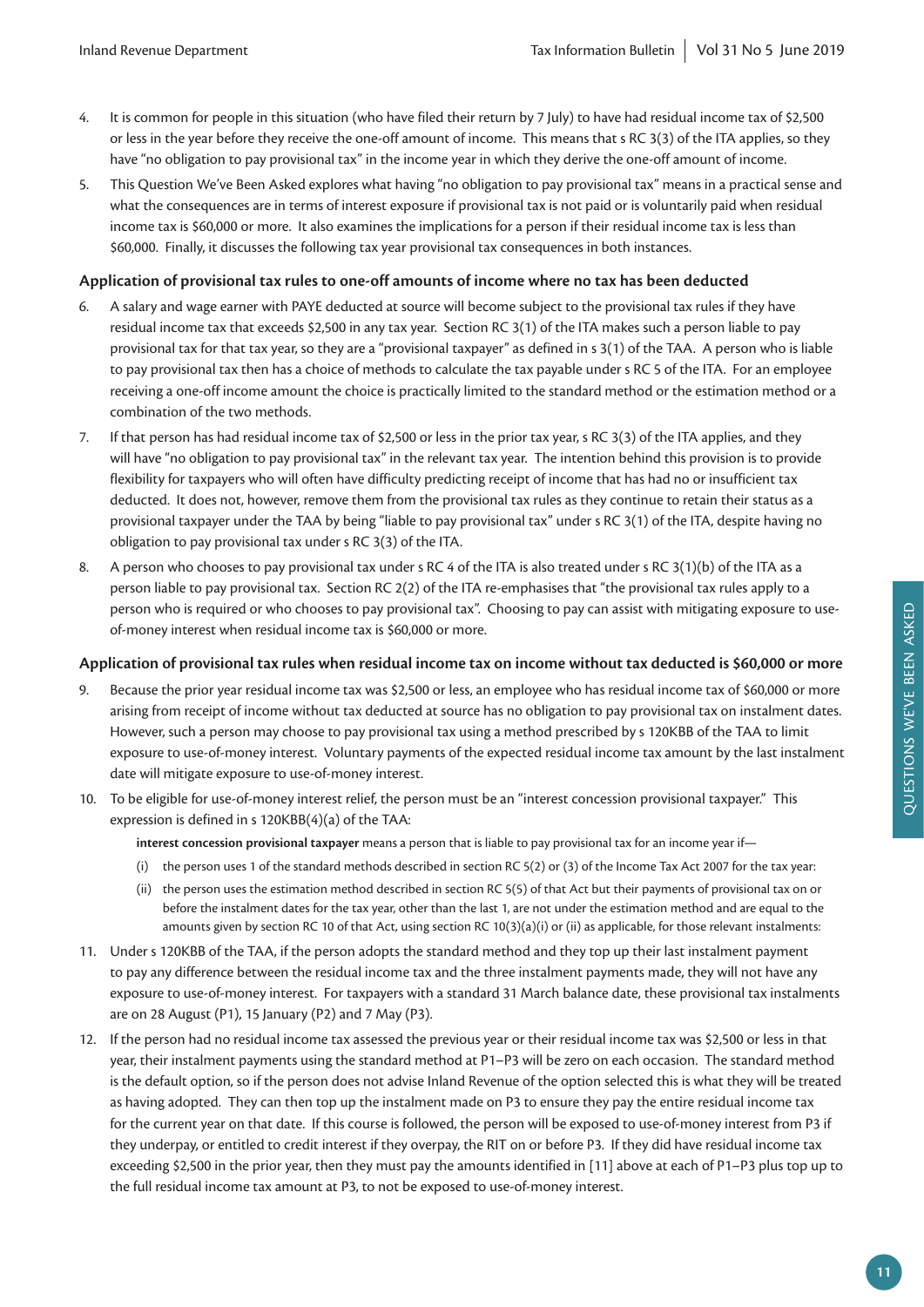4. It is common for people in this situation (who have filed their return by 7 July) to have had residual income tax of $2,500 or less in the year before they receive the one-off amount of income. This means that s RC 3(3) of the ITA applies, so they have "no obligation to pay provisional tax" in the income year in which they derive the one-off amount of income.

5. This Question We've Been Asked explores what having "no obligation to pay provisional tax" means in a practical sense and what the consequences are in terms of interest exposure if provisional tax is not paid or is voluntarily paid when residual income tax is $60,000 or more. It also examines the implications for a person if their residual income tax is less than $60,000. Finally, it discusses the following tax year provisional tax consequences in both instances.

### Application of provisional tax rules to one-off amounts of income where no tax has been deducted

6. A salary and wage earner with PAYE deducted at source will become subject to the provisional tax rules if they have residual income tax that exceeds $2,500 in any tax year. Section RC 3(1) of the ITA makes such a person liable to pay provisional tax for that tax year, so they are a "provisional taxpayer" as defined in s 3(1) of the TAA. A person who is liable to pay provisional tax then has a choice of methods to calculate the tax payable under s RC 5 of the ITA. For an employee receiving a one-off income amount the choice is practically limited to the standard method or the estimation method or a combination of the two methods.

7. If that person has had residual income tax of $2,500 or less in the prior tax year, s RC 3(3) of the ITA applies, and they will have "no obligation to pay provisional tax" in the relevant tax year. The intention behind this provision is to provide flexibility for taxpayers who will often have difficulty predicting receipt of income that has had no or insufficient tax deducted. It does not, however, remove them from the provisional tax rules as they continue to retain their status as a provisional taxpayer under the TAA by being "liable to pay provisional tax" under s RC 3(1) of the ITA, despite having no obligation to pay provisional tax under s RC 3(3) of the ITA.

8. A person who chooses to pay provisional tax under s RC 4 of the ITA is also treated under s RC 3(1)(b) of the ITA as a person liable to pay provisional tax. Section RC 2(2) of the ITA re-emphasises that "the provisional tax rules apply to a person who is required or who chooses to pay provisional tax". Choosing to pay can assist with mitigating exposure to use-of-money interest when residual income tax is $60,000 or more.

### Application of provisional tax rules when residual income tax on income without tax deducted is $60,000 or more

9. Because the prior year residual income tax was $2,500 or less, an employee who has residual income tax of $60,000 or more arising from receipt of income without tax deducted at source has no obligation to pay provisional tax on instalment dates. However, such a person may choose to pay provisional tax using a method prescribed by s 120KBB of the TAA to limit exposure to use-of-money interest. Voluntary payments of the expected residual income tax amount by the last instalment date will mitigate exposure to use-of-money interest.

10. To be eligible for use-of-money interest relief, the person must be an "interest concession provisional taxpayer." This expression is defined in s 120KBB(4)(a) of the TAA:

    **interest concession provisional taxpayer** means a person that is liable to pay provisional tax for an income year if—

    (i) the person uses 1 of the standard methods described in section RC 5(2) or (3) of the Income Tax Act 2007 for the tax year:

    (ii) the person uses the estimation method described in section RC 5(5) of that Act but their payments of provisional tax on or before the instalment dates for the tax year, other than the last 1, are not under the estimation method and are equal to the amounts given by section RC 10 of that Act, using section RC 10(3)(a)(i) or (ii) as applicable, for those relevant instalments:

11. Under s 120KBB of the TAA, if the person adopts the standard method and they top up their last instalment payment to pay any difference between the residual income tax and the three instalment payments made, they will not have any exposure to use-of-money interest. For taxpayers with a standard 31 March balance date, these provisional tax instalments are on 28 August (P1), 15 January (P2) and 7 May (P3).

12. If the person had no residual income tax assessed the previous year or their residual income tax was $2,500 or less in that year, their instalment payments using the standard method at P1–P3 will be zero on each occasion. The standard method is the default option, so if the person does not advise Inland Revenue of the option selected this is what they will be treated as having adopted. They can then top up the instalment made on P3 to ensure they pay the entire residual income tax for the current year on that date. If this course is followed, the person will be exposed to use-of-money interest from P3 if they underpay, or entitled to credit interest if they overpay, the RIT on or before P3. If they did have residual income tax exceeding $2,500 in the prior year, then they must pay the amounts identified in [11] above at each of P1–P3 plus top up to the full residual income tax amount at P3, to not be exposed to use-of-money interest.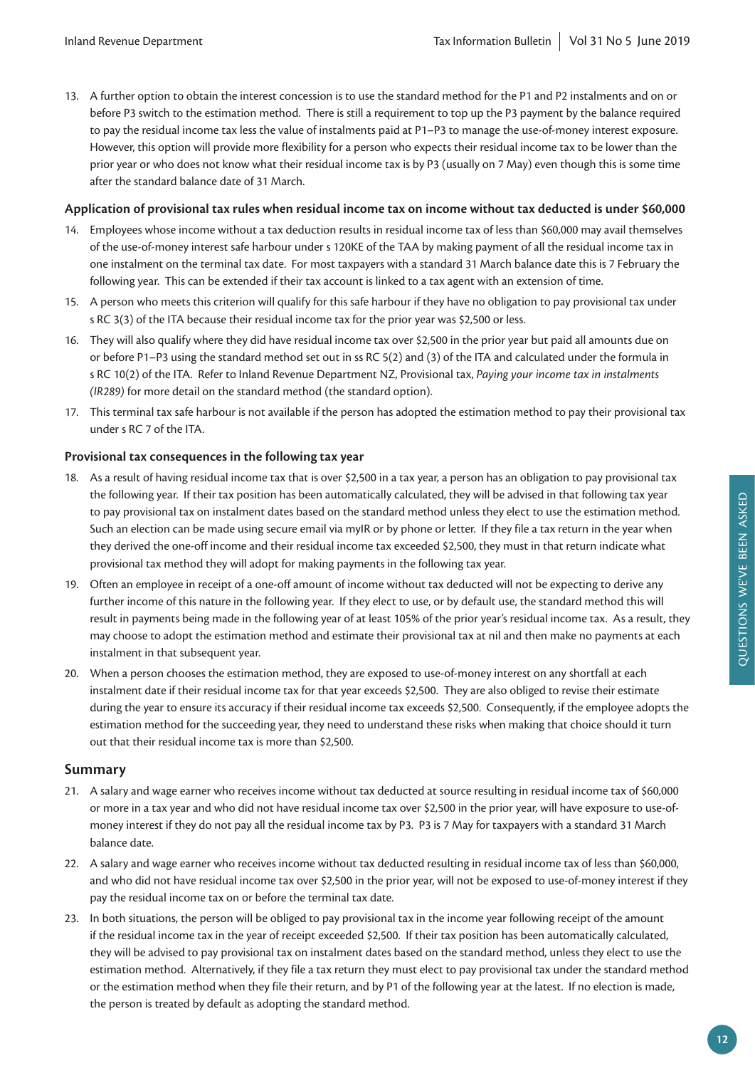13. A further option to obtain the interest concession is to use the standard method for the P1 and P2 instalments and on or before P3 switch to the estimation method. There is still a requirement to top up the P3 payment by the balance required to pay the residual income tax less the value of instalments paid at P1–P3 to manage the use-of-money interest exposure. However, this option will provide more flexibility for a person who expects their residual income tax to be lower than the prior year or who does not know what their residual income tax is by P3 (usually on 7 May) even though this is some time after the standard balance date of 31 March.

### Application of provisional tax rules when residual income tax on income without tax deducted is under $60,000

14. Employees whose income without a tax deduction results in residual income tax of less than $60,000 may avail themselves of the use-of-money interest safe harbour under s 120KE of the TAA by making payment of all the residual income tax in one instalment on the terminal tax date. For most taxpayers with a standard 31 March balance date this is 7 February the following year. This can be extended if their tax account is linked to a tax agent with an extension of time.
15. A person who meets this criterion will qualify for this safe harbour if they have no obligation to pay provisional tax under s RC 3(3) of the ITA because their residual income tax for the prior year was $2,500 or less.
16. They will also qualify where they did have residual income tax over $2,500 in the prior year but paid all amounts due on or before P1–P3 using the standard method set out in ss RC 5(2) and (3) of the ITA and calculated under the formula in s RC 10(2) of the ITA. Refer to Inland Revenue Department NZ, Provisional tax, *Paying your income tax in instalments (IR289)* for more detail on the standard method (the standard option).
17. This terminal tax safe harbour is not available if the person has adopted the estimation method to pay their provisional tax under s RC 7 of the ITA.

### Provisional tax consequences in the following tax year

18. As a result of having residual income tax that is over $2,500 in a tax year, a person has an obligation to pay provisional tax the following year. If their tax position has been automatically calculated, they will be advised in that following tax year to pay provisional tax on instalment dates based on the standard method unless they elect to use the estimation method. Such an election can be made using secure email via myIR or by phone or letter. If they file a tax return in the year when they derived the one-off income and their residual income tax exceeded $2,500, they must in that return indicate what provisional tax method they will adopt for making payments in the following tax year.
19. Often an employee in receipt of a one-off amount of income without tax deducted will not be expecting to derive any further income of this nature in the following year. If they elect to use, or by default use, the standard method this will result in payments being made in the following year of at least 105% of the prior year's residual income tax. As a result, they may choose to adopt the estimation method and estimate their provisional tax at nil and then make no payments at each instalment in that subsequent year.
20. When a person chooses the estimation method, they are exposed to use-of-money interest on any shortfall at each instalment date if their residual income tax for that year exceeds $2,500. They are also obliged to revise their estimate during the year to ensure its accuracy if their residual income tax exceeds $2,500. Consequently, if the employee adopts the estimation method for the succeeding year, they need to understand these risks when making that choice should it turn out that their residual income tax is more than $2,500.

## Summary

21. A salary and wage earner who receives income without tax deducted at source resulting in residual income tax of $60,000 or more in a tax year and who did not have residual income tax over $2,500 in the prior year, will have exposure to use-of-money interest if they do not pay all the residual income tax by P3. P3 is 7 May for taxpayers with a standard 31 March balance date.
22. A salary and wage earner who receives income without tax deducted resulting in residual income tax of less than $60,000, and who did not have residual income tax over $2,500 in the prior year, will not be exposed to use-of-money interest if they pay the residual income tax on or before the terminal tax date.
23. In both situations, the person will be obliged to pay provisional tax in the income year following receipt of the amount if the residual income tax in the year of receipt exceeded $2,500. If their tax position has been automatically calculated, they will be advised to pay provisional tax on instalment dates based on the standard method, unless they elect to use the estimation method. Alternatively, if they file a tax return they must elect to pay provisional tax under the standard method or the estimation method when they file their return, and by P1 of the following year at the latest. If no election is made, the person is treated by default as adopting the standard method.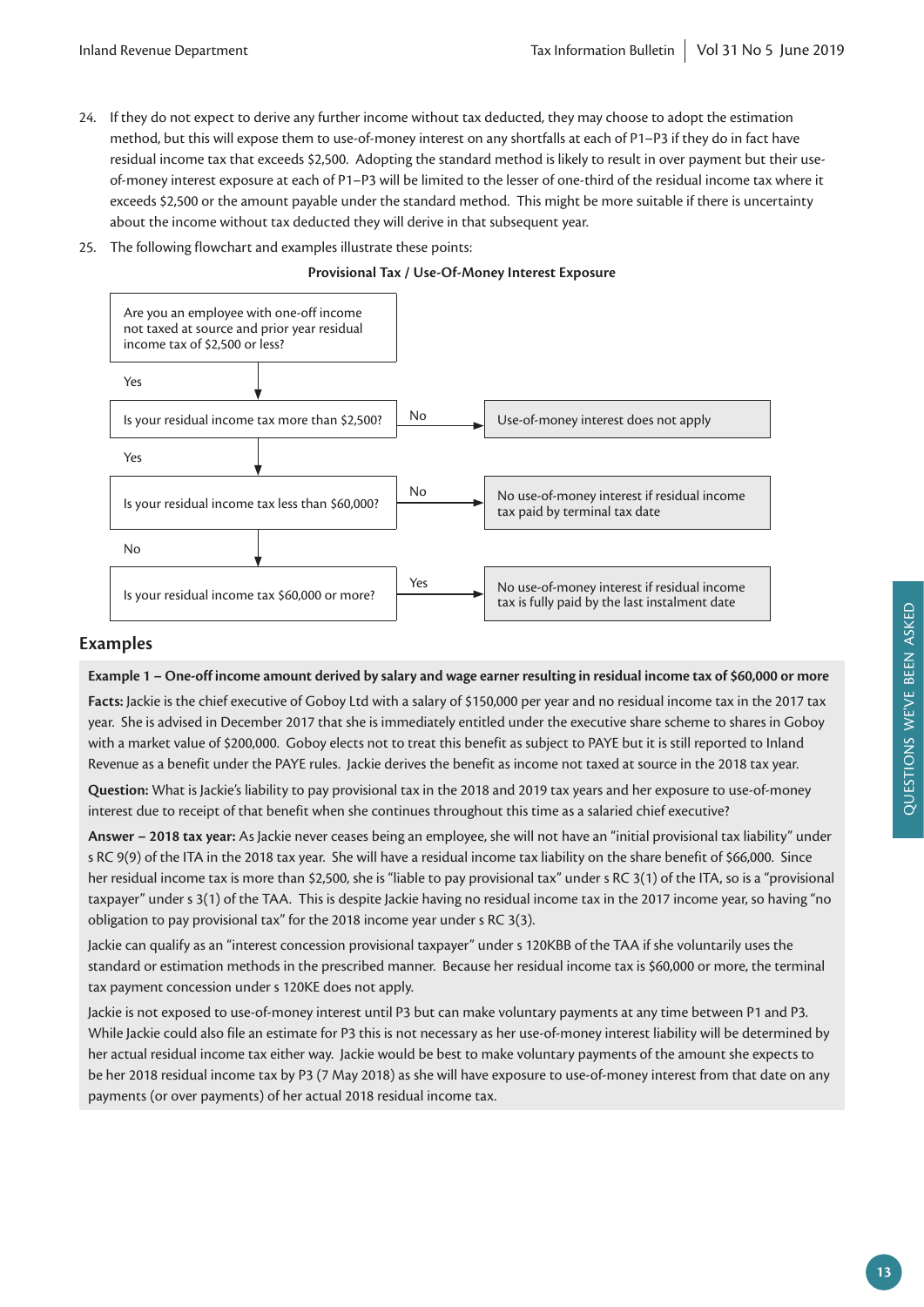24. If they do not expect to derive any further income without tax deducted, they may choose to adopt the estimation method, but this will expose them to use-of-money interest on any shortfalls at each of P1–P3 if they do in fact have residual income tax that exceeds $2,500. Adopting the standard method is likely to result in over payment but their use-of-money interest exposure at each of P1–P3 will be limited to the lesser of one-third of the residual income tax where it exceeds $2,500 or the amount payable under the standard method. This might be more suitable if there is uncertainty about the income without tax deducted they will derive in that subsequent year.

25. The following flowchart and examples illustrate these points:

**Provisional Tax / Use-Of-Money Interest Exposure**

Are you an employee with one-off income not taxed at source and prior year residual income tax of $2,500 or less?

Yes ↓

Is your residual income tax more than $2,500? — No → Use-of-money interest does not apply

Yes ↓

Is your residual income tax less than $60,000? — No → No use-of-money interest if residual income tax paid by terminal tax date

No ↓

Is your residual income tax $60,000 or more? — Yes → No use-of-money interest if residual income tax is fully paid by the last instalment date

## Examples

**Example 1 – One-off income amount derived by salary and wage earner resulting in residual income tax of $60,000 or more**

**Facts:** Jackie is the chief executive of Goboy Ltd with a salary of $150,000 per year and no residual income tax in the 2017 tax year. She is advised in December 2017 that she is immediately entitled under the executive share scheme to shares in Goboy with a market value of $200,000. Goboy elects not to treat this benefit as subject to PAYE but it is still reported to Inland Revenue as a benefit under the PAYE rules. Jackie derives the benefit as income not taxed at source in the 2018 tax year.

**Question:** What is Jackie's liability to pay provisional tax in the 2018 and 2019 tax years and her exposure to use-of-money interest due to receipt of that benefit when she continues throughout this time as a salaried chief executive?

**Answer – 2018 tax year:** As Jackie never ceases being an employee, she will not have an "initial provisional tax liability" under s RC 9(9) of the ITA in the 2018 tax year. She will have a residual income tax liability on the share benefit of $66,000. Since her residual income tax is more than $2,500, she is "liable to pay provisional tax" under s RC 3(1) of the ITA, so is a "provisional taxpayer" under s 3(1) of the TAA. This is despite Jackie having no residual income tax in the 2017 income year, so having "no obligation to pay provisional tax" for the 2018 income year under s RC 3(3).

Jackie can qualify as an "interest concession provisional taxpayer" under s 120KBB of the TAA if she voluntarily uses the standard or estimation methods in the prescribed manner. Because her residual income tax is $60,000 or more, the terminal tax payment concession under s 120KE does not apply.

Jackie is not exposed to use-of-money interest until P3 but can make voluntary payments at any time between P1 and P3. While Jackie could also file an estimate for P3 this is not necessary as her use-of-money interest liability will be determined by her actual residual income tax either way. Jackie would be best to make voluntary payments of the amount she expects to be her 2018 residual income tax by P3 (7 May 2018) as she will have exposure to use-of-money interest from that date on any payments (or over payments) of her actual 2018 residual income tax.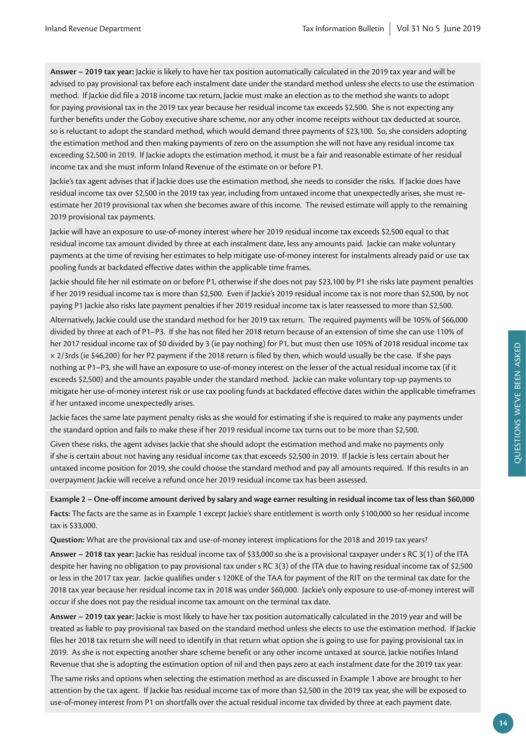**Answer – 2019 tax year:** Jackie is likely to have her tax position automatically calculated in the 2019 tax year and will be advised to pay provisional tax before each instalment date under the standard method unless she elects to use the estimation method. If Jackie did file a 2018 income tax return, Jackie must make an election as to the method she wants to adopt for paying provisional tax in the 2019 tax year because her residual income tax exceeds $2,500. She is not expecting any further benefits under the Goboy executive share scheme, nor any other income receipts without tax deducted at source, so is reluctant to adopt the standard method, which would demand three payments of $23,100. So, she considers adopting the estimation method and then making payments of zero on the assumption she will not have any residual income tax exceeding $2,500 in 2019. If Jackie adopts the estimation method, it must be a fair and reasonable estimate of her residual income tax and she must inform Inland Revenue of the estimate on or before P1.

Jackie's tax agent advises that if Jackie does use the estimation method, she needs to consider the risks. If Jackie does have residual income tax over $2,500 in the 2019 tax year, including from untaxed income that unexpectedly arises, she must re-estimate her 2019 provisional tax when she becomes aware of this income. The revised estimate will apply to the remaining 2019 provisional tax payments.

Jackie will have an exposure to use-of-money interest where her 2019 residual income tax exceeds $2,500 equal to that residual income tax amount divided by three at each instalment date, less any amounts paid. Jackie can make voluntary payments at the time of revising her estimates to help mitigate use-of-money interest for instalments already paid or use tax pooling funds at backdated effective dates within the applicable time frames.

Jackie should file her nil estimate on or before P1, otherwise if she does not pay $23,100 by P1 she risks late payment penalties if her 2019 residual income tax is more than $2,500. Even if Jackie's 2019 residual income tax is not more than $2,500, by not paying P1 Jackie also risks late payment penalties if her 2019 residual income tax is later reassessed to more than $2,500.

Alternatively, Jackie could use the standard method for her 2019 tax return. The required payments will be 105% of $66,000 divided by three at each of P1–P3. If she has not filed her 2018 return because of an extension of time she can use 110% of her 2017 residual income tax of $0 divided by 3 (ie pay nothing) for P1, but must then use 105% of 2018 residual income tax × 2/3rds (ie $46,200) for her P2 payment if the 2018 return is filed by then, which would usually be the case. If she pays nothing at P1–P3, she will have an exposure to use-of-money interest on the lesser of the actual residual income tax (if it exceeds $2,500) and the amounts payable under the standard method. Jackie can make voluntary top-up payments to mitigate her use-of-money interest risk or use tax pooling funds at backdated effective dates within the applicable timeframes if her untaxed income unexpectedly arises.

Jackie faces the same late payment penalty risks as she would for estimating if she is required to make any payments under the standard option and fails to make these if her 2019 residual income tax turns out to be more than $2,500.

Given these risks, the agent advises Jackie that she should adopt the estimation method and make no payments only if she is certain about not having any residual income tax that exceeds $2,500 in 2019. If Jackie is less certain about her untaxed income position for 2019, she could choose the standard method and pay all amounts required. If this results in an overpayment Jackie will receive a refund once her 2019 residual income tax has been assessed.

**Example 2 – One-off income amount derived by salary and wage earner resulting in residual income tax of less than $60,000**

**Facts:** The facts are the same as in Example 1 except Jackie's share entitlement is worth only $100,000 so her residual income tax is $33,000.

**Question:** What are the provisional tax and use-of-money interest implications for the 2018 and 2019 tax years?

**Answer – 2018 tax year:** Jackie has residual income tax of $33,000 so she is a provisional taxpayer under s RC 3(1) of the ITA despite her having no obligation to pay provisional tax under s RC 3(3) of the ITA due to having residual income tax of $2,500 or less in the 2017 tax year. Jackie qualifies under s 120KE of the TAA for payment of the RIT on the terminal tax date for the 2018 tax year because her residual income tax in 2018 was under $60,000. Jackie's only exposure to use-of-money interest will occur if she does not pay the residual income tax amount on the terminal tax date.

**Answer – 2019 tax year:** Jackie is most likely to have her tax position automatically calculated in the 2019 year and will be treated as liable to pay provisional tax based on the standard method unless she elects to use the estimation method. If Jackie files her 2018 tax return she will need to identify in that return what option she is going to use for paying provisional tax in 2019. As she is not expecting another share scheme benefit or any other income untaxed at source, Jackie notifies Inland Revenue that she is adopting the estimation option of nil and then pays zero at each instalment date for the 2019 tax year.

The same risks and options when selecting the estimation method as are discussed in Example 1 above are brought to her attention by the tax agent. If Jackie has residual income tax of more than $2,500 in the 2019 tax year, she will be exposed to use-of-money interest from P1 on shortfalls over the actual residual income tax divided by three at each payment date.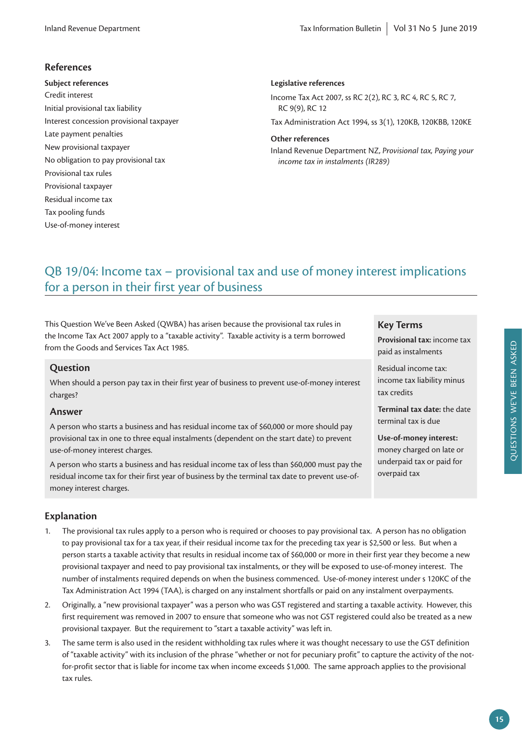## References

### Subject references

Credit interest
Initial provisional tax liability
Interest concession provisional taxpayer
Late payment penalties
New provisional taxpayer
No obligation to pay provisional tax
Provisional tax rules
Provisional taxpayer
Residual income tax
Tax pooling funds
Use-of-money interest

### Legislative references

Income Tax Act 2007, ss RC 2(2), RC 3, RC 4, RC 5, RC 7, RC 9(9), RC 12

Tax Administration Act 1994, ss 3(1), 120KB, 120KBB, 120KE

### Other references

Inland Revenue Department NZ, *Provisional tax, Paying your income tax in instalments (IR289)*

# QB 19/04: Income tax – provisional tax and use of money interest implications for a person in their first year of business

This Question We've Been Asked (QWBA) has arisen because the provisional tax rules in the Income Tax Act 2007 apply to a "taxable activity". Taxable activity is a term borrowed from the Goods and Services Tax Act 1985.

## Question

When should a person pay tax in their first year of business to prevent use-of-money interest charges?

## Answer

A person who starts a business and has residual income tax of $60,000 or more should pay provisional tax in one to three equal instalments (dependent on the start date) to prevent use-of-money interest charges.

A person who starts a business and has residual income tax of less than $60,000 must pay the residual income tax for their first year of business by the terminal tax date to prevent use-of-money interest charges.

## Key Terms

**Provisional tax:** income tax paid as instalments

Residual income tax: income tax liability minus tax credits

**Terminal tax date:** the date terminal tax is due

**Use-of-money interest:** money charged on late or underpaid tax or paid for overpaid tax

## Explanation

1. The provisional tax rules apply to a person who is required or chooses to pay provisional tax. A person has no obligation to pay provisional tax for a tax year, if their residual income tax for the preceding tax year is $2,500 or less. But when a person starts a taxable activity that results in residual income tax of $60,000 or more in their first year they become a new provisional taxpayer and need to pay provisional tax instalments, or they will be exposed to use-of-money interest. The number of instalments required depends on when the business commenced. Use-of-money interest under s 120KC of the Tax Administration Act 1994 (TAA), is charged on any instalment shortfalls or paid on any instalment overpayments.
2. Originally, a "new provisional taxpayer" was a person who was GST registered and starting a taxable activity. However, this first requirement was removed in 2007 to ensure that someone who was not GST registered could also be treated as a new provisional taxpayer. But the requirement to "start a taxable activity" was left in.
3. The same term is also used in the resident withholding tax rules where it was thought necessary to use the GST definition of "taxable activity" with its inclusion of the phrase "whether or not for pecuniary profit" to capture the activity of the not-for-profit sector that is liable for income tax when income exceeds $1,000. The same approach applies to the provisional tax rules.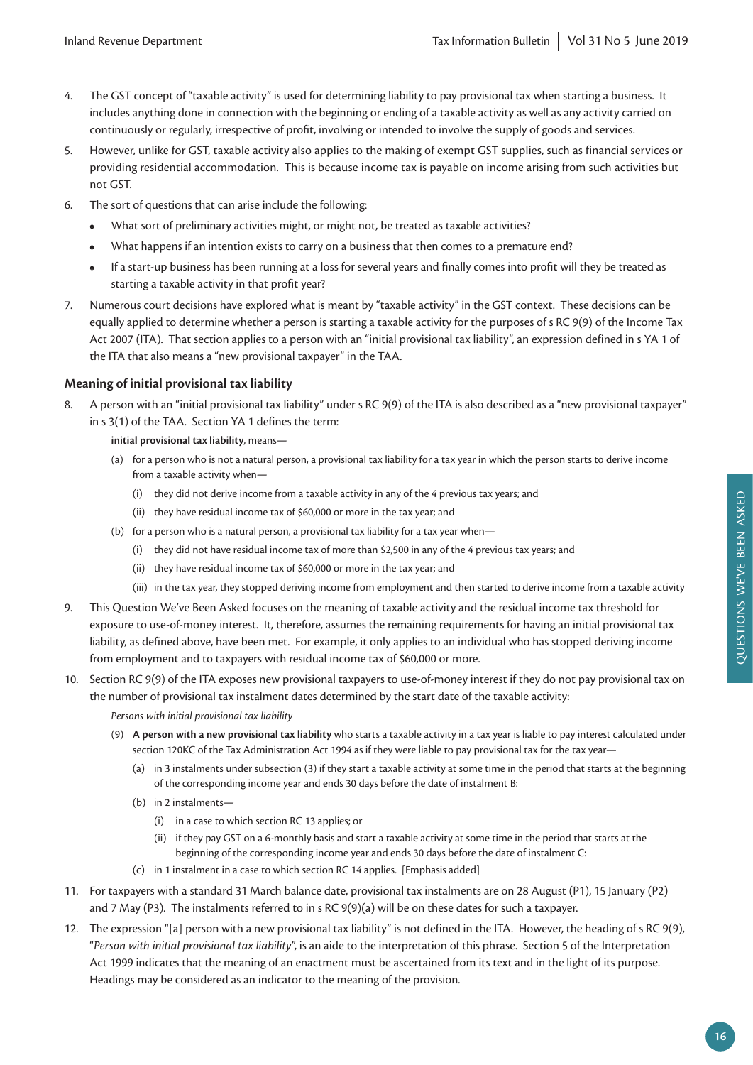4. The GST concept of "taxable activity" is used for determining liability to pay provisional tax when starting a business. It includes anything done in connection with the beginning or ending of a taxable activity as well as any activity carried on continuously or regularly, irrespective of profit, involving or intended to involve the supply of goods and services.

5. However, unlike for GST, taxable activity also applies to the making of exempt GST supplies, such as financial services or providing residential accommodation. This is because income tax is payable on income arising from such activities but not GST.

6. The sort of questions that can arise include the following:
   - What sort of preliminary activities might, or might not, be treated as taxable activities?
   - What happens if an intention exists to carry on a business that then comes to a premature end?
   - If a start-up business has been running at a loss for several years and finally comes into profit will they be treated as starting a taxable activity in that profit year?

7. Numerous court decisions have explored what is meant by "taxable activity" in the GST context. These decisions can be equally applied to determine whether a person is starting a taxable activity for the purposes of s RC 9(9) of the Income Tax Act 2007 (ITA). That section applies to a person with an "initial provisional tax liability", an expression defined in s YA 1 of the ITA that also means a "new provisional taxpayer" in the TAA.

### Meaning of initial provisional tax liability

8. A person with an "initial provisional tax liability" under s RC 9(9) of the ITA is also described as a "new provisional taxpayer" in s 3(1) of the TAA. Section YA 1 defines the term:

   **initial provisional tax liability**, means—

   (a) for a person who is not a natural person, a provisional tax liability for a tax year in which the person starts to derive income from a taxable activity when—

   (i) they did not derive income from a taxable activity in any of the 4 previous tax years; and

   (ii) they have residual income tax of $60,000 or more in the tax year; and

   (b) for a person who is a natural person, a provisional tax liability for a tax year when—

   (i) they did not have residual income tax of more than $2,500 in any of the 4 previous tax years; and

   (ii) they have residual income tax of $60,000 or more in the tax year; and

   (iii) in the tax year, they stopped deriving income from employment and then started to derive income from a taxable activity

9. This Question We've Been Asked focuses on the meaning of taxable activity and the residual income tax threshold for exposure to use-of-money interest. It, therefore, assumes the remaining requirements for having an initial provisional tax liability, as defined above, have been met. For example, it only applies to an individual who has stopped deriving income from employment and to taxpayers with residual income tax of $60,000 or more.

10. Section RC 9(9) of the ITA exposes new provisional taxpayers to use-of-money interest if they do not pay provisional tax on the number of provisional tax instalment dates determined by the start date of the taxable activity:

    *Persons with initial provisional tax liability*

    (9) **A person with a new provisional tax liability** who starts a taxable activity in a tax year is liable to pay interest calculated under section 120KC of the Tax Administration Act 1994 as if they were liable to pay provisional tax for the tax year—

    (a) in 3 instalments under subsection (3) if they start a taxable activity at some time in the period that starts at the beginning of the corresponding income year and ends 30 days before the date of instalment B:

    (b) in 2 instalments—

    (i) in a case to which section RC 13 applies; or

    (ii) if they pay GST on a 6-monthly basis and start a taxable activity at some time in the period that starts at the beginning of the corresponding income year and ends 30 days before the date of instalment C:

    (c) in 1 instalment in a case to which section RC 14 applies. [Emphasis added]

11. For taxpayers with a standard 31 March balance date, provisional tax instalments are on 28 August (P1), 15 January (P2) and 7 May (P3). The instalments referred to in s RC 9(9)(a) will be on these dates for such a taxpayer.

12. The expression "[a] person with a new provisional tax liability" is not defined in the ITA. However, the heading of s RC 9(9), "*Person with initial provisional tax liability*", is an aide to the interpretation of this phrase. Section 5 of the Interpretation Act 1999 indicates that the meaning of an enactment must be ascertained from its text and in the light of its purpose. Headings may be considered as an indicator to the meaning of the provision.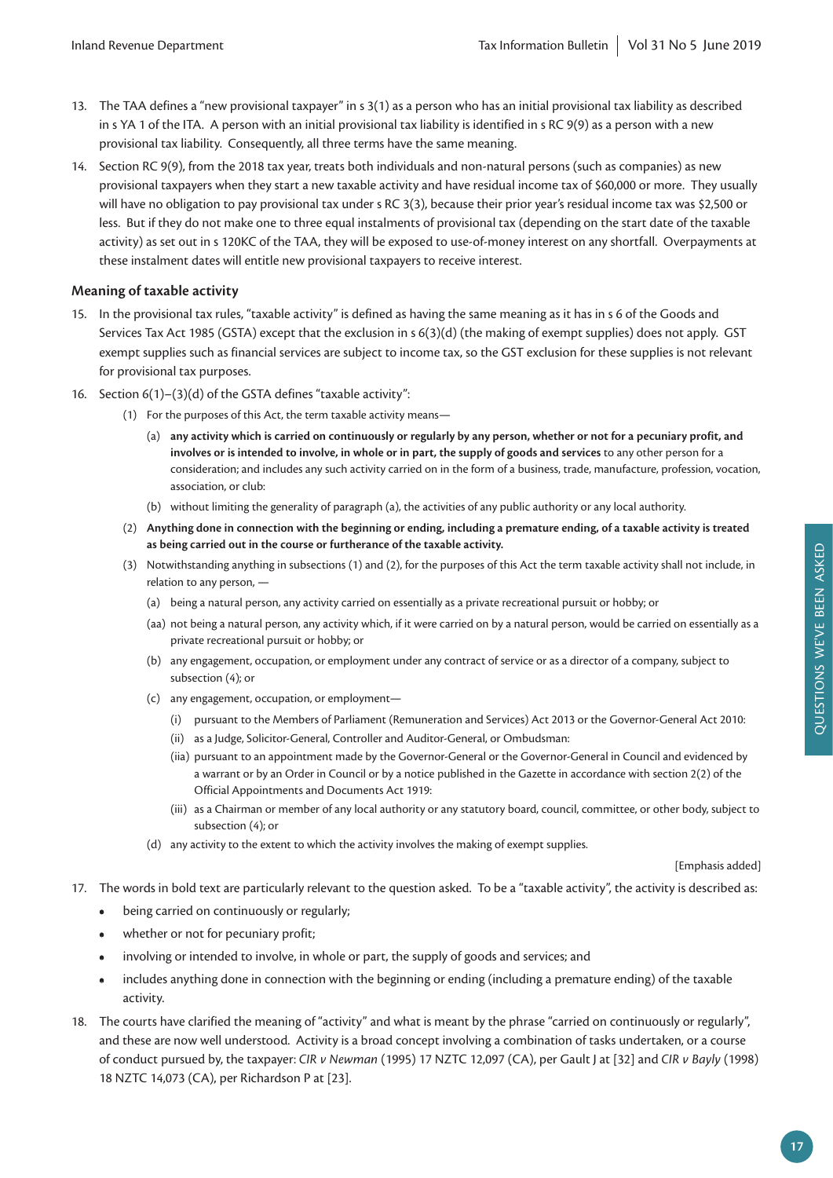13. The TAA defines a "new provisional taxpayer" in s 3(1) as a person who has an initial provisional tax liability as described in s YA 1 of the ITA. A person with an initial provisional tax liability is identified in s RC 9(9) as a person with a new provisional tax liability. Consequently, all three terms have the same meaning.

14. Section RC 9(9), from the 2018 tax year, treats both individuals and non-natural persons (such as companies) as new provisional taxpayers when they start a new taxable activity and have residual income tax of $60,000 or more. They usually will have no obligation to pay provisional tax under s RC 3(3), because their prior year's residual income tax was $2,500 or less. But if they do not make one to three equal instalments of provisional tax (depending on the start date of the taxable activity) as set out in s 120KC of the TAA, they will be exposed to use-of-money interest on any shortfall. Overpayments at these instalment dates will entitle new provisional taxpayers to receive interest.

### Meaning of taxable activity

15. In the provisional tax rules, "taxable activity" is defined as having the same meaning as it has in s 6 of the Goods and Services Tax Act 1985 (GSTA) except that the exclusion in s 6(3)(d) (the making of exempt supplies) does not apply. GST exempt supplies such as financial services are subject to income tax, so the GST exclusion for these supplies is not relevant for provisional tax purposes.

16. Section 6(1)–(3)(d) of the GSTA defines "taxable activity":

    (1) For the purposes of this Act, the term taxable activity means—

    (a) **any activity which is carried on continuously or regularly by any person, whether or not for a pecuniary profit, and involves or is intended to involve, in whole or in part, the supply of goods and services** to any other person for a consideration; and includes any such activity carried on in the form of a business, trade, manufacture, profession, vocation, association, or club:

    (b) without limiting the generality of paragraph (a), the activities of any public authority or any local authority.

    (2) **Anything done in connection with the beginning or ending, including a premature ending, of a taxable activity is treated as being carried out in the course or furtherance of the taxable activity.**

    (3) Notwithstanding anything in subsections (1) and (2), for the purposes of this Act the term taxable activity shall not include, in relation to any person, —

    (a) being a natural person, any activity carried on essentially as a private recreational pursuit or hobby; or

    (aa) not being a natural person, any activity which, if it were carried on by a natural person, would be carried on essentially as a private recreational pursuit or hobby; or

    (b) any engagement, occupation, or employment under any contract of service or as a director of a company, subject to subsection (4); or

    (c) any engagement, occupation, or employment—

    (i) pursuant to the Members of Parliament (Remuneration and Services) Act 2013 or the Governor-General Act 2010:

    (ii) as a Judge, Solicitor-General, Controller and Auditor-General, or Ombudsman:

    (iia) pursuant to an appointment made by the Governor-General or the Governor-General in Council and evidenced by a warrant or by an Order in Council or by a notice published in the Gazette in accordance with section 2(2) of the Official Appointments and Documents Act 1919:

    (iii) as a Chairman or member of any local authority or any statutory board, council, committee, or other body, subject to subsection (4); or

    (d) any activity to the extent to which the activity involves the making of exempt supplies.

    [Emphasis added]

17. The words in bold text are particularly relevant to the question asked. To be a "taxable activity", the activity is described as:

    - being carried on continuously or regularly;
    - whether or not for pecuniary profit;
    - involving or intended to involve, in whole or part, the supply of goods and services; and
    - includes anything done in connection with the beginning or ending (including a premature ending) of the taxable activity.

18. The courts have clarified the meaning of "activity" and what is meant by the phrase "carried on continuously or regularly", and these are now well understood. Activity is a broad concept involving a combination of tasks undertaken, or a course of conduct pursued by, the taxpayer: *CIR v Newman* (1995) 17 NZTC 12,097 (CA), per Gault J at [32] and *CIR v Bayly* (1998) 18 NZTC 14,073 (CA), per Richardson P at [23].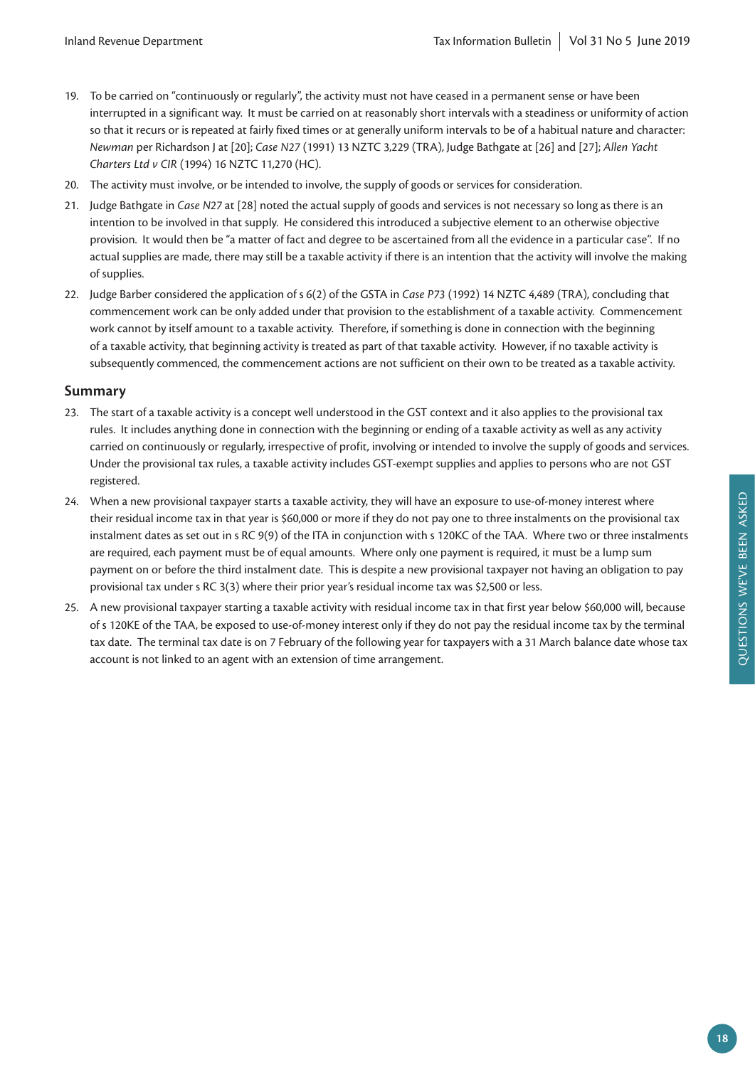19. To be carried on "continuously or regularly", the activity must not have ceased in a permanent sense or have been interrupted in a significant way. It must be carried on at reasonably short intervals with a steadiness or uniformity of action so that it recurs or is repeated at fairly fixed times or at generally uniform intervals to be of a habitual nature and character: *Newman* per Richardson J at [20]; *Case N27* (1991) 13 NZTC 3,229 (TRA), Judge Bathgate at [26] and [27]; *Allen Yacht Charters Ltd v CIR* (1994) 16 NZTC 11,270 (HC).

20. The activity must involve, or be intended to involve, the supply of goods or services for consideration.

21. Judge Bathgate in *Case N27* at [28] noted the actual supply of goods and services is not necessary so long as there is an intention to be involved in that supply. He considered this introduced a subjective element to an otherwise objective provision. It would then be "a matter of fact and degree to be ascertained from all the evidence in a particular case". If no actual supplies are made, there may still be a taxable activity if there is an intention that the activity will involve the making of supplies.

22. Judge Barber considered the application of s 6(2) of the GSTA in *Case P73* (1992) 14 NZTC 4,489 (TRA), concluding that commencement work can be only added under that provision to the establishment of a taxable activity. Commencement work cannot by itself amount to a taxable activity. Therefore, if something is done in connection with the beginning of a taxable activity, that beginning activity is treated as part of that taxable activity. However, if no taxable activity is subsequently commenced, the commencement actions are not sufficient on their own to be treated as a taxable activity.

## Summary

23. The start of a taxable activity is a concept well understood in the GST context and it also applies to the provisional tax rules. It includes anything done in connection with the beginning or ending of a taxable activity as well as any activity carried on continuously or regularly, irrespective of profit, involving or intended to involve the supply of goods and services. Under the provisional tax rules, a taxable activity includes GST-exempt supplies and applies to persons who are not GST registered.

24. When a new provisional taxpayer starts a taxable activity, they will have an exposure to use-of-money interest where their residual income tax in that year is $60,000 or more if they do not pay one to three instalments on the provisional tax instalment dates as set out in s RC 9(9) of the ITA in conjunction with s 120KC of the TAA. Where two or three instalments are required, each payment must be of equal amounts. Where only one payment is required, it must be a lump sum payment on or before the third instalment date. This is despite a new provisional taxpayer not having an obligation to pay provisional tax under s RC 3(3) where their prior year's residual income tax was $2,500 or less.

25. A new provisional taxpayer starting a taxable activity with residual income tax in that first year below $60,000 will, because of s 120KE of the TAA, be exposed to use-of-money interest only if they do not pay the residual income tax by the terminal tax date. The terminal tax date is on 7 February of the following year for taxpayers with a 31 March balance date whose tax account is not linked to an agent with an extension of time arrangement.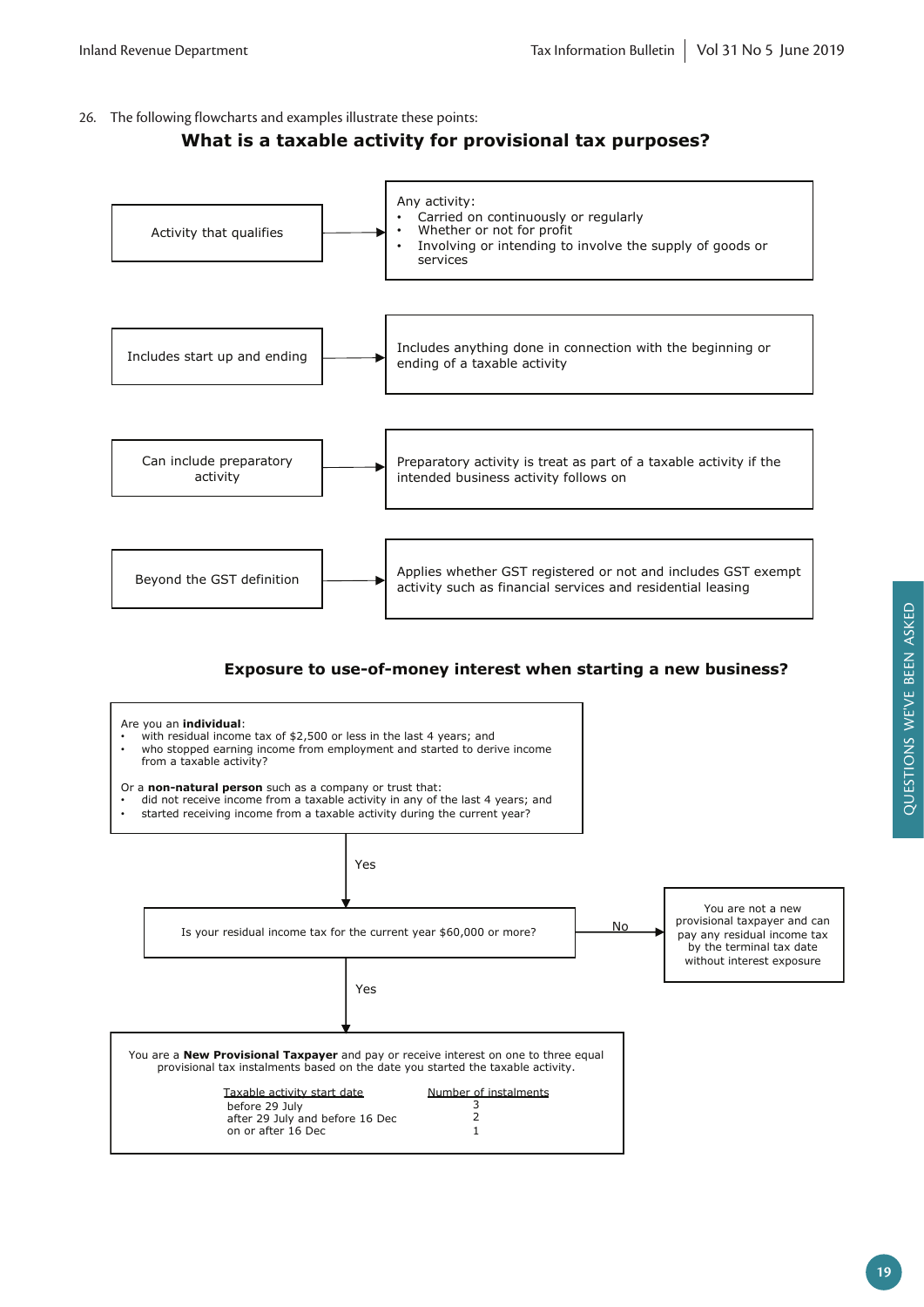26. The following flowcharts and examples illustrate these points:

## What is a taxable activity for provisional tax purposes?

**Activity that qualifies** → Any activity:

- Carried on continuously or regularly
- Whether or not for profit
- Involving or intending to involve the supply of goods or services

**Includes start up and ending** → Includes anything done in connection with the beginning or ending of a taxable activity

**Can include preparatory activity** → Preparatory activity is treat as part of a taxable activity if the intended business activity follows on

**Beyond the GST definition** → Applies whether GST registered or not and includes GST exempt activity such as financial services and residential leasing

## Exposure to use-of-money interest when starting a new business?

Are you an **individual**:

- with residual income tax of $2,500 or less in the last 4 years; and
- who stopped earning income from employment and started to derive income from a taxable activity?

Or a **non-natural person** such as a company or trust that:

- did not receive income from a taxable activity in any of the last 4 years; and
- started receiving income from a taxable activity during the current year?

**Yes** ↓

Is your residual income tax for the current year $60,000 or more?

**No** → You are not a new provisional taxpayer and can pay any residual income tax by the terminal tax date without interest exposure

**Yes** ↓

You are a **New Provisional Taxpayer** and pay or receive interest on one to three equal provisional tax instalments based on the date you started the taxable activity.

| Taxable activity start date | Number of instalments |
|---|---|
| before 29 July | 3 |
| after 29 July and before 16 Dec | 2 |
| on or after 16 Dec | 1 |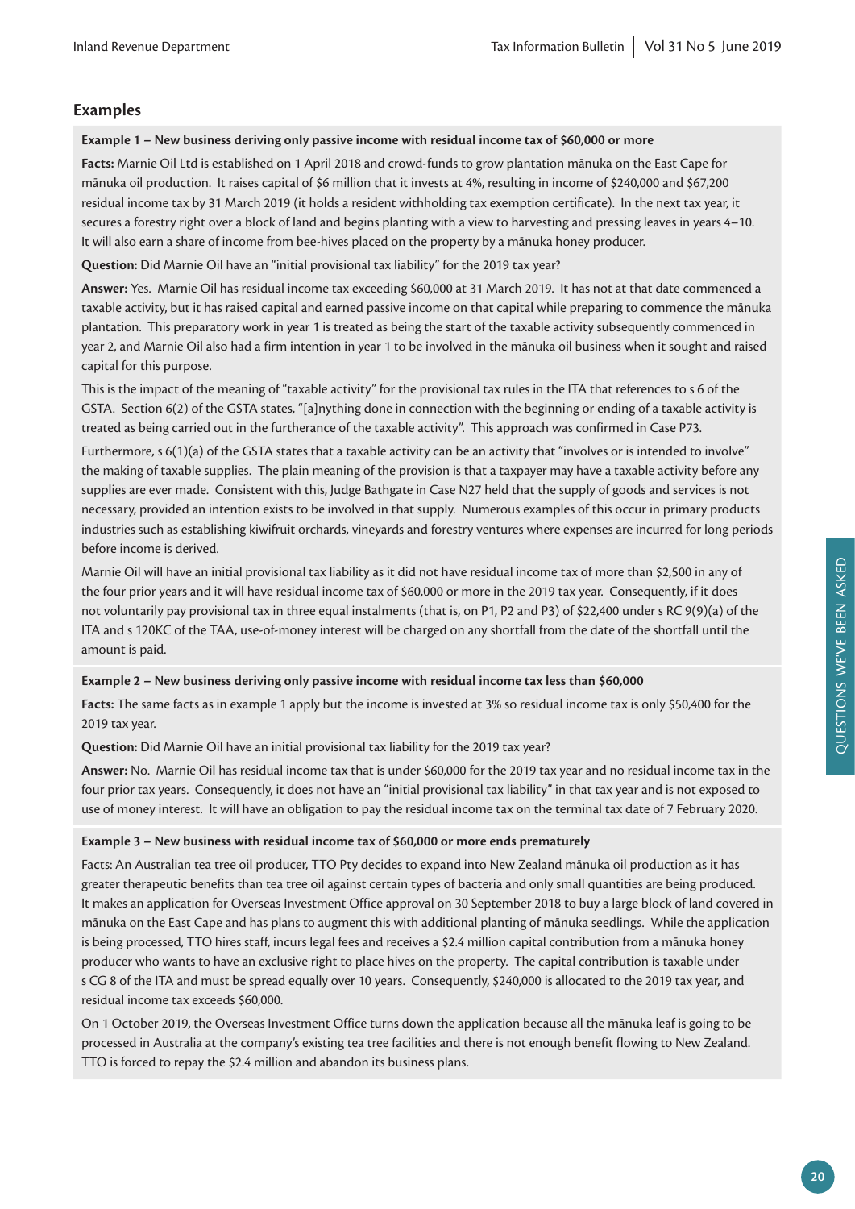## Examples

**Example 1 – New business deriving only passive income with residual income tax of $60,000 or more**

**Facts:** Marnie Oil Ltd is established on 1 April 2018 and crowd-funds to grow plantation mānuka on the East Cape for mānuka oil production. It raises capital of $6 million that it invests at 4%, resulting in income of $240,000 and $67,200 residual income tax by 31 March 2019 (it holds a resident withholding tax exemption certificate). In the next tax year, it secures a forestry right over a block of land and begins planting with a view to harvesting and pressing leaves in years 4–10. It will also earn a share of income from bee-hives placed on the property by a mānuka honey producer.

**Question:** Did Marnie Oil have an "initial provisional tax liability" for the 2019 tax year?

**Answer:** Yes. Marnie Oil has residual income tax exceeding $60,000 at 31 March 2019. It has not at that date commenced a taxable activity, but it has raised capital and earned passive income on that capital while preparing to commence the mānuka plantation. This preparatory work in year 1 is treated as being the start of the taxable activity subsequently commenced in year 2, and Marnie Oil also had a firm intention in year 1 to be involved in the mānuka oil business when it sought and raised capital for this purpose.

This is the impact of the meaning of "taxable activity" for the provisional tax rules in the ITA that references to s 6 of the GSTA. Section 6(2) of the GSTA states, "[a]nything done in connection with the beginning or ending of a taxable activity is treated as being carried out in the furtherance of the taxable activity". This approach was confirmed in Case P73.

Furthermore, s 6(1)(a) of the GSTA states that a taxable activity can be an activity that "involves or is intended to involve" the making of taxable supplies. The plain meaning of the provision is that a taxpayer may have a taxable activity before any supplies are ever made. Consistent with this, Judge Bathgate in Case N27 held that the supply of goods and services is not necessary, provided an intention exists to be involved in that supply. Numerous examples of this occur in primary products industries such as establishing kiwifruit orchards, vineyards and forestry ventures where expenses are incurred for long periods before income is derived.

Marnie Oil will have an initial provisional tax liability as it did not have residual income tax of more than $2,500 in any of the four prior years and it will have residual income tax of $60,000 or more in the 2019 tax year. Consequently, if it does not voluntarily pay provisional tax in three equal instalments (that is, on P1, P2 and P3) of $22,400 under s RC 9(9)(a) of the ITA and s 120KC of the TAA, use-of-money interest will be charged on any shortfall from the date of the shortfall until the amount is paid.

**Example 2 – New business deriving only passive income with residual income tax less than $60,000**

**Facts:** The same facts as in example 1 apply but the income is invested at 3% so residual income tax is only $50,400 for the 2019 tax year.

**Question:** Did Marnie Oil have an initial provisional tax liability for the 2019 tax year?

**Answer:** No. Marnie Oil has residual income tax that is under $60,000 for the 2019 tax year and no residual income tax in the four prior tax years. Consequently, it does not have an "initial provisional tax liability" in that tax year and is not exposed to use of money interest. It will have an obligation to pay the residual income tax on the terminal tax date of 7 February 2020.

**Example 3 – New business with residual income tax of $60,000 or more ends prematurely**

Facts: An Australian tea tree oil producer, TTO Pty decides to expand into New Zealand mānuka oil production as it has greater therapeutic benefits than tea tree oil against certain types of bacteria and only small quantities are being produced. It makes an application for Overseas Investment Office approval on 30 September 2018 to buy a large block of land covered in mānuka on the East Cape and has plans to augment this with additional planting of mānuka seedlings. While the application is being processed, TTO hires staff, incurs legal fees and receives a $2.4 million capital contribution from a mānuka honey producer who wants to have an exclusive right to place hives on the property. The capital contribution is taxable under s CG 8 of the ITA and must be spread equally over 10 years. Consequently, $240,000 is allocated to the 2019 tax year, and residual income tax exceeds $60,000.

On 1 October 2019, the Overseas Investment Office turns down the application because all the mānuka leaf is going to be processed in Australia at the company's existing tea tree facilities and there is not enough benefit flowing to New Zealand. TTO is forced to repay the $2.4 million and abandon its business plans.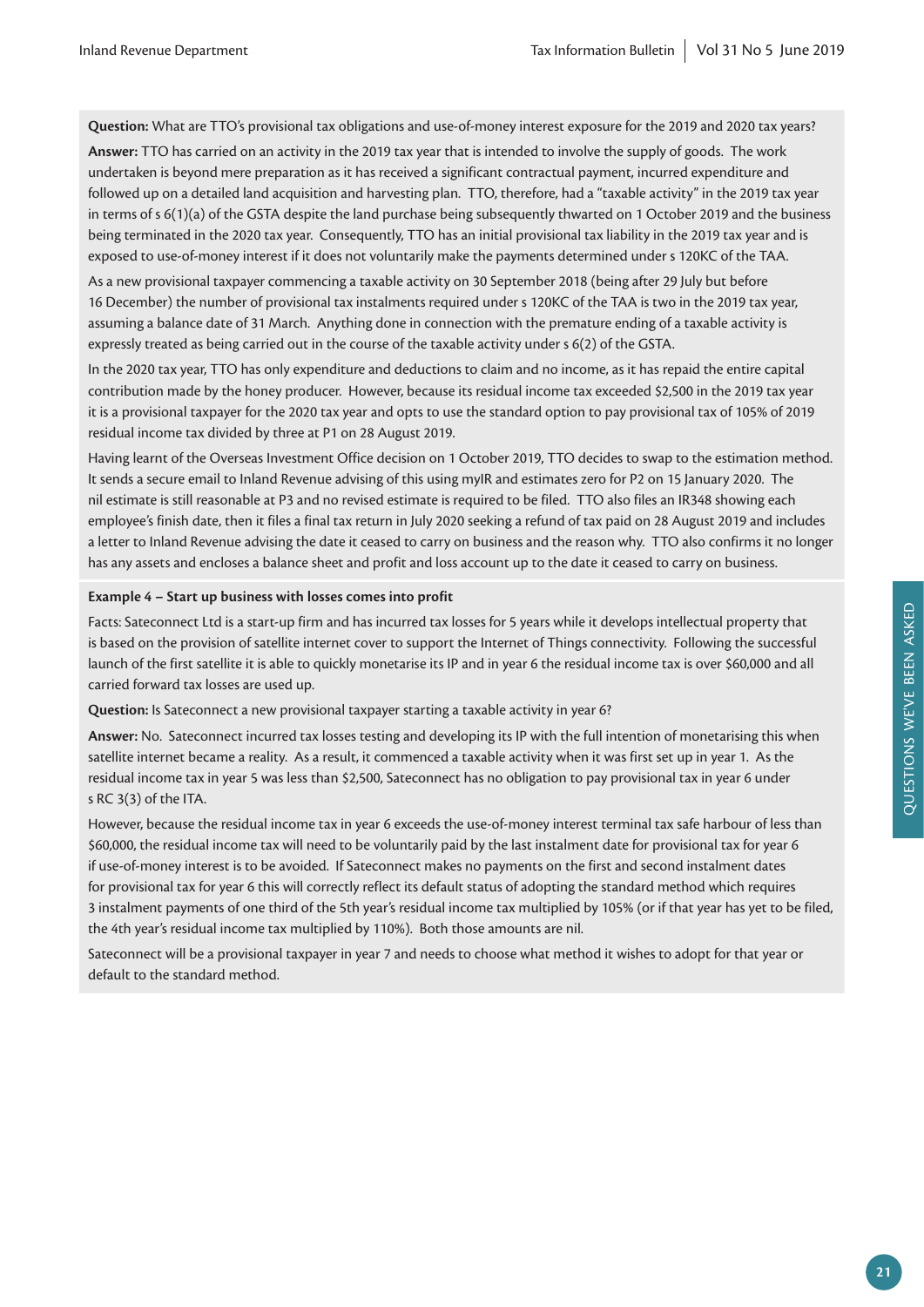**Question:** What are TTO's provisional tax obligations and use-of-money interest exposure for the 2019 and 2020 tax years?

**Answer:** TTO has carried on an activity in the 2019 tax year that is intended to involve the supply of goods. The work undertaken is beyond mere preparation as it has received a significant contractual payment, incurred expenditure and followed up on a detailed land acquisition and harvesting plan. TTO, therefore, had a "taxable activity" in the 2019 tax year in terms of s 6(1)(a) of the GSTA despite the land purchase being subsequently thwarted on 1 October 2019 and the business being terminated in the 2020 tax year. Consequently, TTO has an initial provisional tax liability in the 2019 tax year and is exposed to use-of-money interest if it does not voluntarily make the payments determined under s 120KC of the TAA.

As a new provisional taxpayer commencing a taxable activity on 30 September 2018 (being after 29 July but before 16 December) the number of provisional tax instalments required under s 120KC of the TAA is two in the 2019 tax year, assuming a balance date of 31 March. Anything done in connection with the premature ending of a taxable activity is expressly treated as being carried out in the course of the taxable activity under s 6(2) of the GSTA.

In the 2020 tax year, TTO has only expenditure and deductions to claim and no income, as it has repaid the entire capital contribution made by the honey producer. However, because its residual income tax exceeded $2,500 in the 2019 tax year it is a provisional taxpayer for the 2020 tax year and opts to use the standard option to pay provisional tax of 105% of 2019 residual income tax divided by three at P1 on 28 August 2019.

Having learnt of the Overseas Investment Office decision on 1 October 2019, TTO decides to swap to the estimation method. It sends a secure email to Inland Revenue advising of this using myIR and estimates zero for P2 on 15 January 2020. The nil estimate is still reasonable at P3 and no revised estimate is required to be filed. TTO also files an IR348 showing each employee's finish date, then it files a final tax return in July 2020 seeking a refund of tax paid on 28 August 2019 and includes a letter to Inland Revenue advising the date it ceased to carry on business and the reason why. TTO also confirms it no longer has any assets and encloses a balance sheet and profit and loss account up to the date it ceased to carry on business.

**Example 4 – Start up business with losses comes into profit**

Facts: Sateconnect Ltd is a start-up firm and has incurred tax losses for 5 years while it develops intellectual property that is based on the provision of satellite internet cover to support the Internet of Things connectivity. Following the successful launch of the first satellite it is able to quickly monetarise its IP and in year 6 the residual income tax is over $60,000 and all carried forward tax losses are used up.

**Question:** Is Sateconnect a new provisional taxpayer starting a taxable activity in year 6?

**Answer:** No. Sateconnect incurred tax losses testing and developing its IP with the full intention of monetarising this when satellite internet became a reality. As a result, it commenced a taxable activity when it was first set up in year 1. As the residual income tax in year 5 was less than $2,500, Sateconnect has no obligation to pay provisional tax in year 6 under s RC 3(3) of the ITA.

However, because the residual income tax in year 6 exceeds the use-of-money interest terminal tax safe harbour of less than $60,000, the residual income tax will need to be voluntarily paid by the last instalment date for provisional tax for year 6 if use-of-money interest is to be avoided. If Sateconnect makes no payments on the first and second instalment dates for provisional tax for year 6 this will correctly reflect its default status of adopting the standard method which requires 3 instalment payments of one third of the 5th year's residual income tax multiplied by 105% (or if that year has yet to be filed, the 4th year's residual income tax multiplied by 110%). Both those amounts are nil.

Sateconnect will be a provisional taxpayer in year 7 and needs to choose what method it wishes to adopt for that year or default to the standard method.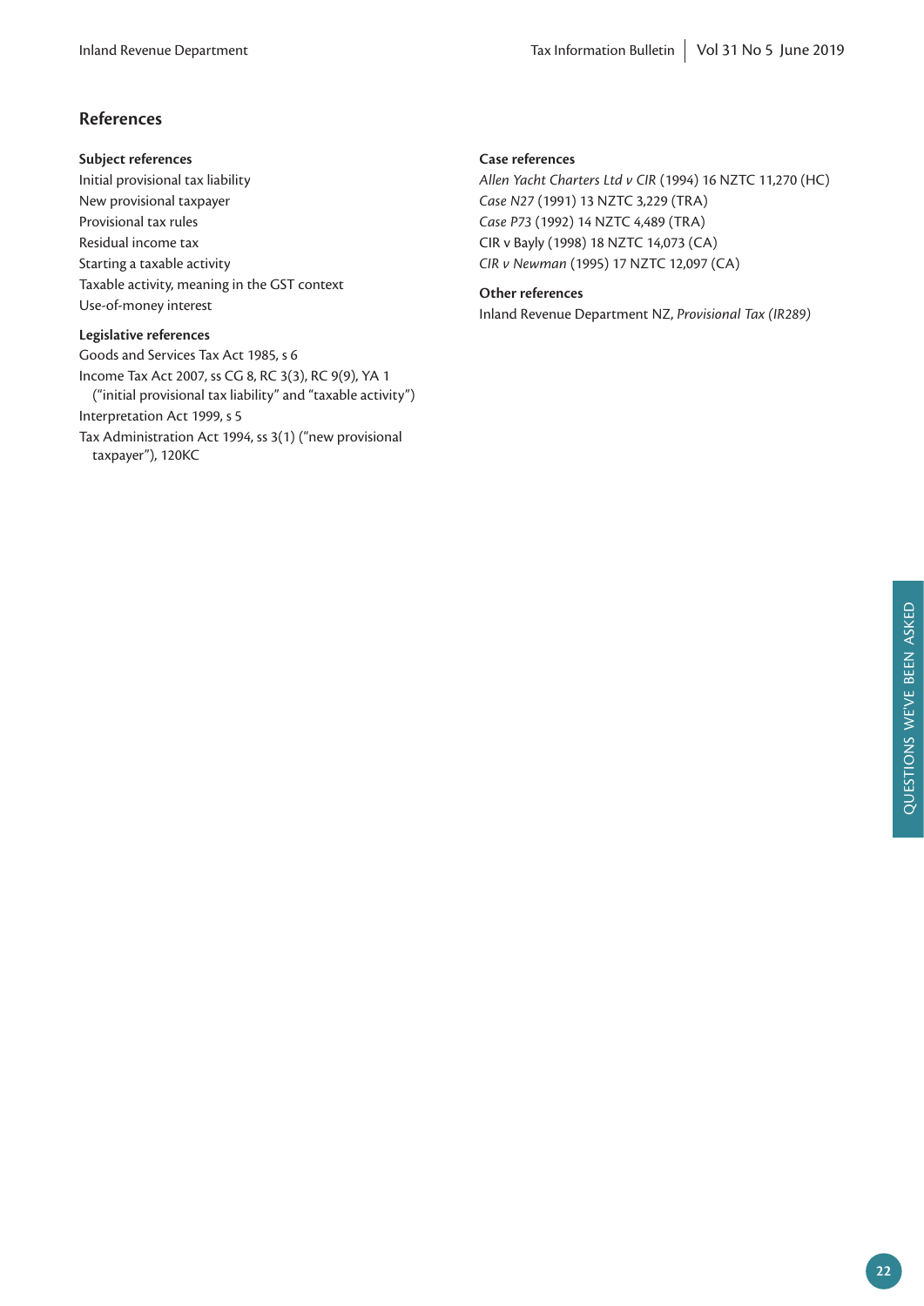## References

### Subject references

Initial provisional tax liability
New provisional taxpayer
Provisional tax rules
Residual income tax
Starting a taxable activity
Taxable activity, meaning in the GST context
Use-of-money interest

### Legislative references

Goods and Services Tax Act 1985, s 6
Income Tax Act 2007, ss CG 8, RC 3(3), RC 9(9), YA 1 ("initial provisional tax liability" and "taxable activity")
Interpretation Act 1999, s 5
Tax Administration Act 1994, ss 3(1) ("new provisional taxpayer"), 120KC

### Case references

*Allen Yacht Charters Ltd v CIR* (1994) 16 NZTC 11,270 (HC)
*Case N27* (1991) 13 NZTC 3,229 (TRA)
*Case P73* (1992) 14 NZTC 4,489 (TRA)
CIR v Bayly (1998) 18 NZTC 14,073 (CA)
*CIR v Newman* (1995) 17 NZTC 12,097 (CA)

### Other references

Inland Revenue Department NZ, *Provisional Tax (IR289)*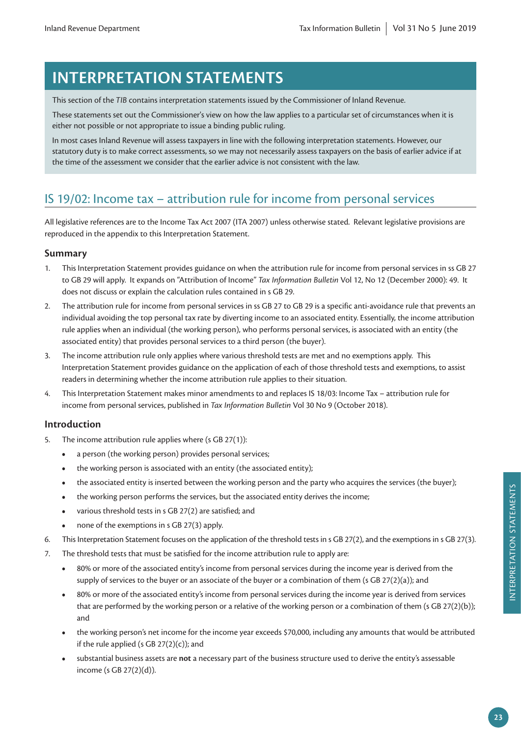# INTERPRETATION STATEMENTS

This section of the *TIB* contains interpretation statements issued by the Commissioner of Inland Revenue.

These statements set out the Commissioner's view on how the law applies to a particular set of circumstances when it is either not possible or not appropriate to issue a binding public ruling.

In most cases Inland Revenue will assess taxpayers in line with the following interpretation statements. However, our statutory duty is to make correct assessments, so we may not necessarily assess taxpayers on the basis of earlier advice if at the time of the assessment we consider that the earlier advice is not consistent with the law.

## IS 19/02: Income tax – attribution rule for income from personal services

All legislative references are to the Income Tax Act 2007 (ITA 2007) unless otherwise stated. Relevant legislative provisions are reproduced in the appendix to this Interpretation Statement.

### Summary

1. This Interpretation Statement provides guidance on when the attribution rule for income from personal services in ss GB 27 to GB 29 will apply. It expands on "Attribution of Income" *Tax Information Bulletin* Vol 12, No 12 (December 2000): 49. It does not discuss or explain the calculation rules contained in s GB 29.
2. The attribution rule for income from personal services in ss GB 27 to GB 29 is a specific anti-avoidance rule that prevents an individual avoiding the top personal tax rate by diverting income to an associated entity. Essentially, the income attribution rule applies when an individual (the working person), who performs personal services, is associated with an entity (the associated entity) that provides personal services to a third person (the buyer).
3. The income attribution rule only applies where various threshold tests are met and no exemptions apply. This Interpretation Statement provides guidance on the application of each of those threshold tests and exemptions, to assist readers in determining whether the income attribution rule applies to their situation.
4. This Interpretation Statement makes minor amendments to and replaces IS 18/03: Income Tax – attribution rule for income from personal services, published in *Tax Information Bulletin* Vol 30 No 9 (October 2018).

### Introduction

5. The income attribution rule applies where (s GB 27(1)):
   - a person (the working person) provides personal services;
   - the working person is associated with an entity (the associated entity);
   - the associated entity is inserted between the working person and the party who acquires the services (the buyer);
   - the working person performs the services, but the associated entity derives the income;
   - various threshold tests in s GB 27(2) are satisfied; and
   - none of the exemptions in s GB 27(3) apply.
6. This Interpretation Statement focuses on the application of the threshold tests in s GB 27(2), and the exemptions in s GB 27(3).
7. The threshold tests that must be satisfied for the income attribution rule to apply are:
   - 80% or more of the associated entity's income from personal services during the income year is derived from the supply of services to the buyer or an associate of the buyer or a combination of them (s GB 27(2)(a)); and
   - 80% or more of the associated entity's income from personal services during the income year is derived from services that are performed by the working person or a relative of the working person or a combination of them (s GB 27(2)(b)); and
   - the working person's net income for the income year exceeds $70,000, including any amounts that would be attributed if the rule applied (s GB 27(2)(c)); and
   - substantial business assets are **not** a necessary part of the business structure used to derive the entity's assessable income (s GB 27(2)(d)).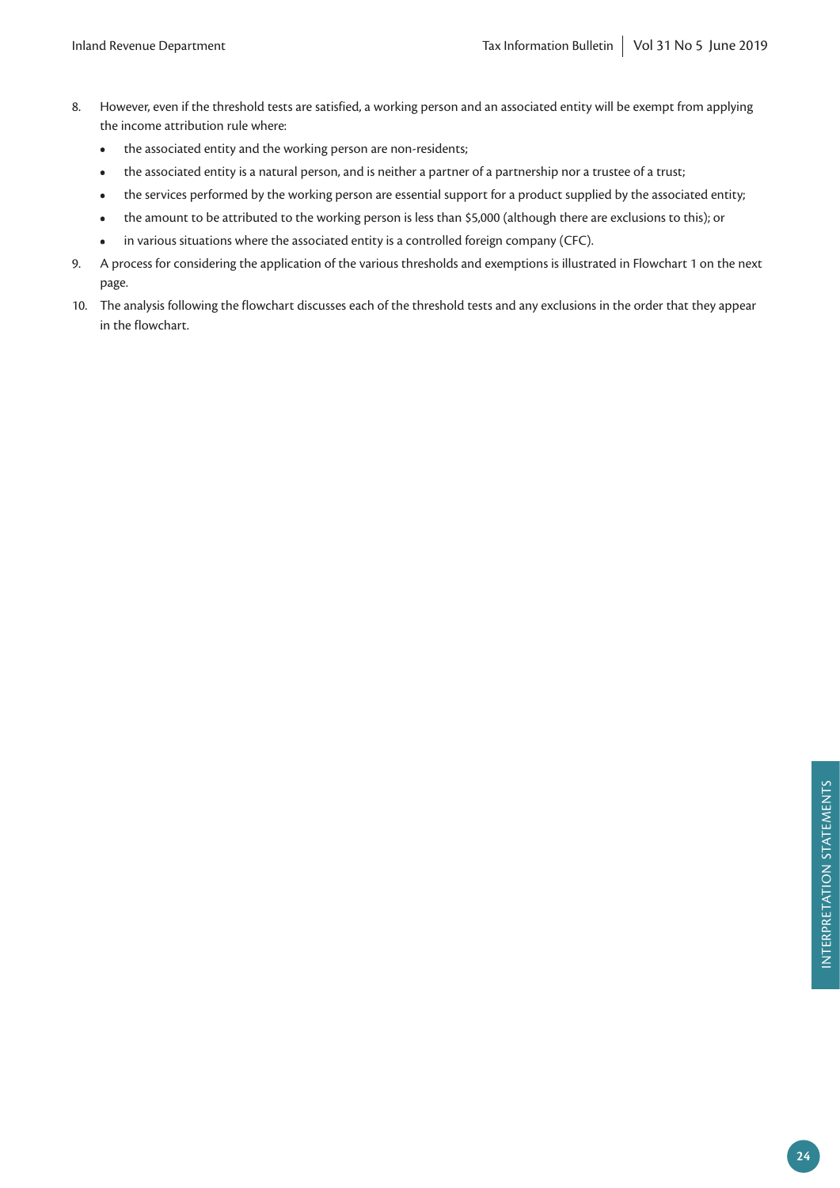8. However, even if the threshold tests are satisfied, a working person and an associated entity will be exempt from applying the income attribution rule where:
   - the associated entity and the working person are non-residents;
   - the associated entity is a natural person, and is neither a partner of a partnership nor a trustee of a trust;
   - the services performed by the working person are essential support for a product supplied by the associated entity;
   - the amount to be attributed to the working person is less than $5,000 (although there are exclusions to this); or
   - in various situations where the associated entity is a controlled foreign company (CFC).
9. A process for considering the application of the various thresholds and exemptions is illustrated in Flowchart 1 on the next page.
10. The analysis following the flowchart discusses each of the threshold tests and any exclusions in the order that they appear in the flowchart.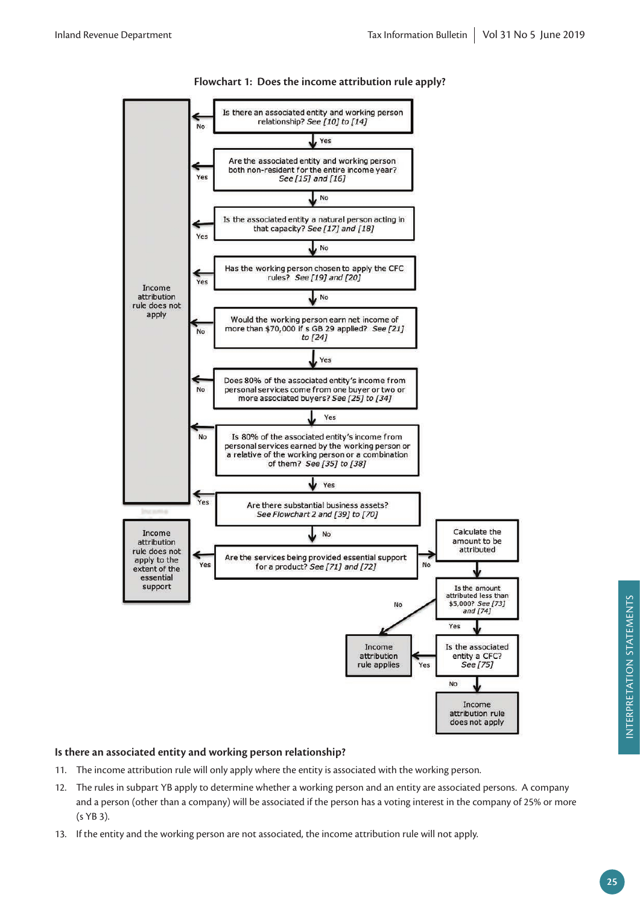**Flowchart 1: Does the income attribution rule apply?**

Is there an associated entity and working person relationship? *See [10] to [14]*
- No → Income attribution rule does not apply
- Yes ↓

Are the associated entity and working person both non-resident for the entire income year? *See [15] and [16]*
- Yes → Income attribution rule does not apply
- No ↓

Is the associated entity a natural person acting in that capacity? *See [17] and [18]*
- Yes → Income attribution rule does not apply
- No ↓

Has the working person chosen to apply the CFC rules? *See [19] and [20]*
- Yes → Income attribution rule does not apply
- No ↓

Would the working person earn net income of more than $70,000 if s GB 29 applied? *See [21] to [24]*
- No → Income attribution rule does not apply
- Yes ↓

Does 80% of the associated entity's income from personal services come from one buyer or two or more associated buyers? *See [25] to [34]*
- No → Income attribution rule does not apply
- Yes ↓

Is 80% of the associated entity's income from personal services earned by the working person or a relative of the working person or a combination of them? *See [35] to [38]*
- No → Income attribution rule does not apply
- Yes ↓

Are there substantial business assets? *See Flowchart 2 and [39] to [70]*
- Yes → Income attribution rule does not apply
- No ↓

Are the services being provided essential support for a product? *See [71] and [72]*
- Yes → Income attribution rule does not apply to the extent of the essential support
- No → Calculate the amount to be attributed ↓

Is the amount attributed less than $5,000? *See [73] and [74]*
- No → Income attribution rule applies
- Yes ↓

Is the associated entity a CFC? *See [75]*
- Yes → Income attribution rule applies
- No → Income attribution rule does not apply

### Is there an associated entity and working person relationship?

11. The income attribution rule will only apply where the entity is associated with the working person.

12. The rules in subpart YB apply to determine whether a working person and an entity are associated persons. A company and a person (other than a company) will be associated if the person has a voting interest in the company of 25% or more (s YB 3).

13. If the entity and the working person are not associated, the income attribution rule will not apply.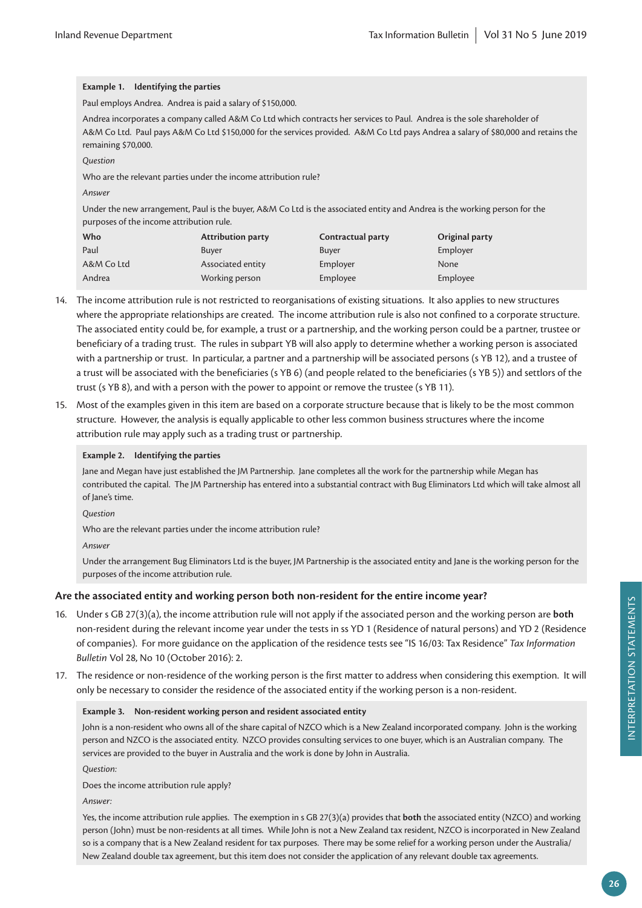**Example 1. Identifying the parties**

Paul employs Andrea. Andrea is paid a salary of $150,000.

Andrea incorporates a company called A&M Co Ltd which contracts her services to Paul. Andrea is the sole shareholder of A&M Co Ltd. Paul pays A&M Co Ltd $150,000 for the services provided. A&M Co Ltd pays Andrea a salary of $80,000 and retains the remaining $70,000.

*Question*

Who are the relevant parties under the income attribution rule?

*Answer*

Under the new arrangement, Paul is the buyer, A&M Co Ltd is the associated entity and Andrea is the working person for the purposes of the income attribution rule.

| Who | Attribution party | Contractual party | Original party |
|---|---|---|---|
| Paul | Buyer | Buyer | Employer |
| A&M Co Ltd | Associated entity | Employer | None |
| Andrea | Working person | Employee | Employee |

14. The income attribution rule is not restricted to reorganisations of existing situations. It also applies to new structures where the appropriate relationships are created. The income attribution rule is also not confined to a corporate structure. The associated entity could be, for example, a trust or a partnership, and the working person could be a partner, trustee or beneficiary of a trading trust. The rules in subpart YB will also apply to determine whether a working person is associated with a partnership or trust. In particular, a partner and a partnership will be associated persons (s YB 12), and a trustee of a trust will be associated with the beneficiaries (s YB 6) (and people related to the beneficiaries (s YB 5)) and settlors of the trust (s YB 8), and with a person with the power to appoint or remove the trustee (s YB 11).

15. Most of the examples given in this item are based on a corporate structure because that is likely to be the most common structure. However, the analysis is equally applicable to other less common business structures where the income attribution rule may apply such as a trading trust or partnership.

**Example 2. Identifying the parties**

Jane and Megan have just established the JM Partnership. Jane completes all the work for the partnership while Megan has contributed the capital. The JM Partnership has entered into a substantial contract with Bug Eliminators Ltd which will take almost all of Jane's time.

*Question*

Who are the relevant parties under the income attribution rule?

*Answer*

Under the arrangement Bug Eliminators Ltd is the buyer, JM Partnership is the associated entity and Jane is the working person for the purposes of the income attribution rule.

### Are the associated entity and working person both non-resident for the entire income year?

16. Under s GB 27(3)(a), the income attribution rule will not apply if the associated person and the working person are **both** non-resident during the relevant income year under the tests in ss YD 1 (Residence of natural persons) and YD 2 (Residence of companies). For more guidance on the application of the residence tests see "IS 16/03: Tax Residence" *Tax Information Bulletin* Vol 28, No 10 (October 2016): 2.

17. The residence or non-residence of the working person is the first matter to address when considering this exemption. It will only be necessary to consider the residence of the associated entity if the working person is a non-resident.

**Example 3. Non-resident working person and resident associated entity**

John is a non-resident who owns all of the share capital of NZCO which is a New Zealand incorporated company. John is the working person and NZCO is the associated entity. NZCO provides consulting services to one buyer, which is an Australian company. The services are provided to the buyer in Australia and the work is done by John in Australia.

*Question:*

Does the income attribution rule apply?

*Answer:*

Yes, the income attribution rule applies. The exemption in s GB 27(3)(a) provides that **both** the associated entity (NZCO) and working person (John) must be non-residents at all times. While John is not a New Zealand tax resident, NZCO is incorporated in New Zealand so is a company that is a New Zealand resident for tax purposes. There may be some relief for a working person under the Australia/New Zealand double tax agreement, but this item does not consider the application of any relevant double tax agreements.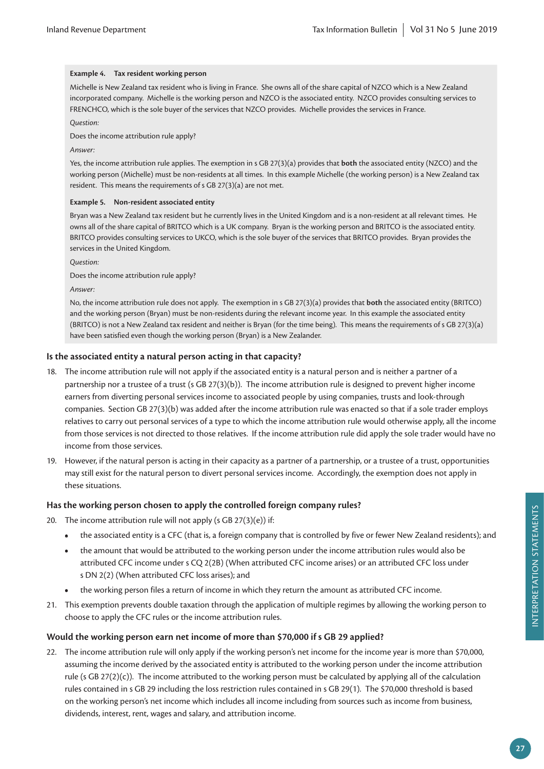**Example 4. Tax resident working person**

Michelle is New Zealand tax resident who is living in France. She owns all of the share capital of NZCO which is a New Zealand incorporated company. Michelle is the working person and NZCO is the associated entity. NZCO provides consulting services to FRENCHCO, which is the sole buyer of the services that NZCO provides. Michelle provides the services in France.

*Question:*

Does the income attribution rule apply?

*Answer:*

Yes, the income attribution rule applies. The exemption in s GB 27(3)(a) provides that **both** the associated entity (NZCO) and the working person (Michelle) must be non-residents at all times. In this example Michelle (the working person) is a New Zealand tax resident. This means the requirements of s GB 27(3)(a) are not met.

**Example 5. Non-resident associated entity**

Bryan was a New Zealand tax resident but he currently lives in the United Kingdom and is a non-resident at all relevant times. He owns all of the share capital of BRITCO which is a UK company. Bryan is the working person and BRITCO is the associated entity. BRITCO provides consulting services to UKCO, which is the sole buyer of the services that BRITCO provides. Bryan provides the services in the United Kingdom.

*Question:*

Does the income attribution rule apply?

*Answer:*

No, the income attribution rule does not apply. The exemption in s GB 27(3)(a) provides that **both** the associated entity (BRITCO) and the working person (Bryan) must be non-residents during the relevant income year. In this example the associated entity (BRITCO) is not a New Zealand tax resident and neither is Bryan (for the time being). This means the requirements of s GB 27(3)(a) have been satisfied even though the working person (Bryan) is a New Zealander.

### Is the associated entity a natural person acting in that capacity?

18. The income attribution rule will not apply if the associated entity is a natural person and is neither a partner of a partnership nor a trustee of a trust (s GB 27(3)(b)). The income attribution rule is designed to prevent higher income earners from diverting personal services income to associated people by using companies, trusts and look-through companies. Section GB 27(3)(b) was added after the income attribution rule was enacted so that if a sole trader employs relatives to carry out personal services of a type to which the income attribution rule would otherwise apply, all the income from those services is not directed to those relatives. If the income attribution rule did apply the sole trader would have no income from those services.

19. However, if the natural person is acting in their capacity as a partner of a partnership, or a trustee of a trust, opportunities may still exist for the natural person to divert personal services income. Accordingly, the exemption does not apply in these situations.

### Has the working person chosen to apply the controlled foreign company rules?

20. The income attribution rule will not apply (s GB 27(3)(e)) if:

    - the associated entity is a CFC (that is, a foreign company that is controlled by five or fewer New Zealand residents); and
    - the amount that would be attributed to the working person under the income attribution rules would also be attributed CFC income under s CQ 2(2B) (When attributed CFC income arises) or an attributed CFC loss under s DN 2(2) (When attributed CFC loss arises); and
    - the working person files a return of income in which they return the amount as attributed CFC income.

21. This exemption prevents double taxation through the application of multiple regimes by allowing the working person to choose to apply the CFC rules or the income attribution rules.

### Would the working person earn net income of more than $70,000 if s GB 29 applied?

22. The income attribution rule will only apply if the working person's net income for the income year is more than $70,000, assuming the income derived by the associated entity is attributed to the working person under the income attribution rule (s GB 27(2)(c)). The income attributed to the working person must be calculated by applying all of the calculation rules contained in s GB 29 including the loss restriction rules contained in s GB 29(1). The $70,000 threshold is based on the working person's net income which includes all income including from sources such as income from business, dividends, interest, rent, wages and salary, and attribution income.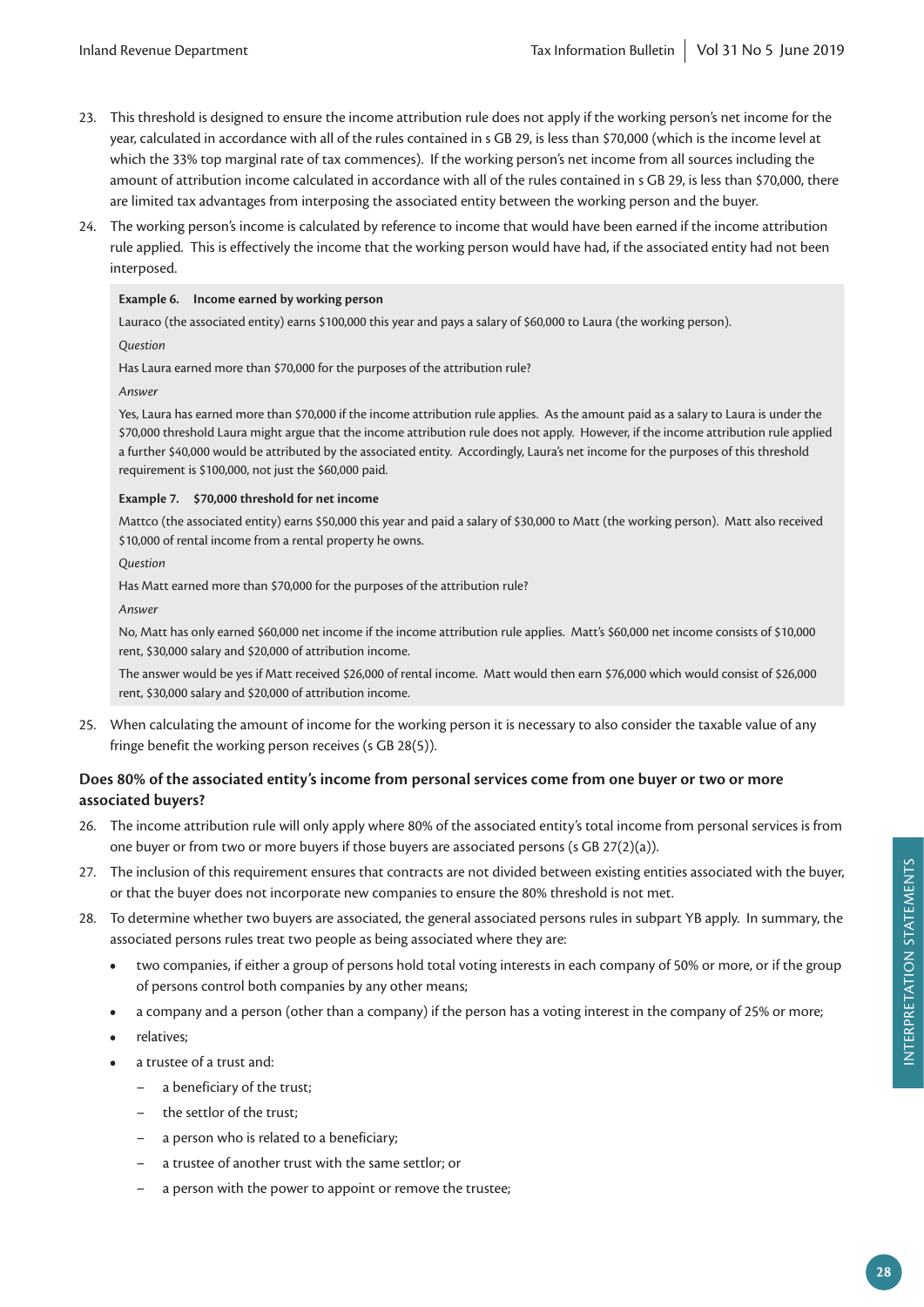23. This threshold is designed to ensure the income attribution rule does not apply if the working person's net income for the year, calculated in accordance with all of the rules contained in s GB 29, is less than $70,000 (which is the income level at which the 33% top marginal rate of tax commences). If the working person's net income from all sources including the amount of attribution income calculated in accordance with all of the rules contained in s GB 29, is less than $70,000, there are limited tax advantages from interposing the associated entity between the working person and the buyer.

24. The working person's income is calculated by reference to income that would have been earned if the income attribution rule applied. This is effectively the income that the working person would have had, if the associated entity had not been interposed.

> **Example 6. Income earned by working person**
>
> Lauraco (the associated entity) earns $100,000 this year and pays a salary of $60,000 to Laura (the working person).
>
> *Question*
>
> Has Laura earned more than $70,000 for the purposes of the attribution rule?
>
> *Answer*
>
> Yes, Laura has earned more than $70,000 if the income attribution rule applies. As the amount paid as a salary to Laura is under the $70,000 threshold Laura might argue that the income attribution rule does not apply. However, if the income attribution rule applied a further $40,000 would be attributed by the associated entity. Accordingly, Laura's net income for the purposes of this threshold requirement is $100,000, not just the $60,000 paid.
>
> **Example 7. $70,000 threshold for net income**
>
> Mattco (the associated entity) earns $50,000 this year and paid a salary of $30,000 to Matt (the working person). Matt also received $10,000 of rental income from a rental property he owns.
>
> *Question*
>
> Has Matt earned more than $70,000 for the purposes of the attribution rule?
>
> *Answer*
>
> No, Matt has only earned $60,000 net income if the income attribution rule applies. Matt's $60,000 net income consists of $10,000 rent, $30,000 salary and $20,000 of attribution income.
>
> The answer would be yes if Matt received $26,000 of rental income. Matt would then earn $76,000 which would consist of $26,000 rent, $30,000 salary and $20,000 of attribution income.

25. When calculating the amount of income for the working person it is necessary to also consider the taxable value of any fringe benefit the working person receives (s GB 28(5)).

### Does 80% of the associated entity's income from personal services come from one buyer or two or more associated buyers?

26. The income attribution rule will only apply where 80% of the associated entity's total income from personal services is from one buyer or from two or more buyers if those buyers are associated persons (s GB 27(2)(a)).

27. The inclusion of this requirement ensures that contracts are not divided between existing entities associated with the buyer, or that the buyer does not incorporate new companies to ensure the 80% threshold is not met.

28. To determine whether two buyers are associated, the general associated persons rules in subpart YB apply. In summary, the associated persons rules treat two people as being associated where they are:
    - two companies, if either a group of persons hold total voting interests in each company of 50% or more, or if the group of persons control both companies by any other means;
    - a company and a person (other than a company) if the person has a voting interest in the company of 25% or more;
    - relatives;
    - a trustee of a trust and:
      - a beneficiary of the trust;
      - the settlor of the trust;
      - a person who is related to a beneficiary;
      - a trustee of another trust with the same settlor; or
      - a person with the power to appoint or remove the trustee;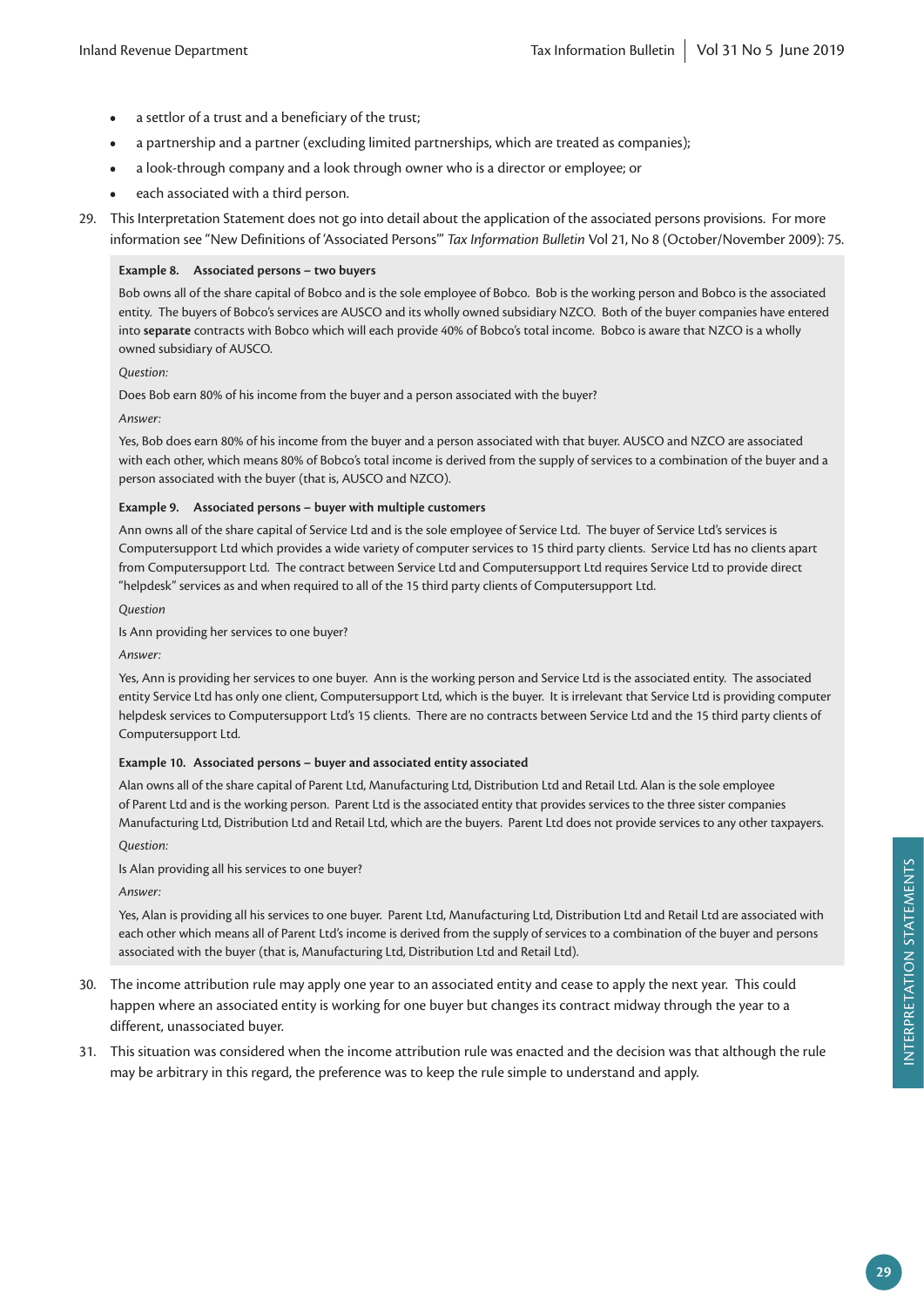- a settlor of a trust and a beneficiary of the trust;
- a partnership and a partner (excluding limited partnerships, which are treated as companies);
- a look-through company and a look through owner who is a director or employee; or
- each associated with a third person.

29. This Interpretation Statement does not go into detail about the application of the associated persons provisions. For more information see "New Definitions of 'Associated Persons'" *Tax Information Bulletin* Vol 21, No 8 (October/November 2009): 75.

**Example 8. Associated persons – two buyers**

Bob owns all of the share capital of Bobco and is the sole employee of Bobco. Bob is the working person and Bobco is the associated entity. The buyers of Bobco's services are AUSCO and its wholly owned subsidiary NZCO. Both of the buyer companies have entered into **separate** contracts with Bobco which will each provide 40% of Bobco's total income. Bobco is aware that NZCO is a wholly owned subsidiary of AUSCO.

*Question:*

Does Bob earn 80% of his income from the buyer and a person associated with the buyer?

*Answer:*

Yes, Bob does earn 80% of his income from the buyer and a person associated with that buyer. AUSCO and NZCO are associated with each other, which means 80% of Bobco's total income is derived from the supply of services to a combination of the buyer and a person associated with the buyer (that is, AUSCO and NZCO).

**Example 9. Associated persons – buyer with multiple customers**

Ann owns all of the share capital of Service Ltd and is the sole employee of Service Ltd. The buyer of Service Ltd's services is Computersupport Ltd which provides a wide variety of computer services to 15 third party clients. Service Ltd has no clients apart from Computersupport Ltd. The contract between Service Ltd and Computersupport Ltd requires Service Ltd to provide direct "helpdesk" services as and when required to all of the 15 third party clients of Computersupport Ltd.

*Question*

Is Ann providing her services to one buyer?

*Answer:*

Yes, Ann is providing her services to one buyer. Ann is the working person and Service Ltd is the associated entity. The associated entity Service Ltd has only one client, Computersupport Ltd, which is the buyer. It is irrelevant that Service Ltd is providing computer helpdesk services to Computersupport Ltd's 15 clients. There are no contracts between Service Ltd and the 15 third party clients of Computersupport Ltd.

**Example 10. Associated persons – buyer and associated entity associated**

Alan owns all of the share capital of Parent Ltd, Manufacturing Ltd, Distribution Ltd and Retail Ltd. Alan is the sole employee of Parent Ltd and is the working person. Parent Ltd is the associated entity that provides services to the three sister companies Manufacturing Ltd, Distribution Ltd and Retail Ltd, which are the buyers. Parent Ltd does not provide services to any other taxpayers.

*Question:*

Is Alan providing all his services to one buyer?

*Answer:*

Yes, Alan is providing all his services to one buyer. Parent Ltd, Manufacturing Ltd, Distribution Ltd and Retail Ltd are associated with each other which means all of Parent Ltd's income is derived from the supply of services to a combination of the buyer and persons associated with the buyer (that is, Manufacturing Ltd, Distribution Ltd and Retail Ltd).

30. The income attribution rule may apply one year to an associated entity and cease to apply the next year. This could happen where an associated entity is working for one buyer but changes its contract midway through the year to a different, unassociated buyer.

31. This situation was considered when the income attribution rule was enacted and the decision was that although the rule may be arbitrary in this regard, the preference was to keep the rule simple to understand and apply.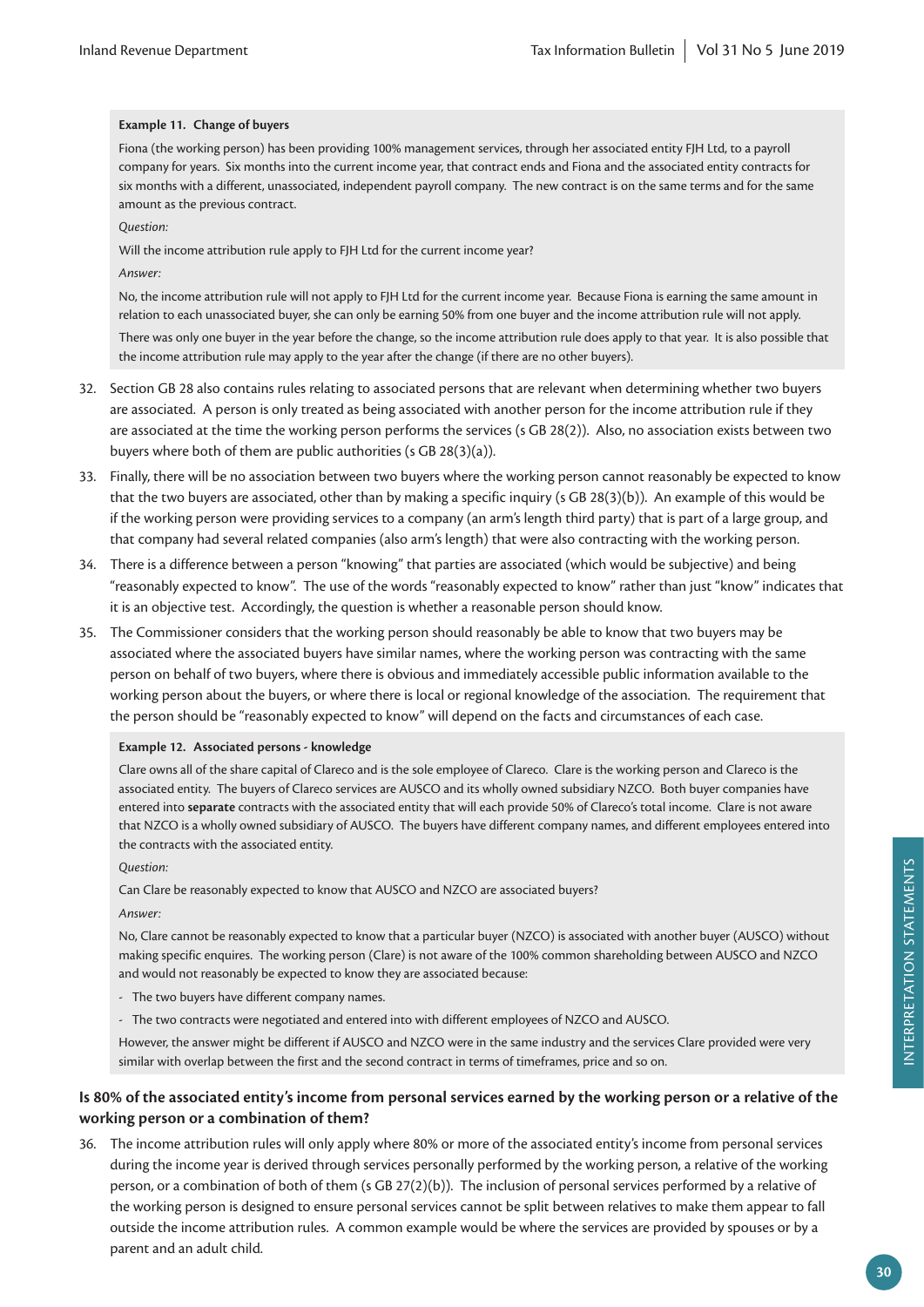**Example 11. Change of buyers**

Fiona (the working person) has been providing 100% management services, through her associated entity FJH Ltd, to a payroll company for years. Six months into the current income year, that contract ends and Fiona and the associated entity contracts for six months with a different, unassociated, independent payroll company. The new contract is on the same terms and for the same amount as the previous contract.

*Question:*

Will the income attribution rule apply to FJH Ltd for the current income year?

*Answer:*

No, the income attribution rule will not apply to FJH Ltd for the current income year. Because Fiona is earning the same amount in relation to each unassociated buyer, she can only be earning 50% from one buyer and the income attribution rule will not apply.

There was only one buyer in the year before the change, so the income attribution rule does apply to that year. It is also possible that the income attribution rule may apply to the year after the change (if there are no other buyers).

32. Section GB 28 also contains rules relating to associated persons that are relevant when determining whether two buyers are associated. A person is only treated as being associated with another person for the income attribution rule if they are associated at the time the working person performs the services (s GB 28(2)). Also, no association exists between two buyers where both of them are public authorities (s GB 28(3)(a)).

33. Finally, there will be no association between two buyers where the working person cannot reasonably be expected to know that the two buyers are associated, other than by making a specific inquiry (s GB 28(3)(b)). An example of this would be if the working person were providing services to a company (an arm's length third party) that is part of a large group, and that company had several related companies (also arm's length) that were also contracting with the working person.

34. There is a difference between a person "knowing" that parties are associated (which would be subjective) and being "reasonably expected to know". The use of the words "reasonably expected to know" rather than just "know" indicates that it is an objective test. Accordingly, the question is whether a reasonable person should know.

35. The Commissioner considers that the working person should reasonably be able to know that two buyers may be associated where the associated buyers have similar names, where the working person was contracting with the same person on behalf of two buyers, where there is obvious and immediately accessible public information available to the working person about the buyers, or where there is local or regional knowledge of the association. The requirement that the person should be "reasonably expected to know" will depend on the facts and circumstances of each case.

**Example 12. Associated persons - knowledge**

Clare owns all of the share capital of Clareco and is the sole employee of Clareco. Clare is the working person and Clareco is the associated entity. The buyers of Clareco services are AUSCO and its wholly owned subsidiary NZCO. Both buyer companies have entered into **separate** contracts with the associated entity that will each provide 50% of Clareco's total income. Clare is not aware that NZCO is a wholly owned subsidiary of AUSCO. The buyers have different company names, and different employees entered into the contracts with the associated entity.

*Question:*

Can Clare be reasonably expected to know that AUSCO and NZCO are associated buyers?

*Answer:*

No, Clare cannot be reasonably expected to know that a particular buyer (NZCO) is associated with another buyer (AUSCO) without making specific enquires. The working person (Clare) is not aware of the 100% common shareholding between AUSCO and NZCO and would not reasonably be expected to know they are associated because:

- The two buyers have different company names.
- The two contracts were negotiated and entered into with different employees of NZCO and AUSCO.

However, the answer might be different if AUSCO and NZCO were in the same industry and the services Clare provided were very similar with overlap between the first and the second contract in terms of timeframes, price and so on.

### Is 80% of the associated entity's income from personal services earned by the working person or a relative of the working person or a combination of them?

36. The income attribution rules will only apply where 80% or more of the associated entity's income from personal services during the income year is derived through services personally performed by the working person, a relative of the working person, or a combination of both of them (s GB 27(2)(b)). The inclusion of personal services performed by a relative of the working person is designed to ensure personal services cannot be split between relatives to make them appear to fall outside the income attribution rules. A common example would be where the services are provided by spouses or by a parent and an adult child.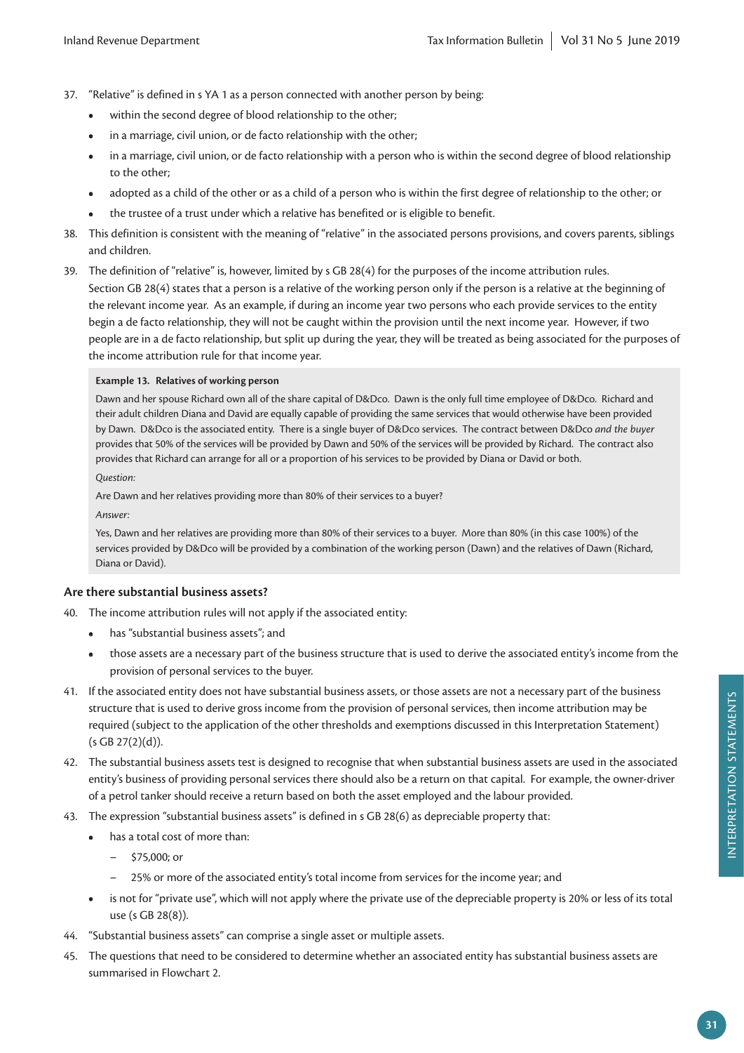37. "Relative" is defined in s YA 1 as a person connected with another person by being:

   - within the second degree of blood relationship to the other;
   - in a marriage, civil union, or de facto relationship with the other;
   - in a marriage, civil union, or de facto relationship with a person who is within the second degree of blood relationship to the other;
   - adopted as a child of the other or as a child of a person who is within the first degree of relationship to the other; or
   - the trustee of a trust under which a relative has benefited or is eligible to benefit.

38. This definition is consistent with the meaning of "relative" in the associated persons provisions, and covers parents, siblings and children.

39. The definition of "relative" is, however, limited by s GB 28(4) for the purposes of the income attribution rules. Section GB 28(4) states that a person is a relative of the working person only if the person is a relative at the beginning of the relevant income year. As an example, if during an income year two persons who each provide services to the entity begin a de facto relationship, they will not be caught within the provision until the next income year. However, if two people are in a de facto relationship, but split up during the year, they will be treated as being associated for the purposes of the income attribution rule for that income year.

> **Example 13. Relatives of working person**
>
> Dawn and her spouse Richard own all of the share capital of D&Dco. Dawn is the only full time employee of D&Dco. Richard and their adult children Diana and David are equally capable of providing the same services that would otherwise have been provided by Dawn. D&Dco is the associated entity. There is a single buyer of D&Dco services. The contract between D&Dco *and the buyer* provides that 50% of the services will be provided by Dawn and 50% of the services will be provided by Richard. The contract also provides that Richard can arrange for all or a proportion of his services to be provided by Diana or David or both.
>
> *Question:*
>
> Are Dawn and her relatives providing more than 80% of their services to a buyer?
>
> *Answer:*
>
> Yes, Dawn and her relatives are providing more than 80% of their services to a buyer. More than 80% (in this case 100%) of the services provided by D&Dco will be provided by a combination of the working person (Dawn) and the relatives of Dawn (Richard, Diana or David).

### Are there substantial business assets?

40. The income attribution rules will not apply if the associated entity:

   - has "substantial business assets"; and
   - those assets are a necessary part of the business structure that is used to derive the associated entity's income from the provision of personal services to the buyer.

41. If the associated entity does not have substantial business assets, or those assets are not a necessary part of the business structure that is used to derive gross income from the provision of personal services, then income attribution may be required (subject to the application of the other thresholds and exemptions discussed in this Interpretation Statement) (s GB 27(2)(d)).

42. The substantial business assets test is designed to recognise that when substantial business assets are used in the associated entity's business of providing personal services there should also be a return on that capital. For example, the owner-driver of a petrol tanker should receive a return based on both the asset employed and the labour provided.

43. The expression "substantial business assets" is defined in s GB 28(6) as depreciable property that:

   - has a total cost of more than:
     - $75,000; or
     - 25% or more of the associated entity's total income from services for the income year; and
   - is not for "private use", which will not apply where the private use of the depreciable property is 20% or less of its total use (s GB 28(8)).

44. "Substantial business assets" can comprise a single asset or multiple assets.

45. The questions that need to be considered to determine whether an associated entity has substantial business assets are summarised in Flowchart 2.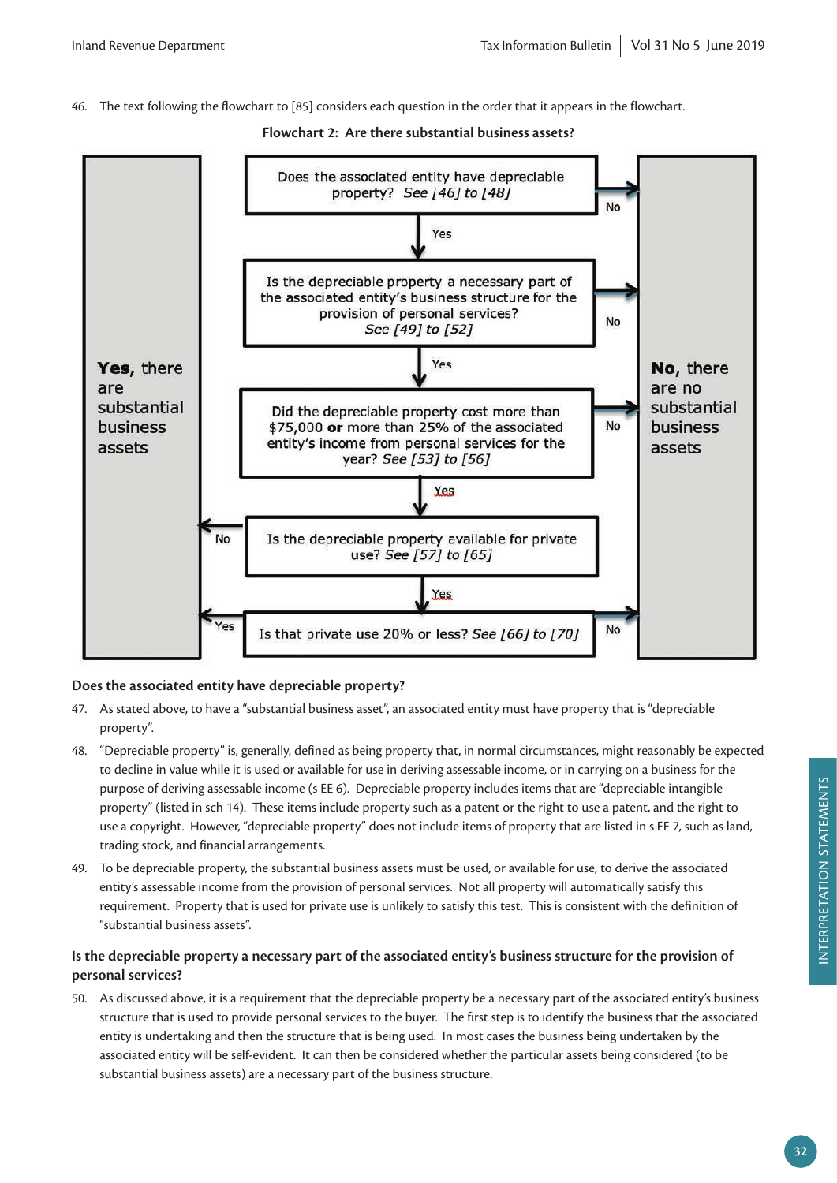46. The text following the flowchart to [85] considers each question in the order that it appears in the flowchart.

**Flowchart 2: Are there substantial business assets?**

Does the associated entity have depreciable property? *See [46] to [48]*

- No → **No,** there are no substantial business assets
- Yes ↓

Is the depreciable property a necessary part of the associated entity's business structure for the provision of personal services? *See [49] to [52]*

- No → **No,** there are no substantial business assets
- Yes ↓

Did the depreciable property cost more than $75,000 **or** more than 25% of the associated entity's income from personal services for the year? *See [53] to [56]*

- No → **No,** there are no substantial business assets
- Yes ↓

Is the depreciable available for private use? *See [57] to [65]*

- No → **Yes,** there are substantial business assets
- Yes ↓

Is that private use 20% or less? *See [66] to [70]*

- Yes → **Yes,** there are substantial business assets
- No → **No,** there are no substantial business assets

### Does the associated entity have depreciable property?

47. As stated above, to have a "substantial business asset", an associated entity must have property that is "depreciable property".

48. "Depreciable property" is, generally, defined as being property that, in normal circumstances, might reasonably be expected to decline in value while it is used or available for use in deriving assessable income, or in carrying on a business for the purpose of deriving assessable income (s EE 6). Depreciable property includes items that are "depreciable intangible property" (listed in sch 14). These items include property such as a patent or the right to use a patent, and the right to use a copyright. However, "depreciable property" does not include items of property that are listed in s EE 7, such as land, trading stock, and financial arrangements.

49. To be depreciable property, the substantial business assets must be used, or available for use, to derive the associated entity's assessable income from the provision of personal services. Not all property will automatically satisfy this requirement. Property that is used for private use is unlikely to satisfy this test. This is consistent with the definition of "substantial business assets".

### Is the depreciable property a necessary part of the associated entity's business structure for the provision of personal services?

50. As discussed above, it is a requirement that the depreciable property be a necessary part of the associated entity's business structure that is used to provide personal services to the buyer. The first step is to identify the business that the associated entity is undertaking and then the structure that is being used. In most cases the business being undertaken by the associated entity will be self-evident. It can then be considered whether the particular assets being considered (to be substantial business assets) are a necessary part of the business structure.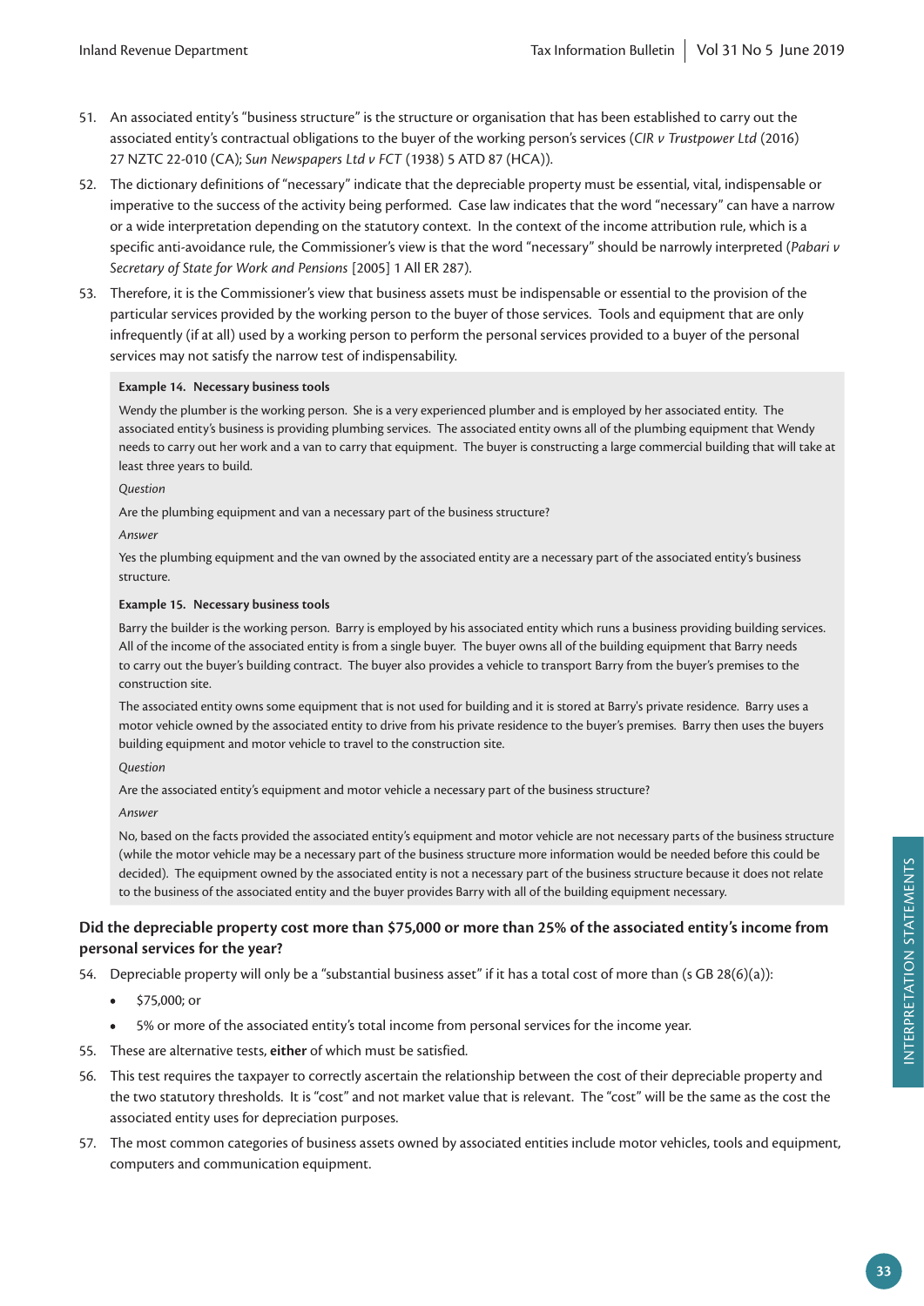51. An associated entity's "business structure" is the structure or organisation that has been established to carry out the associated entity's contractual obligations to the buyer of the working person's services (*CIR v Trustpower Ltd* (2016) 27 NZTC 22-010 (CA); *Sun Newspapers Ltd v FCT* (1938) 5 ATD 87 (HCA)).

52. The dictionary definitions of "necessary" indicate that the depreciable property must be essential, vital, indispensable or imperative to the success of the activity being performed. Case law indicates that the word "necessary" can have a narrow or a wide interpretation depending on the statutory context. In the context of the income attribution rule, which is a specific anti-avoidance rule, the Commissioner's view is that the word "necessary" should be narrowly interpreted (*Pabari v Secretary of State for Work and Pensions* [2005] 1 All ER 287).

53. Therefore, it is the Commissioner's view that business assets must be indispensable or essential to the provision of the particular services provided by the working person to the buyer of those services. Tools and equipment that are only infrequently (if at all) used by a working person to perform the personal services provided to a buyer of the personal services may not satisfy the narrow test of indispensability.

**Example 14. Necessary business tools**

Wendy the plumber is the working person. She is a very experienced plumber and is employed by her associated entity. The associated entity's business is providing plumbing services. The associated entity owns all of the plumbing equipment that Wendy needs to carry out her work and a van to carry that equipment. The buyer is constructing a large commercial building that will take at least three years to build.

*Question*

Are the plumbing equipment and van a necessary part of the business structure?

*Answer*

Yes the plumbing equipment and the van owned by the associated entity are a necessary part of the associated entity's business structure.

**Example 15. Necessary business tools**

Barry the builder is the working person. Barry is employed by his associated entity which runs a business providing building services. All of the income of the associated entity is from a single buyer. The buyer owns all of the building equipment that Barry needs to carry out the buyer's building contract. The buyer also provides a vehicle to transport Barry from the buyer's premises to the construction site.

The associated entity owns some equipment that is not used for building and it is stored at Barry's private residence. Barry uses a motor vehicle owned by the associated entity to drive from his private residence to the buyer's premises. Barry then uses the buyers building equipment and motor vehicle to travel to the construction site.

*Question*

Are the associated entity's equipment and motor vehicle a necessary part of the business structure?

*Answer*

No, based on the facts provided the associated entity's equipment and motor vehicle are not necessary parts of the business structure (while the motor vehicle may be a necessary part of the business structure more information would be needed before this could be decided). The equipment owned by the associated entity is not a necessary part of the business structure because it does not relate to the business of the associated entity and the buyer provides Barry with all of the building equipment necessary.

### Did the depreciable property cost more than $75,000 or more than 25% of the associated entity's income from personal services for the year?

54. Depreciable property will only be a "substantial business asset" if it has a total cost of more than (s GB 28(6)(a)):
    - $75,000; or
    - 5% or more of the associated entity's total income from personal services for the income year.

55. These are alternative tests, **either** of which must be satisfied.

56. This test requires the taxpayer to correctly ascertain the relationship between the cost of their depreciable property and the two statutory thresholds. It is "cost" and not market value that is relevant. The "cost" will be the same as the cost the associated entity uses for depreciation purposes.

57. The most common categories of business assets owned by associated entities include motor vehicles, tools and equipment, computers and communication equipment.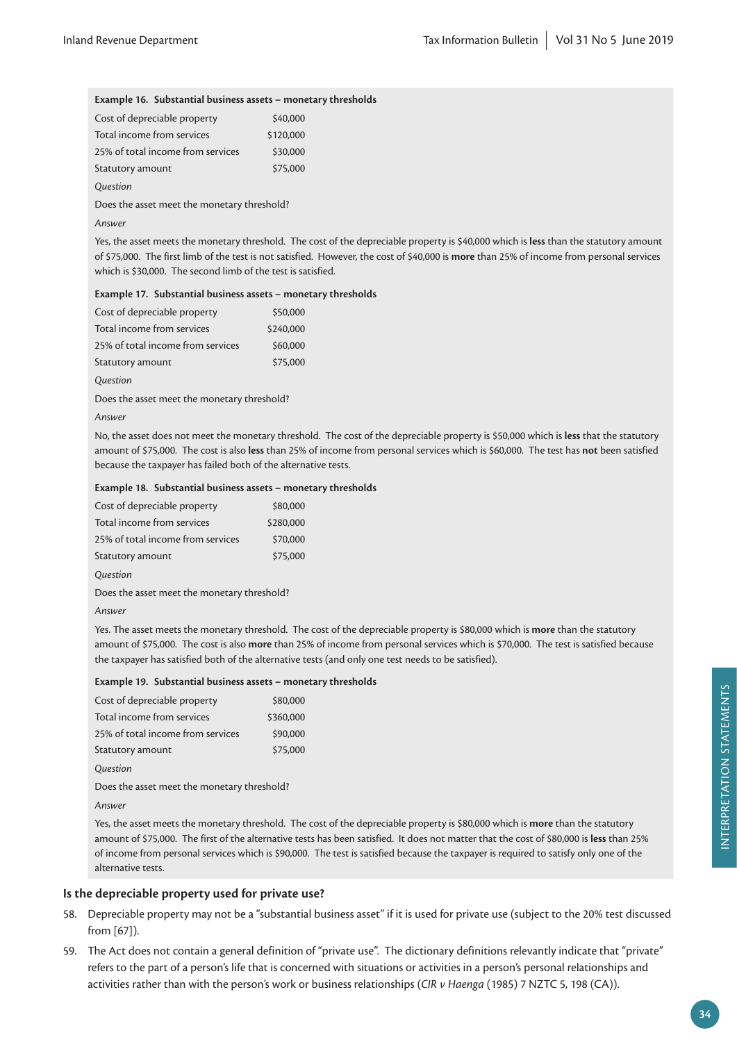**Example 16. Substantial business assets – monetary thresholds**

| | |
|---|---|
| Cost of depreciable property | $40,000 |
| Total income from services | $120,000 |
| 25% of total income from services | $30,000 |
| Statutory amount | $75,000 |

*Question*

Does the asset meet the monetary threshold?

*Answer*

Yes, the asset meets the monetary threshold. The cost of the depreciable property is $40,000 which is **less** than the statutory amount of $75,000. The first limb of the test is not satisfied. However, the cost of $40,000 is **more** than 25% of income from personal services which is $30,000. The second limb of the test is satisfied.

**Example 17. Substantial business assets – monetary thresholds**

| | |
|---|---|
| Cost of depreciable property | $50,000 |
| Total income from services | $240,000 |
| 25% of total income from services | $60,000 |
| Statutory amount | $75,000 |

*Question*

Does the asset meet the monetary threshold?

*Answer*

No, the asset does not meet the monetary threshold. The cost of the depreciable property is $50,000 which is **less** that the statutory amount of $75,000. The cost is also **less** than 25% of income from personal services which is $60,000. The test has **not** been satisfied because the taxpayer has failed both of the alternative tests.

**Example 18. Substantial business assets – monetary thresholds**

| | |
|---|---|
| Cost of depreciable property | $80,000 |
| Total income from services | $280,000 |
| 25% of total income from services | $70,000 |
| Statutory amount | $75,000 |

*Question*

Does the asset meet the monetary threshold?

*Answer*

Yes. The asset meets the monetary threshold. The cost of the depreciable property is $80,000 which is **more** than the statutory amount of $75,000. The cost is also **more** than 25% of income from personal services which is $70,000. The test is satisfied because the taxpayer has satisfied both of the alternative tests (and only one test needs to be satisfied).

**Example 19. Substantial business assets – monetary thresholds**

| | |
|---|---|
| Cost of depreciable property | $80,000 |
| Total income from services | $360,000 |
| 25% of total income from services | $90,000 |
| Statutory amount | $75,000 |

*Question*

Does the asset meet the monetary threshold?

*Answer*

Yes, the asset meets the monetary threshold. The cost of the depreciable property is $80,000 which is **more** than the statutory amount of $75,000. The first of the alternative tests has been satisfied. It does not matter that the cost of $80,000 is **less** than 25% of income from personal services which is $90,000. The test is satisfied because the taxpayer is required to satisfy only one of the alternative tests.

### Is the depreciable property used for private use?

58. Depreciable property may not be a "substantial business asset" if it is used for private use (subject to the 20% test discussed from [67]).

59. The Act does not contain a general definition of "private use". The dictionary definitions relevantly indicate that "private" refers to the part of a person's life that is concerned with situations or activities in a person's personal relationships and activities rather than with the person's work or business relationships (*CIR v Haenga* (1985) 7 NZTC 5, 198 (CA)).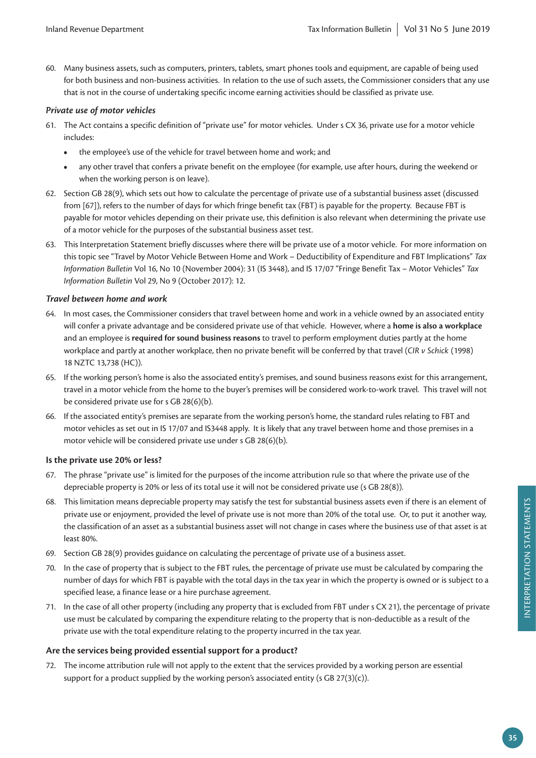60. Many business assets, such as computers, printers, tablets, smart phones tools and equipment, are capable of being used for both business and non-business activities. In relation to the use of such assets, the Commissioner considers that any use that is not in the course of undertaking specific income earning activities should be classified as private use.

### *Private use of motor vehicles*

61. The Act contains a specific definition of "private use" for motor vehicles. Under s CX 36, private use for a motor vehicle includes:
    - the employee's use of the vehicle for travel between home and work; and
    - any other travel that confers a private benefit on the employee (for example, use after hours, during the weekend or when the working person is on leave).
62. Section GB 28(9), which sets out how to calculate the percentage of private use of a substantial business asset (discussed from [67]), refers to the number of days for which fringe benefit tax (FBT) is payable for the property. Because FBT is payable for motor vehicles depending on their private use, this definition is also relevant when determining the private use of a motor vehicle for the purposes of the substantial business asset test.
63. This Interpretation Statement briefly discusses where there will be private use of a motor vehicle. For more information on this topic see "Travel by Motor Vehicle Between Home and Work – Deductibility of Expenditure and FBT Implications" *Tax Information Bulletin* Vol 16, No 10 (November 2004): 31 (IS 3448), and IS 17/07 "Fringe Benefit Tax – Motor Vehicles" *Tax Information Bulletin* Vol 29, No 9 (October 2017): 12.

### *Travel between home and work*

64. In most cases, the Commissioner considers that travel between home and work in a vehicle owned by an associated entity will confer a private advantage and be considered private use of that vehicle. However, where a **home is also a workplace** and an employee is **required for sound business reasons** to travel to perform employment duties partly at the home workplace and partly at another workplace, then no private benefit will be conferred by that travel (*CIR v Schick* (1998) 18 NZTC 13,738 (HC)).
65. If the working person's home is also the associated entity's premises, and sound business reasons exist for this arrangement, travel in a motor vehicle from the home to the buyer's premises will be considered work-to-work travel. This travel will not be considered private use for s GB 28(6)(b).
66. If the associated entity's premises are separate from the working person's home, the standard rules relating to FBT and motor vehicles as set out in IS 17/07 and IS3448 apply. It is likely that any travel between home and those premises in a motor vehicle will be considered private use under s GB 28(6)(b).

### Is the private use 20% or less?

67. The phrase "private use" is limited for the purposes of the income attribution rule so that where the private use of the depreciable property is 20% or less of its total use it will not be considered private use (s GB 28(8)).
68. This limitation means depreciable property may satisfy the test for substantial business assets even if there is an element of private use or enjoyment, provided the level of private use is not more than 20% of the total use. Or, to put it another way, the classification of an asset as a substantial business asset will not change in cases where the business use of that asset is at least 80%.
69. Section GB 28(9) provides guidance on calculating the percentage of private use of a business asset.
70. In the case of property that is subject to the FBT rules, the percentage of private use must be calculated by comparing the number of days for which FBT is payable with the total days in the tax year in which the property is owned or is subject to a specified lease, a finance lease or a hire purchase agreement.
71. In the case of all other property (including any property that is excluded from FBT under s CX 21), the percentage of private use must be calculated by comparing the expenditure relating to the property that is non-deductible as a result of the private use with the total expenditure relating to the property incurred in the tax year.

### Are the services being provided essential support for a product?

72. The income attribution rule will not apply to the extent that the services provided by a working person are essential support for a product supplied by the working person's associated entity (s GB 27(3)(c)).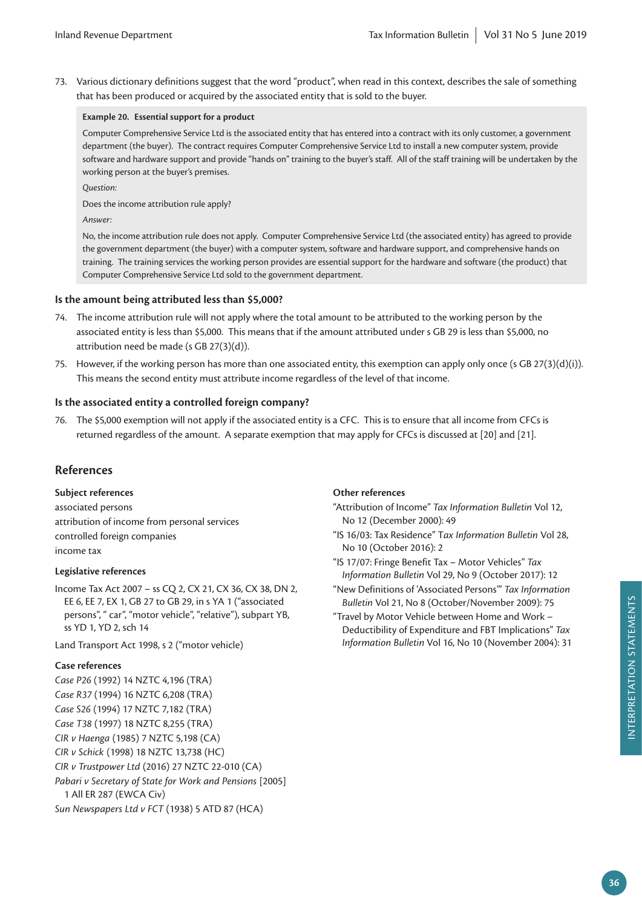73. Various dictionary definitions suggest that the word "product", when read in this context, describes the sale of something that has been produced or acquired by the associated entity that is sold to the buyer.

> **Example 20. Essential support for a product**
>
> Computer Comprehensive Service Ltd is the associated entity that has entered into a contract with its only customer, a government department (the buyer). The contract requires Computer Comprehensive Service Ltd to install a new computer system, provide software and hardware support and provide "hands on" training to the buyer's staff. All of the staff training will be undertaken by the working person at the buyer's premises.
>
> *Question:*
>
> Does the income attribution rule apply?
>
> *Answer:*
>
> No, the income attribution rule does not apply. Computer Comprehensive Service Ltd (the associated entity) has agreed to provide the government department (the buyer) with a computer system, software and hardware support, and comprehensive hands on training. The training services the working person provides are essential support for the hardware and software (the product) that Computer Comprehensive Service Ltd sold to the government department.

### Is the amount being attributed less than $5,000?

74. The income attribution rule will not apply where the total amount to be attributed to the working person by the associated entity is less than $5,000. This means that if the amount attributed under s GB 29 is less than $5,000, no attribution need be made (s GB 27(3)(d)).

75. However, if the working person has more than one associated entity, this exemption can apply only once (s GB 27(3)(d)(i)). This means the second entity must attribute income regardless of the level of that income.

### Is the associated entity a controlled foreign company?

76. The $5,000 exemption will not apply if the associated entity is a CFC. This is to ensure that all income from CFCs is returned regardless of the amount. A separate exemption that may apply for CFCs is discussed at [20] and [21].

## References

### Subject references

associated persons
attribution of income from personal services
controlled foreign companies
income tax

### Legislative references

Income Tax Act 2007 – ss CQ 2, CX 21, CX 36, CX 38, DN 2, EE 6, EE 7, EX 1, GB 27 to GB 29, in s YA 1 ("associated persons", " car", "motor vehicle", "relative"), subpart YB, ss YD 1, YD 2, sch 14

Land Transport Act 1998, s 2 ("motor vehicle)

### Case references

*Case P26* (1992) 14 NZTC 4,196 (TRA)
*Case R37* (1994) 16 NZTC 6,208 (TRA)
*Case S26* (1994) 17 NZTC 7,182 (TRA)
*Case T38* (1997) 18 NZTC 8,255 (TRA)
*CIR v Haenga* (1985) 7 NZTC 5,198 (CA)
*CIR v Schick* (1998) 18 NZTC 13,738 (HC)
*CIR v Trustpower Ltd* (2016) 27 NZTC 22-010 (CA)
*Pabari v Secretary of State for Work and Pensions* [2005] 1 All ER 287 (EWCA Civ)
*Sun Newspapers Ltd v FCT* (1938) 5 ATD 87 (HCA)

### Other references

"Attribution of Income" *Tax Information Bulletin* Vol 12, No 12 (December 2000): 49

"IS 16/03: Tax Residence" *Tax Information Bulletin* Vol 28, No 10 (October 2016): 2

"IS 17/07: Fringe Benefit Tax – Motor Vehicles" *Tax Information Bulletin* Vol 29, No 9 (October 2017): 12

"New Definitions of 'Associated Persons'" *Tax Information Bulletin* Vol 21, No 8 (October/November 2009): 75

"Travel by Motor Vehicle between Home and Work – Deductibility of Expenditure and FBT Implications" *Tax Information Bulletin* Vol 16, No 10 (November 2004): 31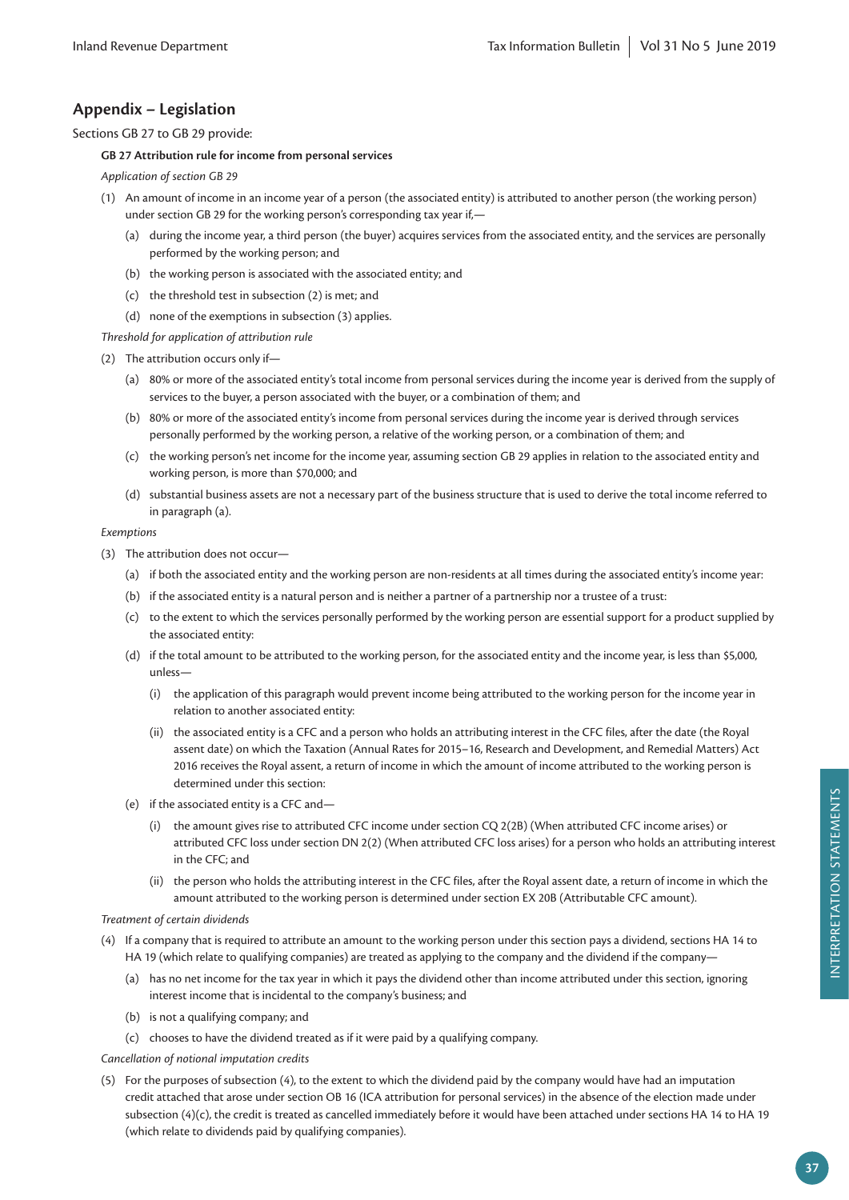## Appendix – Legislation

Sections GB 27 to GB 29 provide:

**GB 27 Attribution rule for income from personal services**

*Application of section GB 29*

(1) An amount of income in an income year of a person (the associated entity) is attributed to another person (the working person) under section GB 29 for the working person's corresponding tax year if,—

- (a) during the income year, a third person (the buyer) acquires services from the associated entity, and the services are personally performed by the working person; and
- (b) the working person is associated with the associated entity; and
- (c) the threshold test in subsection (2) is met; and
- (d) none of the exemptions in subsection (3) applies.

*Threshold for application of attribution rule*

(2) The attribution occurs only if—

- (a) 80% or more of the associated entity's total income from personal services during the income year is derived from the supply of services to the buyer, a person associated with the buyer, or a combination of them; and
- (b) 80% or more of the associated entity's income from personal services during the income year is derived through services personally performed by the working person, a relative of the working person, or a combination of them; and
- (c) the working person's net income for the income year, assuming section GB 29 applies in relation to the associated entity and working person, is more than $70,000; and
- (d) substantial business assets are not a necessary part of the business structure that is used to derive the total income referred to in paragraph (a).

*Exemptions*

(3) The attribution does not occur—

- (a) if both the associated entity and the working person are non-residents at all times during the associated entity's income year:
- (b) if the associated entity is a natural person and is neither a partner of a partnership nor a trustee of a trust:
- (c) to the extent to which the services personally performed by the working person are essential support for a product supplied by the associated entity:
- (d) if the total amount to be attributed to the working person, for the associated entity and the income year, is less than $5,000, unless—
  - (i) the application of this paragraph would prevent income being attributed to the working person for the income year in relation to another associated entity:
  - (ii) the associated entity is a CFC and a person who holds an attributing interest in the CFC files, after the date (the Royal assent date) on which the Taxation (Annual Rates for 2015–16, Research and Development, and Remedial Matters) Act 2016 receives the Royal assent, a return of income in which the amount of income attributed to the working person is determined under this section:
- (e) if the associated entity is a CFC and—
  - (i) the amount gives rise to attributed CFC income under section CQ 2(2B) (When attributed CFC income arises) or attributed CFC loss under section DN 2(2) (When attributed CFC loss arises) for a person who holds an attributing interest in the CFC; and
  - (ii) the person who holds the attributing interest in the CFC files, after the Royal assent date, a return of income in which the amount attributed to the working person is determined under section EX 20B (Attributable CFC amount).

*Treatment of certain dividends*

(4) If a company that is required to attribute an amount to the working person under this section pays a dividend, sections HA 14 to HA 19 (which relate to qualifying companies) are treated as applying to the company and the dividend if the company—

- (a) has no net income for the tax year in which it pays the dividend other than income attributed under this section, ignoring interest income that is incidental to the company's business; and
- (b) is not a qualifying company; and
- (c) chooses to have the dividend treated as if it were paid by a qualifying company.

*Cancellation of notional imputation credits*

(5) For the purposes of subsection (4), to the extent to which the dividend paid by the company would have had an imputation credit attached that arose under section OB 16 (ICA attribution for personal services) in the absence of the election made under subsection (4)(c), the credit is treated as cancelled immediately before it would have been attached under sections HA 14 to HA 19 (which relate to dividends paid by qualifying companies).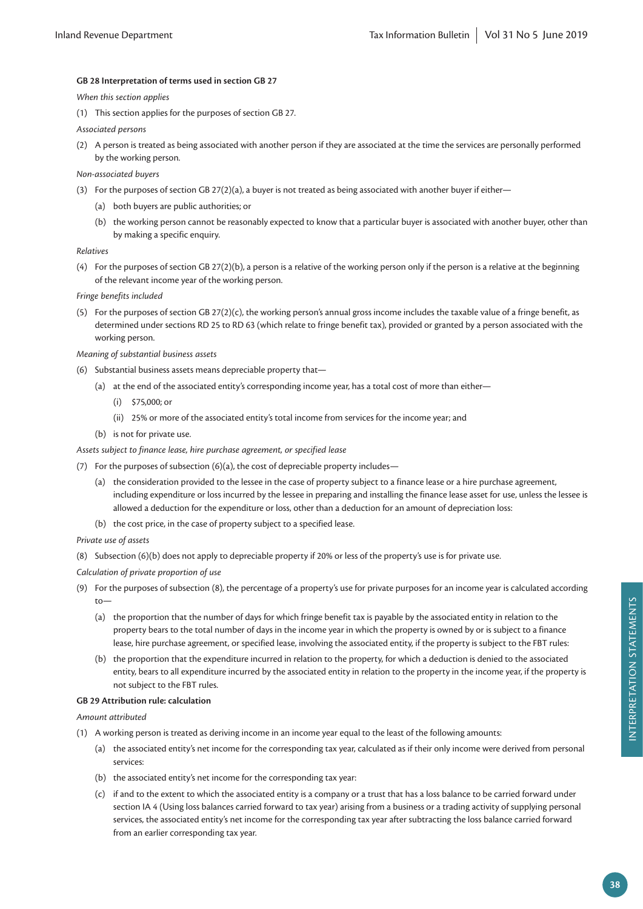**GB 28 Interpretation of terms used in section GB 27**

*When this section applies*

(1) This section applies for the purposes of section GB 27.

*Associated persons*

(2) A person is treated as being associated with another person if they are associated at the time the services are personally performed by the working person.

*Non-associated buyers*

(3) For the purposes of section GB 27(2)(a), a buyer is not treated as being associated with another buyer if either—

- (a) both buyers are public authorities; or
- (b) the working person cannot be reasonably expected to know that a particular buyer is associated with another buyer, other than by making a specific enquiry.

*Relatives*

(4) For the purposes of section GB 27(2)(b), a person is a relative of the working person only if the person is a relative at the beginning of the relevant income year of the working person.

*Fringe benefits included*

(5) For the purposes of section GB 27(2)(c), the working person's annual gross income includes the taxable value of a fringe benefit, as determined under sections RD 25 to RD 63 (which relate to fringe benefit tax), provided or granted by a person associated with the working person.

*Meaning of substantial business assets*

(6) Substantial business assets means depreciable property that—

- (a) at the end of the associated entity's corresponding income year, has a total cost of more than either—
  - (i) $75,000; or
  - (ii) 25% or more of the associated entity's total income from services for the income year; and
- (b) is not for private use.

*Assets subject to finance lease, hire purchase agreement, or specified lease*

(7) For the purposes of subsection (6)(a), the cost of depreciable property includes—

- (a) the consideration provided to the lessee in the case of property subject to a finance lease or a hire purchase agreement, including expenditure or loss incurred by the lessee in preparing and installing the finance lease asset for use, unless the lessee is allowed a deduction for the expenditure or loss, other than a deduction for an amount of depreciation loss:
- (b) the cost price, in the case of property subject to a specified lease.

*Private use of assets*

(8) Subsection (6)(b) does not apply to depreciable property if 20% or less of the property's use is for private use.

*Calculation of private proportion of use*

(9) For the purposes of subsection (8), the percentage of a property's use for private purposes for an income year is calculated according to—

- (a) the proportion that the number of days for which fringe benefit tax is payable by the associated entity in relation to the property bears to the total number of days in the income year in which the property is owned by or is subject to a finance lease, hire purchase agreement, or specified lease, involving the associated entity, if the property is subject to the FBT rules:
- (b) the proportion that the expenditure incurred in relation to the property, for which a deduction is denied to the associated entity, bears to all expenditure incurred by the associated entity in relation to the property in the income year, if the property is not subject to the FBT rules.

**GB 29 Attribution rule: calculation**

*Amount attributed*

(1) A working person is treated as deriving income in an income year equal to the least of the following amounts:

- (a) the associated entity's net income for the corresponding tax year, calculated as if their only income were derived from personal services:
- (b) the associated entity's net income for the corresponding tax year:
- (c) if and to the extent to which the associated entity is a company or a trust that has a loss balance to be carried forward under section IA 4 (Using loss balances carried forward to tax year) arising from a business or a trading activity of supplying personal services, the associated entity's net income for the corresponding tax year after subtracting the loss balance carried forward from an earlier corresponding tax year.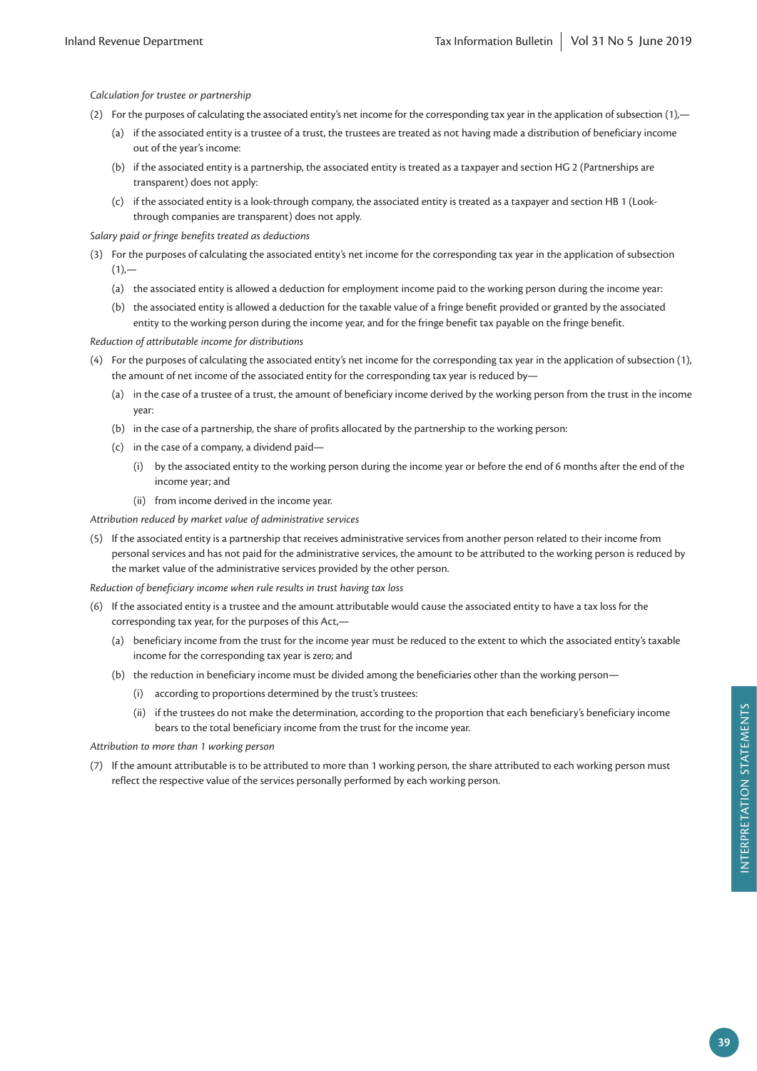*Calculation for trustee or partnership*

(2) For the purposes of calculating the associated entity's net income for the corresponding tax year in the application of subsection (1),—

(a) if the associated entity is a trustee of a trust, the trustees are treated as not having made a distribution of beneficiary income out of the year's income:

(b) if the associated entity is a partnership, the associated entity is treated as a taxpayer and section HG 2 (Partnerships are transparent) does not apply:

(c) if the associated entity is a look-through company, the associated entity is treated as a taxpayer and section HB 1 (Look-through companies are transparent) does not apply.

*Salary paid or fringe benefits treated as deductions*

(3) For the purposes of calculating the associated entity's net income for the corresponding tax year in the application of subsection (1),—

(a) the associated entity is allowed a deduction for employment income paid to the working person during the income year:

(b) the associated entity is allowed a deduction for the taxable value of a fringe benefit provided or granted by the associated entity to the working person during the income year, and for the fringe benefit tax payable on the fringe benefit.

*Reduction of attributable income for distributions*

(4) For the purposes of calculating the associated entity's net income for the corresponding tax year in the application of subsection (1), the amount of net income of the associated entity for the corresponding tax year is reduced by—

(a) in the case of a trustee of a trust, the amount of beneficiary income derived by the working person from the trust in the income year:

(b) in the case of a partnership, the share of profits allocated by the partnership to the working person:

(c) in the case of a company, a dividend paid—

(i) by the associated entity to the working person during the income year or before the end of 6 months after the end of the income year; and

(ii) from income derived in the income year.

*Attribution reduced by market value of administrative services*

(5) If the associated entity is a partnership that receives administrative services from another person related to their income from personal services and has not paid for the administrative services, the amount to be attributed to the working person is reduced by the market value of the administrative services provided by the other person.

*Reduction of beneficiary income when rule results in trust having tax loss*

(6) If the associated entity is a trustee and the amount attributable would cause the associated entity to have a tax loss for the corresponding tax year, for the purposes of this Act,—

(a) beneficiary income from the trust for the income year must be reduced to the extent to which the associated entity's taxable income for the corresponding tax year is zero; and

(b) the reduction in beneficiary income must be divided among the beneficiaries other than the working person—

(i) according to proportions determined by the trust's trustees:

(ii) if the trustees do not make the determination, according to the proportion that each beneficiary's beneficiary income bears to the total beneficiary income from the trust for the income year.

*Attribution to more than 1 working person*

(7) If the amount attributable is to be attributed to more than 1 working person, the share attributed to each working person must reflect the respective value of the services personally performed by each working person.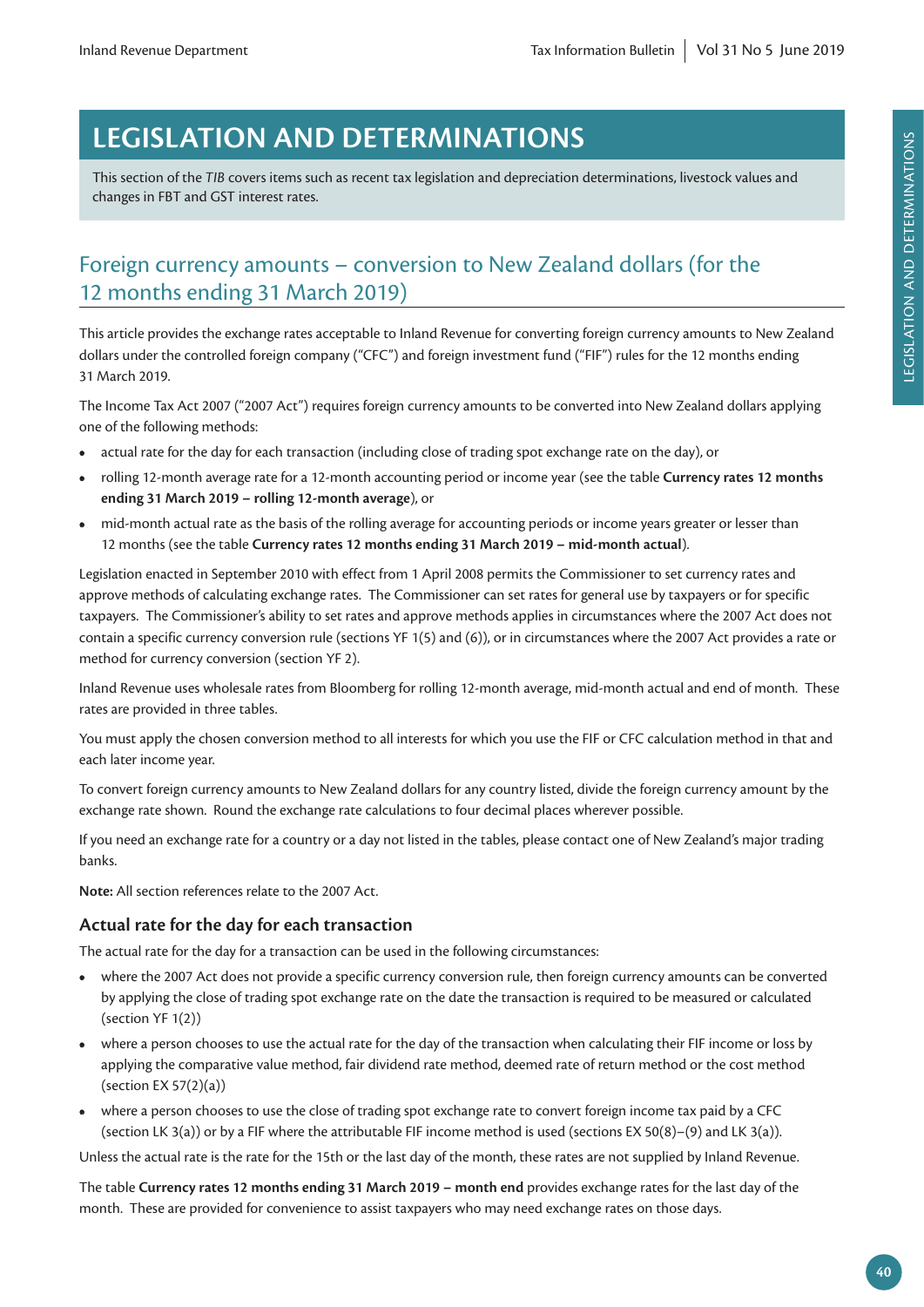# LEGISLATION AND DETERMINATIONS

This section of the *TIB* covers items such as recent tax legislation and depreciation determinations, livestock values and changes in FBT and GST interest rates.

## Foreign currency amounts – conversion to New Zealand dollars (for the 12 months ending 31 March 2019)

This article provides the exchange rates acceptable to Inland Revenue for converting foreign currency amounts to New Zealand dollars under the controlled foreign company ("CFC") and foreign investment fund ("FIF") rules for the 12 months ending 31 March 2019.

The Income Tax Act 2007 ("2007 Act") requires foreign currency amounts to be converted into New Zealand dollars applying one of the following methods:

- actual rate for the day for each transaction (including close of trading spot exchange rate on the day), or
- rolling 12-month average rate for a 12-month accounting period or income year (see the table **Currency rates 12 months ending 31 March 2019 – rolling 12-month average**), or
- mid-month actual rate as the basis of the rolling average for accounting periods or income years greater or lesser than 12 months (see the table **Currency rates 12 months ending 31 March 2019 – mid-month actual**).

Legislation enacted in September 2010 with effect from 1 April 2008 permits the Commissioner to set currency rates and approve methods of calculating exchange rates. The Commissioner can set rates for general use by taxpayers or for specific taxpayers. The Commissioner's ability to set rates and approve methods applies in circumstances where the 2007 Act does not contain a specific currency conversion rule (sections YF 1(5) and (6)), or in circumstances where the 2007 Act provides a rate or method for currency conversion (section YF 2).

Inland Revenue uses wholesale rates from Bloomberg for rolling 12-month average, mid-month actual and end of month. These rates are provided in three tables.

You must apply the chosen conversion method to all interests for which you use the FIF or CFC calculation method in that and each later income year.

To convert foreign currency amounts to New Zealand dollars for any country listed, divide the foreign currency amount by the exchange rate shown. Round the exchange rate calculations to four decimal places wherever possible.

If you need an exchange rate for a country or a day not listed in the tables, please contact one of New Zealand's major trading banks.

**Note:** All section references relate to the 2007 Act.

### Actual rate for the day for each transaction

The actual rate for the day for a transaction can be used in the following circumstances:

- where the 2007 Act does not provide a specific currency conversion rule, then foreign currency amounts can be converted by applying the close of trading spot exchange rate on the date the transaction is required to be measured or calculated (section YF 1(2))
- where a person chooses to use the actual rate for the day of the transaction when calculating their FIF income or loss by applying the comparative value method, fair dividend rate method, deemed rate of return method or the cost method (section EX 57(2)(a))
- where a person chooses to use the close of trading spot exchange rate to convert foreign income tax paid by a CFC (section LK 3(a)) or by a FIF where the attributable FIF income method is used (sections EX 50(8)–(9) and LK 3(a)).

Unless the actual rate is the rate for the 15th or the last day of the month, these rates are not supplied by Inland Revenue.

The table **Currency rates 12 months ending 31 March 2019 – month end** provides exchange rates for the last day of the month. These are provided for convenience to assist taxpayers who may need exchange rates on those days.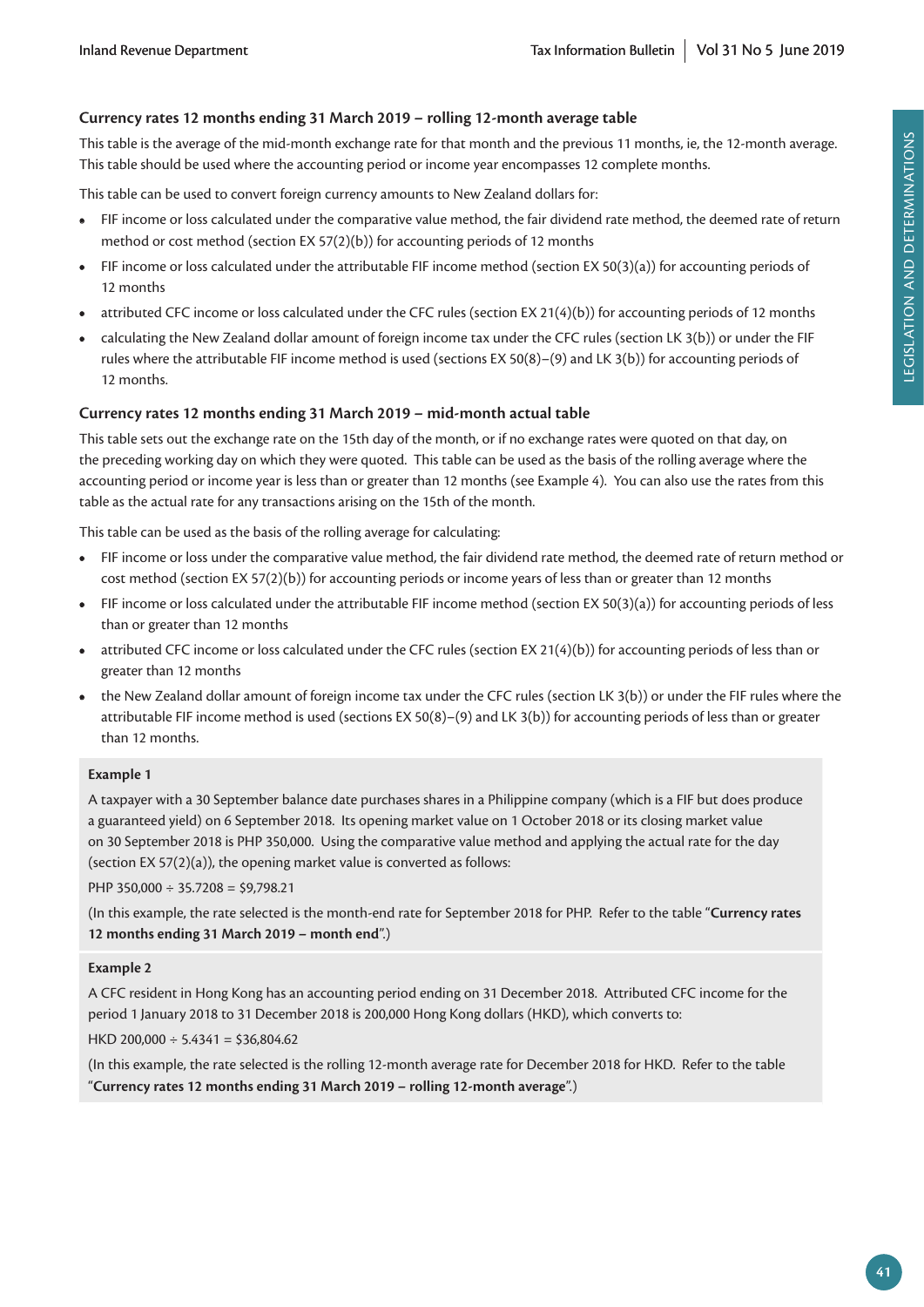### Currency rates 12 months ending 31 March 2019 – rolling 12-month average table

This table is the average of the mid-month exchange rate for that month and the previous 11 months, ie, the 12-month average. This table should be used where the accounting period or income year encompasses 12 complete months.

This table can be used to convert foreign currency amounts to New Zealand dollars for:

- FIF income or loss calculated under the comparative value method, the fair dividend rate method, the deemed rate of return method or cost method (section EX 57(2)(b)) for accounting periods of 12 months
- FIF income or loss calculated under the attributable FIF income method (section EX 50(3)(a)) for accounting periods of 12 months
- attributed CFC income or loss calculated under the CFC rules (section EX 21(4)(b)) for accounting periods of 12 months
- calculating the New Zealand dollar amount of foreign income tax under the CFC rules (section LK 3(b)) or under the FIF rules where the attributable FIF income method is used (sections EX 50(8)–(9) and LK 3(b)) for accounting periods of 12 months.

### Currency rates 12 months ending 31 March 2019 – mid-month actual table

This table sets out the exchange rate on the 15th day of the month, or if no exchange rates were quoted on that day, on the preceding working day on which they were quoted. This table can be used as the basis of the rolling average where the accounting period or income year is less than or greater than 12 months (see Example 4). You can also use the rates from this table as the actual rate for any transactions arising on the 15th of the month.

This table can be used as the basis of the rolling average for calculating:

- FIF income or loss under the comparative value method, the fair dividend rate method, the deemed rate of return method or cost method (section EX 57(2)(b)) for accounting periods or income years of less than or greater than 12 months
- FIF income or loss calculated under the attributable FIF income method (section EX 50(3)(a)) for accounting periods of less than or greater than 12 months
- attributed CFC income or loss calculated under the CFC rules (section EX 21(4)(b)) for accounting periods of less than or greater than 12 months
- the New Zealand dollar amount of foreign income tax under the CFC rules (section LK 3(b)) or under the FIF rules where the attributable FIF income method is used (sections EX 50(8)–(9) and LK 3(b)) for accounting periods of less than or greater than 12 months.

**Example 1**

A taxpayer with a 30 September balance date purchases shares in a Philippine company (which is a FIF but does produce a guaranteed yield) on 6 September 2018. Its opening market value on 1 October 2018 or its closing market value on 30 September 2018 is PHP 350,000. Using the comparative value method and applying the actual rate for the day (section EX 57(2)(a)), the opening market value is converted as follows:

PHP 350,000 ÷ 35.7208 = $9,798.21

(In this example, the rate selected is the month-end rate for September 2018 for PHP. Refer to the table "**Currency rates 12 months ending 31 March 2019 – month end**".)

**Example 2**

A CFC resident in Hong Kong has an accounting period ending on 31 December 2018. Attributed CFC income for the period 1 January 2018 to 31 December 2018 is 200,000 Hong Kong dollars (HKD), which converts to:

HKD 200,000 ÷ 5.4341 = $36,804.62

(In this example, the rate selected is the rolling 12-month average rate for December 2018 for HKD. Refer to the table "**Currency rates 12 months ending 31 March 2019 – rolling 12-month average**".)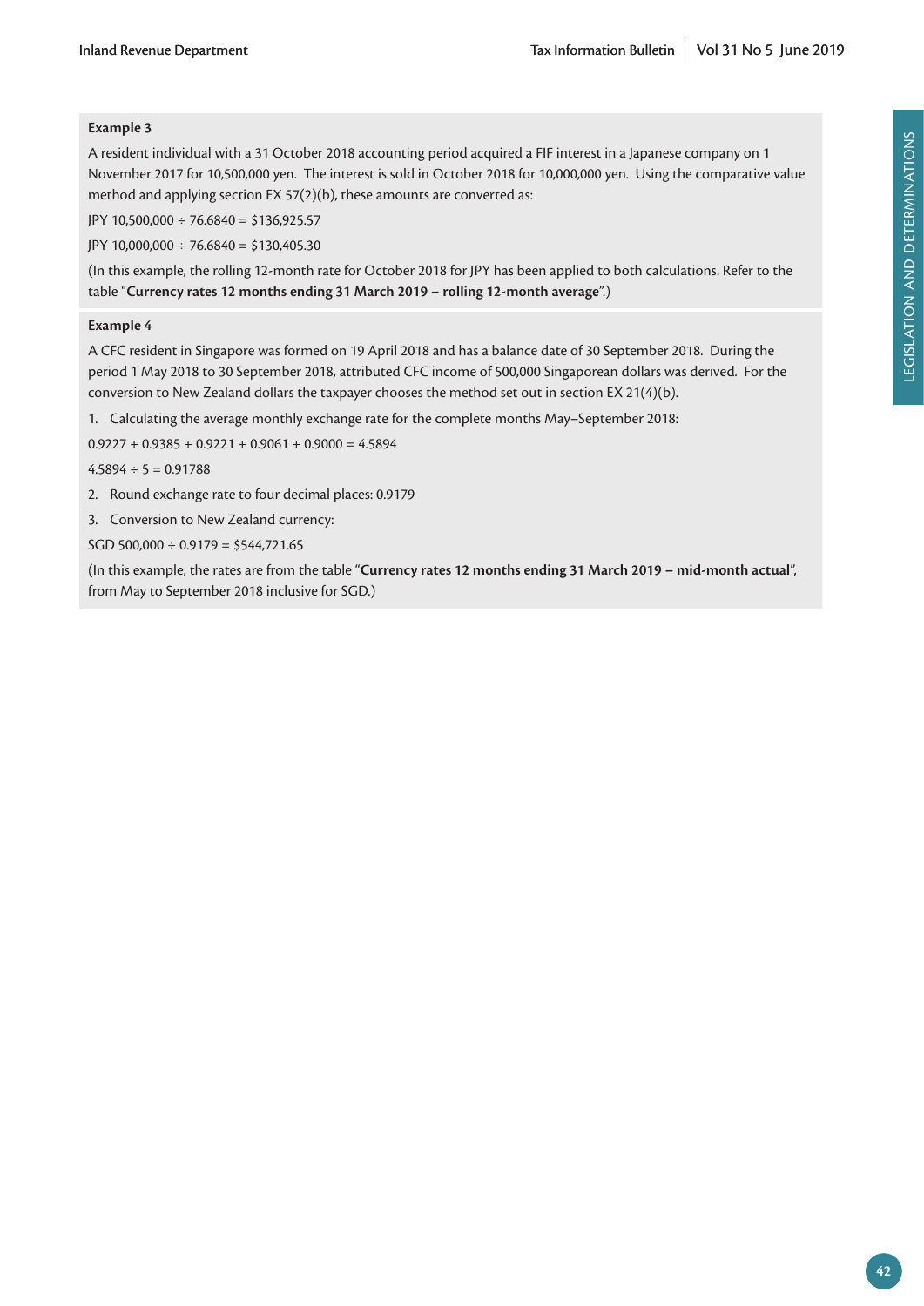**Example 3**

A resident individual with a 31 October 2018 accounting period acquired a FIF interest in a Japanese company on 1 November 2017 for 10,500,000 yen. The interest is sold in October 2018 for 10,000,000 yen. Using the comparative value method and applying section EX 57(2)(b), these amounts are converted as:

JPY 10,500,000 ÷ 76.6840 = $136,925.57

JPY 10,000,000 ÷ 76.6840 = $130,405.30

(In this example, the rolling 12-month rate for October 2018 for JPY has been applied to both calculations. Refer to the table "**Currency rates 12 months ending 31 March 2019 – rolling 12-month average**".)

**Example 4**

A CFC resident in Singapore was formed on 19 April 2018 and has a balance date of 30 September 2018. During the period 1 May 2018 to 30 September 2018, attributed CFC income of 500,000 Singaporean dollars was derived. For the conversion to New Zealand dollars the taxpayer chooses the method set out in section EX 21(4)(b).

1. Calculating the average monthly exchange rate for the complete months May–September 2018:

0.9227 + 0.9385 + 0.9221 + 0.9061 + 0.9000 = 4.5894

4.5894 ÷ 5 = 0.91788

2. Round exchange rate to four decimal places: 0.9179

3. Conversion to New Zealand currency:

SGD 500,000 ÷ 0.9179 = $544,721.65

(In this example, the rates are from the table "**Currency rates 12 months ending 31 March 2019 – mid-month actual**", from May to September 2018 inclusive for SGD.)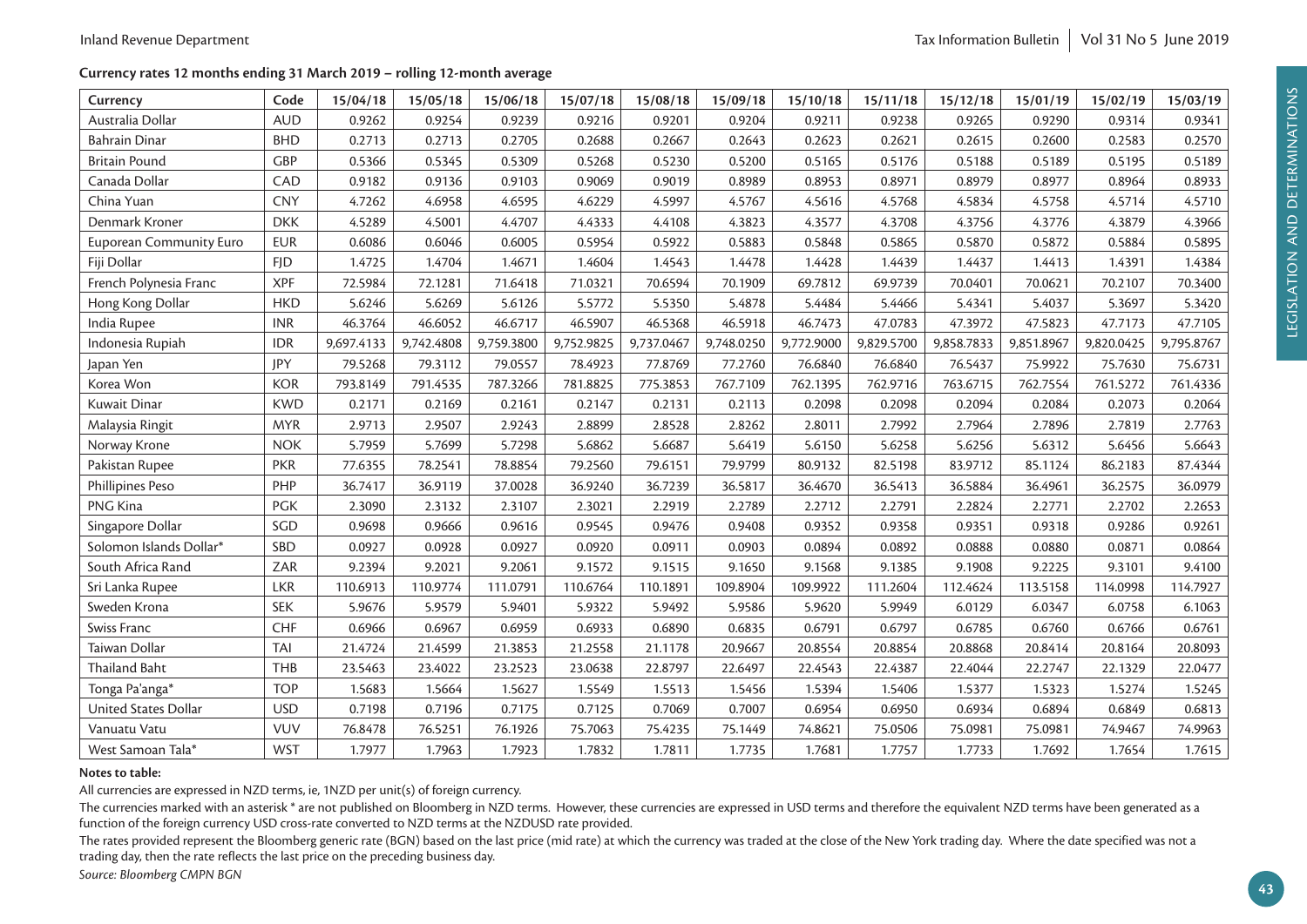**Currency rates 12 months ending 31 March 2019 – rolling 12-month average**

| Currency | Code | 15/04/18 | 15/05/18 | 15/06/18 | 15/07/18 | 15/08/18 | 15/09/18 | 15/10/18 | 15/11/18 | 15/12/18 | 15/01/19 | 15/02/19 | 15/03/19 |
|---|---|---|---|---|---|---|---|---|---|---|---|---|---|
| Australia Dollar | AUD | 0.9262 | 0.9254 | 0.9239 | 0.9216 | 0.9201 | 0.9204 | 0.9211 | 0.9238 | 0.9265 | 0.9290 | 0.9314 | 0.9341 |
| Bahrain Dinar | BHD | 0.2713 | 0.2713 | 0.2705 | 0.2688 | 0.2667 | 0.2643 | 0.2623 | 0.2621 | 0.2615 | 0.2600 | 0.2583 | 0.2570 |
| Britain Pound | GBP | 0.5366 | 0.5345 | 0.5309 | 0.5268 | 0.5230 | 0.5200 | 0.5165 | 0.5176 | 0.5188 | 0.5189 | 0.5195 | 0.5189 |
| Canada Dollar | CAD | 0.9182 | 0.9136 | 0.9103 | 0.9069 | 0.9019 | 0.8989 | 0.8953 | 0.8971 | 0.8979 | 0.8977 | 0.8964 | 0.8933 |
| China Yuan | CNY | 4.7262 | 4.6958 | 4.6595 | 4.6229 | 4.5997 | 4.5767 | 4.5616 | 4.5768 | 4.5834 | 4.5758 | 4.5714 | 4.5710 |
| Denmark Kroner | DKK | 4.5289 | 4.5001 | 4.4707 | 4.4333 | 4.4108 | 4.3823 | 4.3577 | 4.3708 | 4.3756 | 4.3776 | 4.3879 | 4.3966 |
| Euporean Community Euro | EUR | 0.6086 | 0.6046 | 0.6005 | 0.5954 | 0.5922 | 0.5883 | 0.5848 | 0.5865 | 0.5870 | 0.5872 | 0.5884 | 0.5895 |
| Fiji Dollar | FJD | 1.4725 | 1.4704 | 1.4671 | 1.4604 | 1.4543 | 1.4478 | 1.4428 | 1.4439 | 1.4437 | 1.4413 | 1.4391 | 1.4384 |
| French Polynesia Franc | XPF | 72.5984 | 72.1281 | 71.6418 | 71.0321 | 70.6594 | 70.1909 | 69.7812 | 69.9739 | 70.0401 | 70.0621 | 70.2107 | 70.3400 |
| Hong Kong Dollar | HKD | 5.6246 | 5.6269 | 5.6126 | 5.5772 | 5.5350 | 5.4878 | 5.4484 | 5.4466 | 5.4341 | 5.4037 | 5.3697 | 5.3420 |
| India Rupee | INR | 46.3764 | 46.6052 | 46.6717 | 46.5907 | 46.5368 | 46.5918 | 46.7473 | 47.0783 | 47.3972 | 47.5823 | 47.7173 | 47.7105 |
| Indonesia Rupiah | IDR | 9,697.4133 | 9,742.4808 | 9,759.3800 | 9,752.9825 | 9,737.0467 | 9,748.0250 | 9,772.9000 | 9,829.5700 | 9,858.7833 | 9,851.8967 | 9,820.0425 | 9,795.8767 |
| Japan Yen | JPY | 79.5268 | 79.3112 | 79.0557 | 78.4923 | 77.8769 | 77.2760 | 76.6840 | 76.6840 | 76.5437 | 75.9922 | 75.7630 | 75.6731 |
| Korea Won | KOR | 793.8149 | 791.4535 | 787.3266 | 781.8825 | 775.3853 | 767.7109 | 762.1395 | 762.9716 | 763.6715 | 762.7554 | 761.5272 | 761.4336 |
| Kuwait Dinar | KWD | 0.2171 | 0.2169 | 0.2161 | 0.2147 | 0.2131 | 0.2113 | 0.2098 | 0.2098 | 0.2094 | 0.2084 | 0.2073 | 0.2064 |
| Malaysia Ringit | MYR | 2.9713 | 2.9507 | 2.9243 | 2.8899 | 2.8528 | 2.8262 | 2.8011 | 2.7992 | 2.7964 | 2.7896 | 2.7819 | 2.7763 |
| Norway Krone | NOK | 5.7959 | 5.7699 | 5.7298 | 5.6862 | 5.6687 | 5.6419 | 5.6150 | 5.6258 | 5.6256 | 5.6312 | 5.6456 | 5.6643 |
| Pakistan Rupee | PKR | 77.6355 | 78.2541 | 78.8854 | 79.2560 | 79.6151 | 79.9799 | 80.9132 | 82.5198 | 83.9712 | 85.1124 | 86.2183 | 87.4344 |
| Phillipines Peso | PHP | 36.7417 | 36.9119 | 37.0028 | 36.9240 | 36.7239 | 36.5817 | 36.4670 | 36.5413 | 36.5884 | 36.4961 | 36.2575 | 36.0979 |
| PNG Kina | PGK | 2.3090 | 2.3132 | 2.3107 | 2.3021 | 2.2919 | 2.2789 | 2.2712 | 2.2791 | 2.2824 | 2.2771 | 2.2702 | 2.2653 |
| Singapore Dollar | SGD | 0.9698 | 0.9666 | 0.9616 | 0.9545 | 0.9476 | 0.9408 | 0.9352 | 0.9358 | 0.9351 | 0.9318 | 0.9286 | 0.9261 |
| Solomon Islands Dollar* | SBD | 0.0927 | 0.0928 | 0.0927 | 0.0920 | 0.0911 | 0.0903 | 0.0894 | 0.0892 | 0.0888 | 0.0880 | 0.0871 | 0.0864 |
| South Africa Rand | ZAR | 9.2394 | 9.2021 | 9.2061 | 9.1572 | 9.1515 | 9.1650 | 9.1568 | 9.1385 | 9.1908 | 9.2225 | 9.3101 | 9.4100 |
| Sri Lanka Rupee | LKR | 110.6913 | 110.9774 | 111.0791 | 110.6764 | 110.1891 | 109.8904 | 109.9922 | 111.2604 | 112.4624 | 113.5158 | 114.0998 | 114.7927 |
| Sweden Krona | SEK | 5.9676 | 5.9579 | 5.9401 | 5.9322 | 5.9492 | 5.9586 | 5.9620 | 5.9949 | 6.0129 | 6.0347 | 6.0758 | 6.1063 |
| Swiss Franc | CHF | 0.6966 | 0.6967 | 0.6959 | 0.6933 | 0.6890 | 0.6835 | 0.6791 | 0.6797 | 0.6785 | 0.6760 | 0.6766 | 0.6761 |
| Taiwan Dollar | TAI | 21.4724 | 21.4599 | 21.3853 | 21.2558 | 21.1178 | 20.9667 | 20.8554 | 20.8854 | 20.8868 | 20.8414 | 20.8164 | 20.8093 |
| Thailand Baht | THB | 23.5463 | 23.4022 | 23.2523 | 23.0638 | 22.8797 | 22.6497 | 22.4543 | 22.4387 | 22.4044 | 22.2747 | 22.1329 | 22.0477 |
| Tonga Pa'anga* | TOP | 1.5683 | 1.5664 | 1.5627 | 1.5549 | 1.5513 | 1.5456 | 1.5394 | 1.5406 | 1.5377 | 1.5323 | 1.5274 | 1.5245 |
| United States Dollar | USD | 0.7198 | 0.7196 | 0.7175 | 0.7125 | 0.7069 | 0.7007 | 0.6954 | 0.6950 | 0.6934 | 0.6894 | 0.6849 | 0.6813 |
| Vanuatu Vatu | VUV | 76.8478 | 76.5251 | 76.1926 | 75.7063 | 75.4235 | 75.1449 | 74.8621 | 75.0506 | 75.0981 | 75.0981 | 74.9467 | 74.9963 |
| West Samoan Tala* | WST | 1.7977 | 1.7963 | 1.7923 | 1.7832 | 1.7811 | 1.7735 | 1.7681 | 1.7757 | 1.7733 | 1.7692 | 1.7654 | 1.7615 |

**Notes to table:**

All currencies are expressed in NZD terms, ie, 1NZD per unit(s) of foreign currency.

The currencies marked with an asterisk * are not published on Bloomberg in NZD terms. However, these currencies are expressed in USD terms and therefore the equivalent NZD terms have been generated as a function of the foreign currency USD cross-rate converted to NZD terms at the NZDUSD rate provided.

The rates provided represent the Bloomberg generic rate (BGN) based on the last price (mid rate) at which the currency was traded at the close of the New York trading day. Where the date specified was not a trading day, then the rate reflects the last price on the preceding business day.

*Source: Bloomberg CMPN BGN*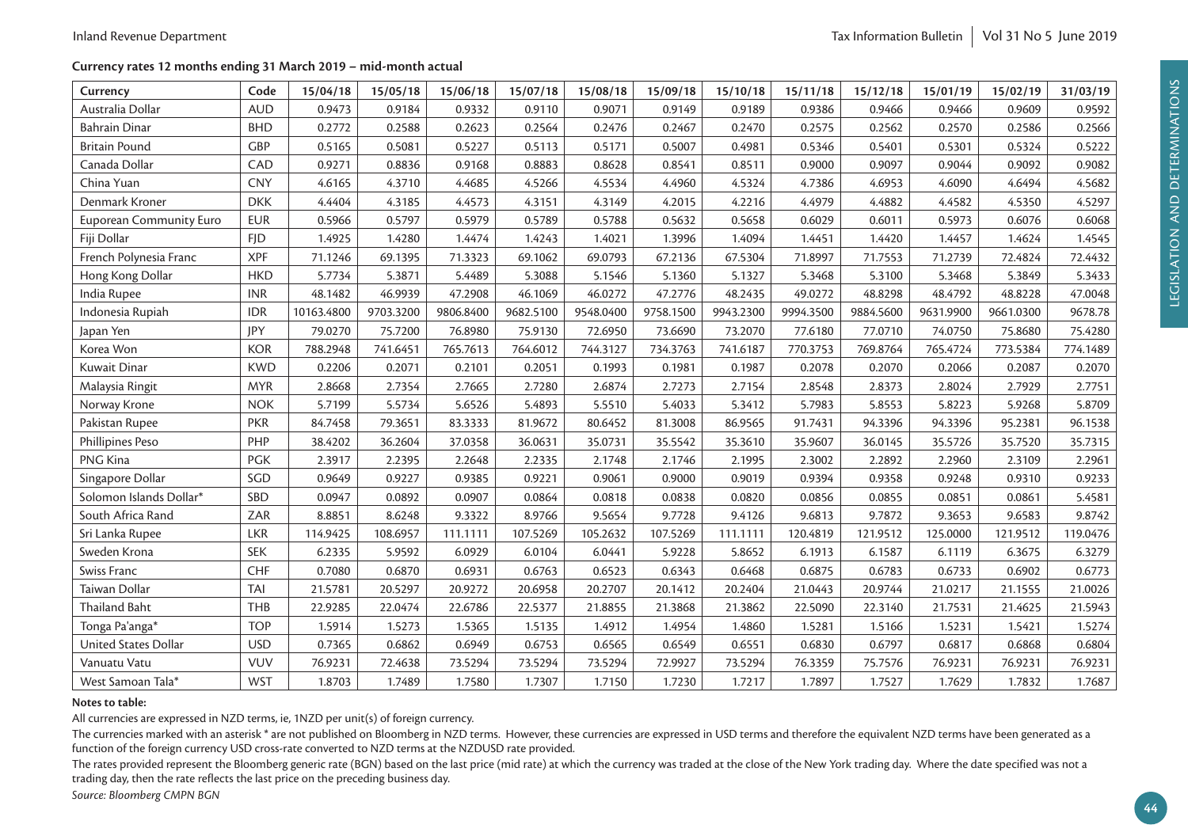**Currency rates 12 months ending 31 March 2019 – mid-month actual**

| Currency | Code | 15/04/18 | 15/05/18 | 15/06/18 | 15/07/18 | 15/08/18 | 15/09/18 | 15/10/18 | 15/11/18 | 15/12/18 | 15/01/19 | 15/02/19 | 31/03/19 |
|---|---|---|---|---|---|---|---|---|---|---|---|---|---|
| Australia Dollar | AUD | 0.9473 | 0.9184 | 0.9332 | 0.9110 | 0.9071 | 0.9149 | 0.9189 | 0.9386 | 0.9466 | 0.9466 | 0.9609 | 0.9592 |
| Bahrain Dinar | BHD | 0.2772 | 0.2588 | 0.2623 | 0.2564 | 0.2476 | 0.2467 | 0.2470 | 0.2575 | 0.2562 | 0.2570 | 0.2586 | 0.2566 |
| Britain Pound | GBP | 0.5165 | 0.5081 | 0.5227 | 0.5113 | 0.5171 | 0.5007 | 0.4981 | 0.5346 | 0.5401 | 0.5301 | 0.5324 | 0.5222 |
| Canada Dollar | CAD | 0.9271 | 0.8836 | 0.9168 | 0.8883 | 0.8628 | 0.8541 | 0.8511 | 0.9000 | 0.9097 | 0.9044 | 0.9092 | 0.9082 |
| China Yuan | CNY | 4.6165 | 4.3710 | 4.4685 | 4.5266 | 4.5534 | 4.4960 | 4.5324 | 4.7386 | 4.6953 | 4.6090 | 4.6494 | 4.5682 |
| Denmark Kroner | DKK | 4.4404 | 4.3185 | 4.4573 | 4.3151 | 4.3149 | 4.2015 | 4.2216 | 4.4979 | 4.4882 | 4.4582 | 4.5350 | 4.5297 |
| Euporean Community Euro | EUR | 0.5966 | 0.5797 | 0.5979 | 0.5789 | 0.5788 | 0.5632 | 0.5658 | 0.6029 | 0.6011 | 0.5973 | 0.6076 | 0.6068 |
| Fiji Dollar | FJD | 1.4925 | 1.4280 | 1.4474 | 1.4243 | 1.4021 | 1.3996 | 1.4094 | 1.4451 | 1.4420 | 1.4457 | 1.4624 | 1.4545 |
| French Polynesia Franc | XPF | 71.1246 | 69.1395 | 71.3323 | 69.1062 | 69.0793 | 67.2136 | 67.5304 | 71.8997 | 71.7553 | 71.2739 | 72.4824 | 72.4432 |
| Hong Kong Dollar | HKD | 5.7734 | 5.3871 | 5.4489 | 5.3088 | 5.1546 | 5.1360 | 5.1327 | 5.3468 | 5.3100 | 5.3468 | 5.3849 | 5.3433 |
| India Rupee | INR | 48.1482 | 46.9939 | 47.2908 | 46.1069 | 46.0272 | 47.2776 | 48.2435 | 49.0272 | 48.8298 | 48.4792 | 48.8228 | 47.0048 |
| Indonesia Rupiah | IDR | 10163.4800 | 9703.3200 | 9806.8400 | 9682.5100 | 9548.0400 | 9758.1500 | 9943.2300 | 9994.3500 | 9884.5600 | 9631.9900 | 9661.0300 | 9678.78 |
| Japan Yen | JPY | 79.0270 | 75.7200 | 76.8980 | 75.9130 | 72.6950 | 73.6690 | 73.2070 | 77.6180 | 77.0710 | 74.0750 | 75.8680 | 75.4280 |
| Korea Won | KOR | 788.2948 | 741.6451 | 765.7613 | 764.6012 | 744.3127 | 734.3763 | 741.6187 | 770.3753 | 769.8764 | 765.4724 | 773.5384 | 774.1489 |
| Kuwait Dinar | KWD | 0.2206 | 0.2071 | 0.2101 | 0.2051 | 0.1993 | 0.1981 | 0.1987 | 0.2078 | 0.2070 | 0.2066 | 0.2087 | 0.2070 |
| Malaysia Ringit | MYR | 2.8668 | 2.7354 | 2.7665 | 2.7280 | 2.6874 | 2.7273 | 2.7154 | 2.8548 | 2.8373 | 2.8024 | 2.7929 | 2.7751 |
| Norway Krone | NOK | 5.7199 | 5.5734 | 5.6526 | 5.4893 | 5.5510 | 5.4033 | 5.3412 | 5.7983 | 5.8553 | 5.8223 | 5.9268 | 5.8709 |
| Pakistan Rupee | PKR | 84.7458 | 79.3651 | 83.3333 | 81.9672 | 80.6452 | 81.3008 | 86.9565 | 91.7431 | 94.3396 | 94.3396 | 95.2381 | 96.1538 |
| Phillipines Peso | PHP | 38.4202 | 36.2604 | 37.0358 | 36.0631 | 35.0731 | 35.5542 | 35.3610 | 35.9607 | 36.0145 | 35.5726 | 35.7520 | 35.7315 |
| PNG Kina | PGK | 2.3917 | 2.2395 | 2.2648 | 2.2335 | 2.1748 | 2.1746 | 2.1995 | 2.3002 | 2.2892 | 2.2960 | 2.3109 | 2.2961 |
| Singapore Dollar | SGD | 0.9649 | 0.9227 | 0.9385 | 0.9221 | 0.9061 | 0.9000 | 0.9019 | 0.9394 | 0.9358 | 0.9248 | 0.9310 | 0.9233 |
| Solomon Islands Dollar* | SBD | 0.0947 | 0.0892 | 0.0907 | 0.0864 | 0.0818 | 0.0838 | 0.0820 | 0.0856 | 0.0855 | 0.0851 | 0.0861 | 5.4581 |
| South Africa Rand | ZAR | 8.8851 | 8.6248 | 9.3322 | 8.9766 | 9.5654 | 9.7728 | 9.4126 | 9.6813 | 9.7872 | 9.3653 | 9.6583 | 9.8742 |
| Sri Lanka Rupee | LKR | 114.9425 | 108.6957 | 111.1111 | 107.5269 | 105.2632 | 107.5269 | 111.1111 | 120.4819 | 121.9512 | 125.0000 | 121.9512 | 119.0476 |
| Sweden Krona | SEK | 6.2335 | 5.9592 | 6.0929 | 6.0104 | 6.0441 | 5.9228 | 5.8652 | 6.1913 | 6.1587 | 6.1119 | 6.3675 | 6.3279 |
| Swiss Franc | CHF | 0.7080 | 0.6870 | 0.6931 | 0.6763 | 0.6523 | 0.6343 | 0.6468 | 0.6875 | 0.6783 | 0.6733 | 0.6902 | 0.6773 |
| Taiwan Dollar | TAI | 21.5781 | 20.5297 | 20.9272 | 20.6958 | 20.2707 | 20.1412 | 20.2404 | 21.0443 | 20.9744 | 21.0217 | 21.1555 | 21.0026 |
| Thailand Baht | THB | 22.9285 | 22.0474 | 22.6786 | 22.5377 | 21.8855 | 21.3868 | 21.3862 | 22.5090 | 22.3140 | 21.7531 | 21.4625 | 21.5943 |
| Tonga Pa'anga* | TOP | 1.5914 | 1.5273 | 1.5365 | 1.5135 | 1.4912 | 1.4954 | 1.4860 | 1.5281 | 1.5166 | 1.5231 | 1.5421 | 1.5274 |
| United States Dollar | USD | 0.7365 | 0.6862 | 0.6949 | 0.6753 | 0.6565 | 0.6549 | 0.6551 | 0.6830 | 0.6797 | 0.6817 | 0.6868 | 0.6804 |
| Vanuatu Vatu | VUV | 76.9231 | 72.4638 | 73.5294 | 73.5294 | 73.5294 | 72.9927 | 73.5294 | 76.3359 | 75.7576 | 76.9231 | 76.9231 | 76.9231 |
| West Samoan Tala* | WST | 1.8703 | 1.7489 | 1.7580 | 1.7307 | 1.7150 | 1.7230 | 1.7217 | 1.7897 | 1.7527 | 1.7629 | 1.7832 | 1.7687 |

**Notes to table:**

All currencies are expressed in NZD terms, ie, 1NZD per unit(s) of foreign currency.

The currencies marked with an asterisk * are not published on Bloomberg in NZD terms. However, these currencies are expressed in USD terms and therefore the equivalent NZD terms have been generated as a function of the foreign currency USD cross-rate converted to NZD terms at the NZDUSD rate provided.

The rates provided represent the Bloomberg generic rate (BGN) based on the last price (mid rate) at which the currency was traded at the close of the New York trading day. Where the date specified was not a trading day, then the rate reflects the last price on the preceding business day.

*Source: Bloomberg CMPN BGN*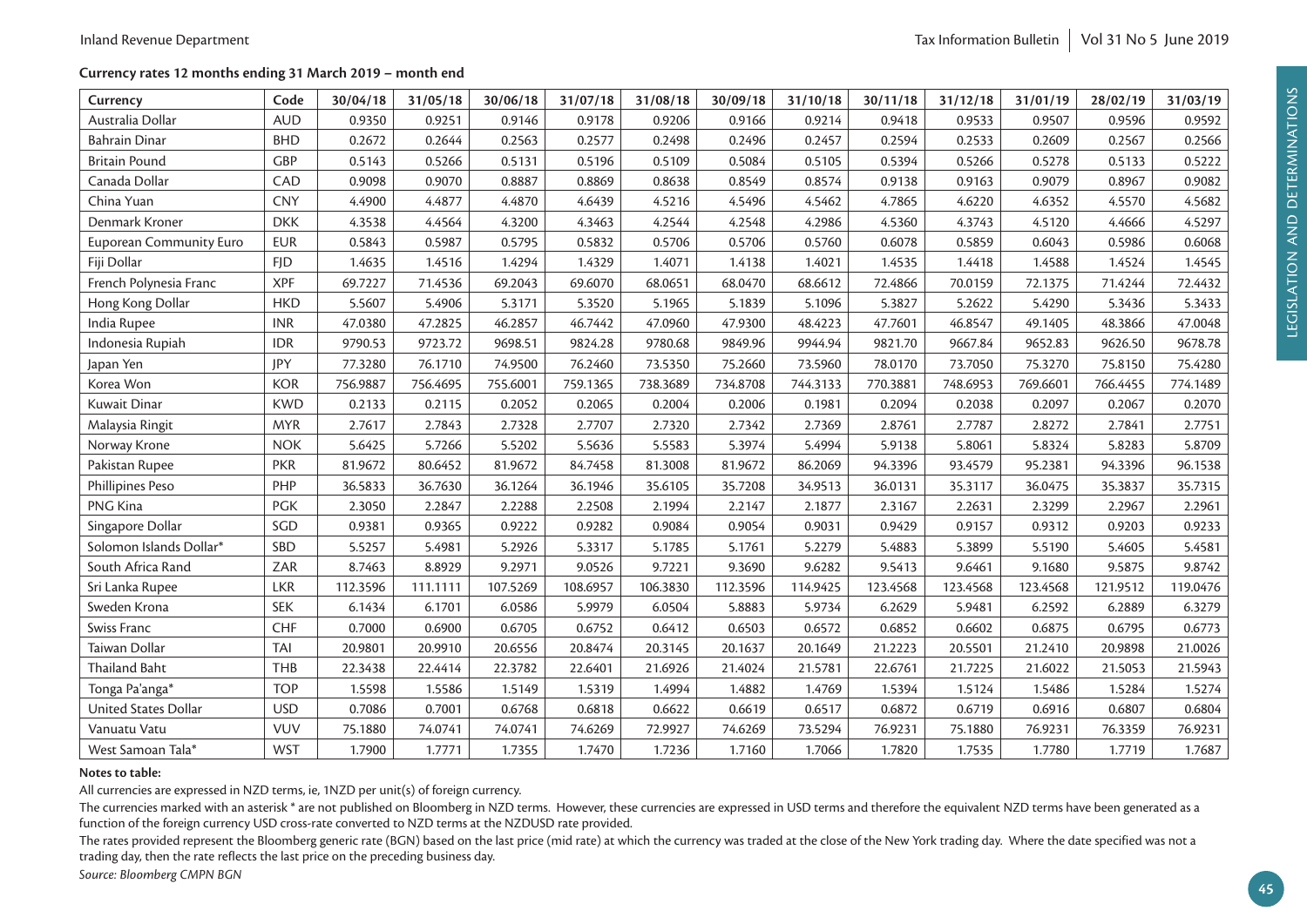**Currency rates 12 months ending 31 March 2019 – month end**

| Currency | Code | 30/04/18 | 31/05/18 | 30/06/18 | 31/07/18 | 31/08/18 | 30/09/18 | 31/10/18 | 30/11/18 | 31/12/18 | 31/01/19 | 28/02/19 | 31/03/19 |
|---|---|---|---|---|---|---|---|---|---|---|---|---|---|
| Australia Dollar | AUD | 0.9350 | 0.9251 | 0.9146 | 0.9178 | 0.9206 | 0.9166 | 0.9214 | 0.9418 | 0.9533 | 0.9507 | 0.9596 | 0.9592 |
| Bahrain Dinar | BHD | 0.2672 | 0.2644 | 0.2563 | 0.2577 | 0.2498 | 0.2496 | 0.2457 | 0.2594 | 0.2533 | 0.2609 | 0.2567 | 0.2566 |
| Britain Pound | GBP | 0.5143 | 0.5266 | 0.5131 | 0.5196 | 0.5109 | 0.5084 | 0.5105 | 0.5394 | 0.5266 | 0.5278 | 0.5133 | 0.5222 |
| Canada Dollar | CAD | 0.9098 | 0.9070 | 0.8887 | 0.8869 | 0.8638 | 0.8549 | 0.8574 | 0.9138 | 0.9163 | 0.9079 | 0.8967 | 0.9082 |
| China Yuan | CNY | 4.4900 | 4.4877 | 4.4870 | 4.6439 | 4.5216 | 4.5496 | 4.5462 | 4.7865 | 4.6220 | 4.6352 | 4.5570 | 4.5682 |
| Denmark Kroner | DKK | 4.3538 | 4.4564 | 4.3200 | 4.3463 | 4.2544 | 4.2548 | 4.2986 | 4.5360 | 4.3743 | 4.5120 | 4.4666 | 4.5297 |
| Euporean Community Euro | EUR | 0.5843 | 0.5987 | 0.5795 | 0.5832 | 0.5706 | 0.5706 | 0.5760 | 0.6078 | 0.5859 | 0.6043 | 0.5986 | 0.6068 |
| Fiji Dollar | FJD | 1.4635 | 1.4516 | 1.4294 | 1.4329 | 1.4071 | 1.4138 | 1.4021 | 1.4535 | 1.4418 | 1.4588 | 1.4524 | 1.4545 |
| French Polynesia Franc | XPF | 69.7227 | 71.4536 | 69.2043 | 69.6070 | 68.0651 | 68.0470 | 68.6612 | 72.4866 | 70.0159 | 72.1375 | 71.4244 | 72.4432 |
| Hong Kong Dollar | HKD | 5.5607 | 5.4906 | 5.3171 | 5.3520 | 5.1965 | 5.1839 | 5.1096 | 5.3827 | 5.2622 | 5.4290 | 5.3436 | 5.3433 |
| India Rupee | INR | 47.0380 | 47.2825 | 46.2857 | 46.7442 | 47.0960 | 47.9300 | 48.4223 | 47.7601 | 46.8547 | 49.1405 | 48.3866 | 47.0048 |
| Indonesia Rupiah | IDR | 9790.53 | 9723.72 | 9698.51 | 9824.28 | 9780.68 | 9849.96 | 9944.94 | 9821.70 | 9667.84 | 9652.83 | 9626.50 | 9678.78 |
| Japan Yen | JPY | 77.3280 | 76.1710 | 74.9500 | 76.2460 | 73.5350 | 75.2660 | 73.5960 | 78.0170 | 73.7050 | 75.3270 | 75.8150 | 75.4280 |
| Korea Won | KOR | 756.9887 | 756.4695 | 755.6001 | 759.1365 | 738.3689 | 734.8708 | 744.3133 | 770.3881 | 748.6953 | 769.6601 | 766.4455 | 774.1489 |
| Kuwait Dinar | KWD | 0.2133 | 0.2115 | 0.2052 | 0.2065 | 0.2004 | 0.2006 | 0.1981 | 0.2094 | 0.2038 | 0.2097 | 0.2067 | 0.2070 |
| Malaysia Ringit | MYR | 2.7617 | 2.7843 | 2.7328 | 2.7707 | 2.7320 | 2.7342 | 2.7369 | 2.8761 | 2.7787 | 2.8272 | 2.7841 | 2.7751 |
| Norway Krone | NOK | 5.6425 | 5.7266 | 5.5202 | 5.5636 | 5.5583 | 5.3974 | 5.4994 | 5.9138 | 5.8061 | 5.8324 | 5.8283 | 5.8709 |
| Pakistan Rupee | PKR | 81.9672 | 80.6452 | 81.9672 | 84.7458 | 81.3008 | 81.9672 | 86.2069 | 94.3396 | 93.4579 | 95.2381 | 94.3396 | 96.1538 |
| Phillipines Peso | PHP | 36.5833 | 36.7630 | 36.1264 | 36.1946 | 35.6105 | 35.7208 | 34.9513 | 36.0131 | 35.3117 | 36.0475 | 35.3837 | 35.7315 |
| PNG Kina | PGK | 2.3050 | 2.2847 | 2.2288 | 2.2508 | 2.1994 | 2.2147 | 2.1877 | 2.3167 | 2.2631 | 2.3299 | 2.2967 | 2.2961 |
| Singapore Dollar | SGD | 0.9381 | 0.9365 | 0.9222 | 0.9282 | 0.9084 | 0.9054 | 0.9031 | 0.9429 | 0.9157 | 0.9312 | 0.9203 | 0.9233 |
| Solomon Islands Dollar* | SBD | 5.5257 | 5.4981 | 5.2926 | 5.3317 | 5.1785 | 5.1761 | 5.2279 | 5.4883 | 5.3899 | 5.5190 | 5.4605 | 5.4581 |
| South Africa Rand | ZAR | 8.7463 | 8.8929 | 9.2971 | 9.0526 | 9.7221 | 9.3690 | 9.6282 | 9.5413 | 9.6461 | 9.1680 | 9.5875 | 9.8742 |
| Sri Lanka Rupee | LKR | 112.3596 | 111.1111 | 107.5269 | 108.6957 | 106.3830 | 112.3596 | 114.9425 | 123.4568 | 123.4568 | 123.4568 | 121.9512 | 119.0476 |
| Sweden Krona | SEK | 6.1434 | 6.1701 | 6.0586 | 5.9979 | 6.0504 | 5.8883 | 5.9734 | 6.2629 | 5.9481 | 6.2592 | 6.2889 | 6.3279 |
| Swiss Franc | CHF | 0.7000 | 0.6900 | 0.6705 | 0.6752 | 0.6412 | 0.6503 | 0.6572 | 0.6852 | 0.6602 | 0.6875 | 0.6795 | 0.6773 |
| Taiwan Dollar | TAI | 20.9801 | 20.9910 | 20.6556 | 20.8474 | 20.3145 | 20.1637 | 20.1649 | 21.2223 | 20.5501 | 21.2410 | 20.9898 | 21.0026 |
| Thailand Baht | THB | 22.3438 | 22.4414 | 22.3782 | 22.6401 | 21.6926 | 21.4024 | 21.5781 | 22.6761 | 21.7225 | 21.6022 | 21.5053 | 21.5943 |
| Tonga Pa'anga* | TOP | 1.5598 | 1.5586 | 1.5149 | 1.5319 | 1.4994 | 1.4882 | 1.4769 | 1.5394 | 1.5124 | 1.5486 | 1.5284 | 1.5274 |
| United States Dollar | USD | 0.7086 | 0.7001 | 0.6768 | 0.6818 | 0.6622 | 0.6619 | 0.6517 | 0.6872 | 0.6719 | 0.6916 | 0.6807 | 0.6804 |
| Vanuatu Vatu | VUV | 75.1880 | 74.0741 | 74.0741 | 74.6269 | 72.9927 | 74.6269 | 73.5294 | 76.9231 | 75.1880 | 76.9231 | 76.3359 | 76.9231 |
| West Samoan Tala* | WST | 1.7900 | 1.7771 | 1.7355 | 1.7470 | 1.7236 | 1.7160 | 1.7066 | 1.7820 | 1.7535 | 1.7780 | 1.7719 | 1.7687 |

**Notes to table:**

All currencies are expressed in NZD terms, ie, 1NZD per unit(s) of foreign currency.

The currencies marked with an asterisk * are not published on Bloomberg in NZD terms. However, these currencies are expressed in USD terms and therefore the equivalent NZD terms have been generated as a function of the foreign currency USD cross-rate converted to NZD terms at the NZDUSD rate provided.

The rates provided represent the Bloomberg generic rate (BGN) based on the last price (mid rate) at which the currency was traded at the close of the New York trading day. Where the date specified was not a trading day, then the rate reflects the last price on the preceding business day.

*Source: Bloomberg CMPN BGN*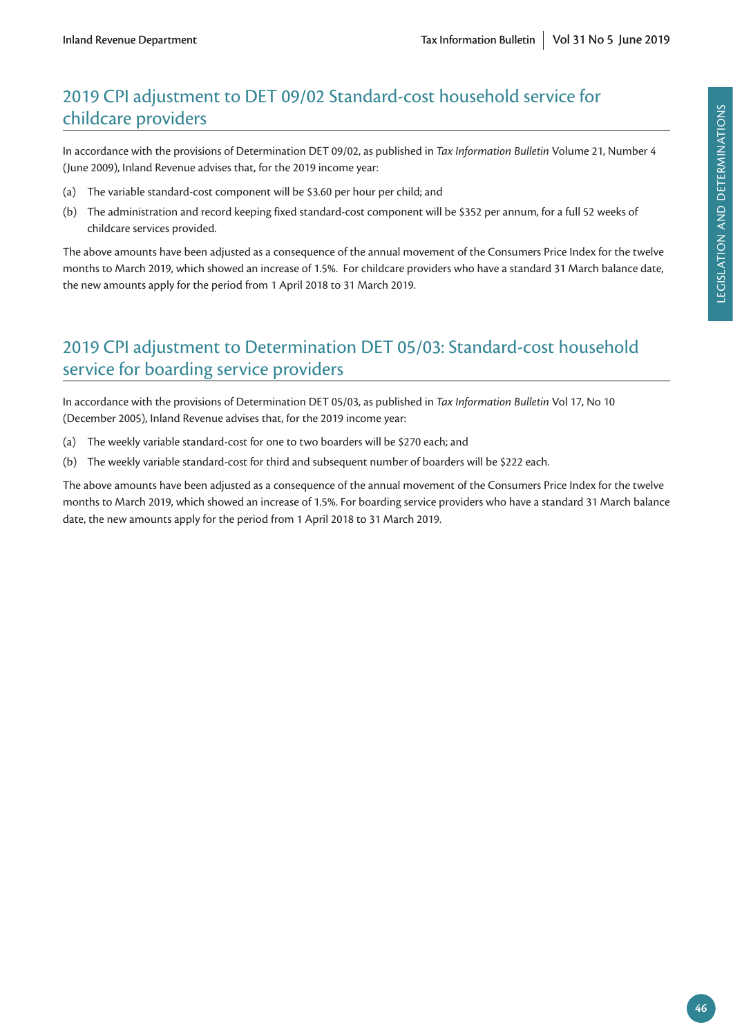## 2019 CPI adjustment to DET 09/02 Standard-cost household service for childcare providers

In accordance with the provisions of Determination DET 09/02, as published in *Tax Information Bulletin* Volume 21, Number 4 (June 2009), Inland Revenue advises that, for the 2019 income year:

(a) The variable standard-cost component will be $3.60 per hour per child; and

(b) The administration and record keeping fixed standard-cost component will be $352 per annum, for a full 52 weeks of childcare services provided.

The above amounts have been adjusted as a consequence of the annual movement of the Consumers Price Index for the twelve months to March 2019, which showed an increase of 1.5%. For childcare providers who have a standard 31 March balance date, the new amounts apply for the period from 1 April 2018 to 31 March 2019.

## 2019 CPI adjustment to Determination DET 05/03: Standard-cost household service for boarding service providers

In accordance with the provisions of Determination DET 05/03, as published in *Tax Information Bulletin* Vol 17, No 10 (December 2005), Inland Revenue advises that, for the 2019 income year:

(a) The weekly variable standard-cost for one to two boarders will be $270 each; and

(b) The weekly variable standard-cost for third and subsequent number of boarders will be $222 each.

The above amounts have been adjusted as a consequence of the annual movement of the Consumers Price Index for the twelve months to March 2019, which showed an increase of 1.5%. For boarding service providers who have a standard 31 March balance date, the new amounts apply for the period from 1 April 2018 to 31 March 2019.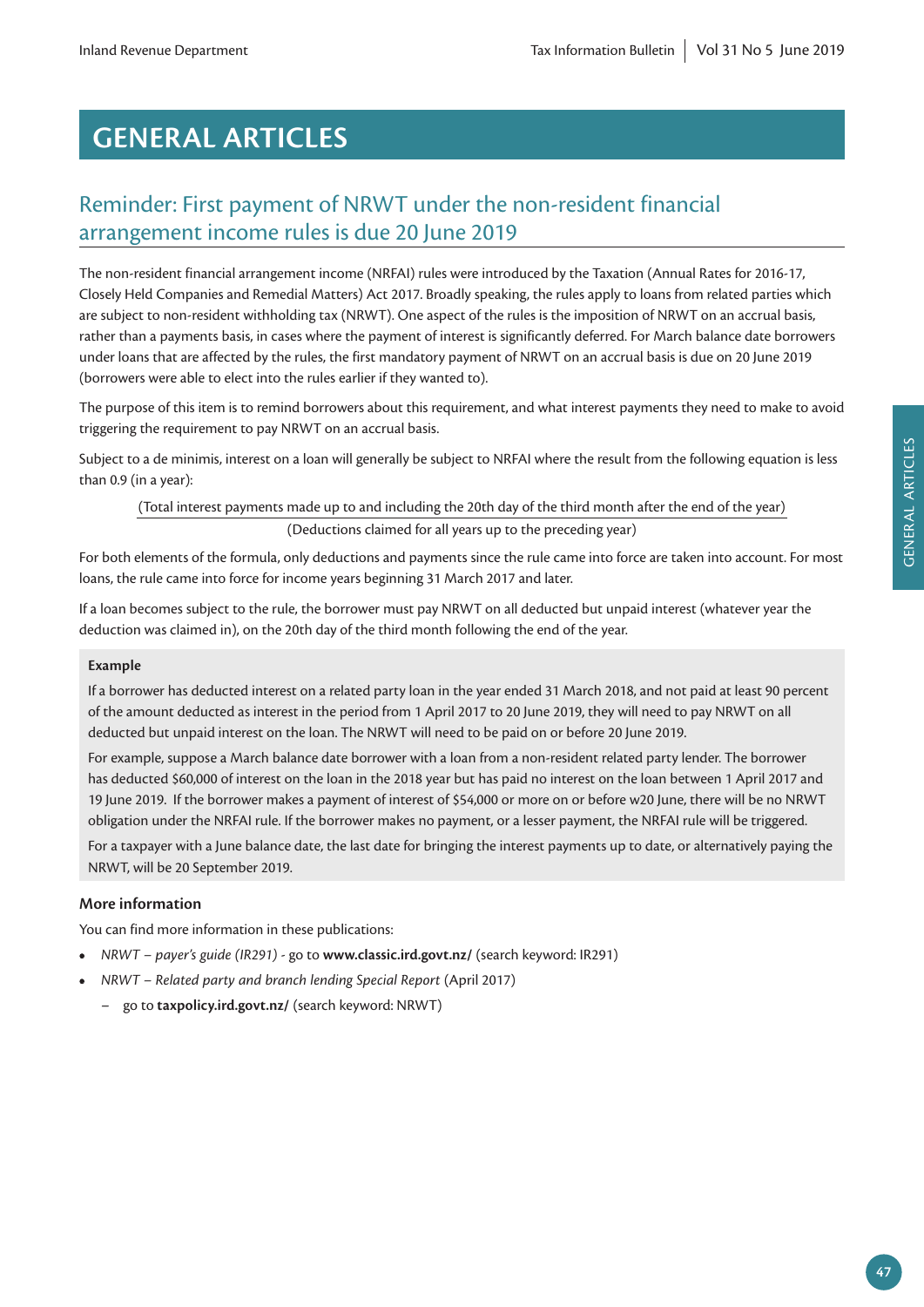# GENERAL ARTICLES

## Reminder: First payment of NRWT under the non-resident financial arrangement income rules is due 20 June 2019

The non-resident financial arrangement income (NRFAI) rules were introduced by the Taxation (Annual Rates for 2016-17, Closely Held Companies and Remedial Matters) Act 2017. Broadly speaking, the rules apply to loans from related parties which are subject to non-resident withholding tax (NRWT). One aspect of the rules is the imposition of NRWT on an accrual basis, rather than a payments basis, in cases where the payment of interest is significantly deferred. For March balance date borrowers under loans that are affected by the rules, the first mandatory payment of NRWT on an accrual basis is due on 20 June 2019 (borrowers were able to elect into the rules earlier if they wanted to).

The purpose of this item is to remind borrowers about this requirement, and what interest payments they need to make to avoid triggering the requirement to pay NRWT on an accrual basis.

Subject to a de minimis, interest on a loan will generally be subject to NRFAI where the result from the following equation is less than 0.9 (in a year):

$$\frac{\text{(Total interest payments made up to and including the 20th day of the third month after the end of the year)}}{\text{(Deductions claimed for all years up to the preceding year)}}$$

For both elements of the formula, only deductions and payments since the rule came into force are taken into account. For most loans, the rule came into force for income years beginning 31 March 2017 and later.

If a loan becomes subject to the rule, the borrower must pay NRWT on all deducted but unpaid interest (whatever year the deduction was claimed in), on the 20th day of the third month following the end of the year.

**Example**

If a borrower has deducted interest on a related party loan in the year ended 31 March 2018, and not paid at least 90 percent of the amount deducted as interest in the period from 1 April 2017 to 20 June 2019, they will need to pay NRWT on all deducted but unpaid interest on the loan. The NRWT will need to be paid on or before 20 June 2019.

For example, suppose a March balance date borrower with a loan from a non-resident related party lender. The borrower has deducted $60,000 of interest on the loan in the 2018 year but has paid no interest on the loan between 1 April 2017 and 19 June 2019. If the borrower makes a payment of interest of $54,000 or more on or before w20 June, there will be no NRWT obligation under the NRFAI rule. If the borrower makes no payment, or a lesser payment, the NRFAI rule will be triggered.

For a taxpayer with a June balance date, the last date for bringing the interest payments up to date, or alternatively paying the NRWT, will be 20 September 2019.

### More information

You can find more information in these publications:

- *NRWT – payer's guide (IR291)* - go to **www.classic.ird.govt.nz/** (search keyword: IR291)
- *NRWT – Related party and branch lending Special Report* (April 2017)
  - go to **taxpolicy.ird.govt.nz/** (search keyword: NRWT)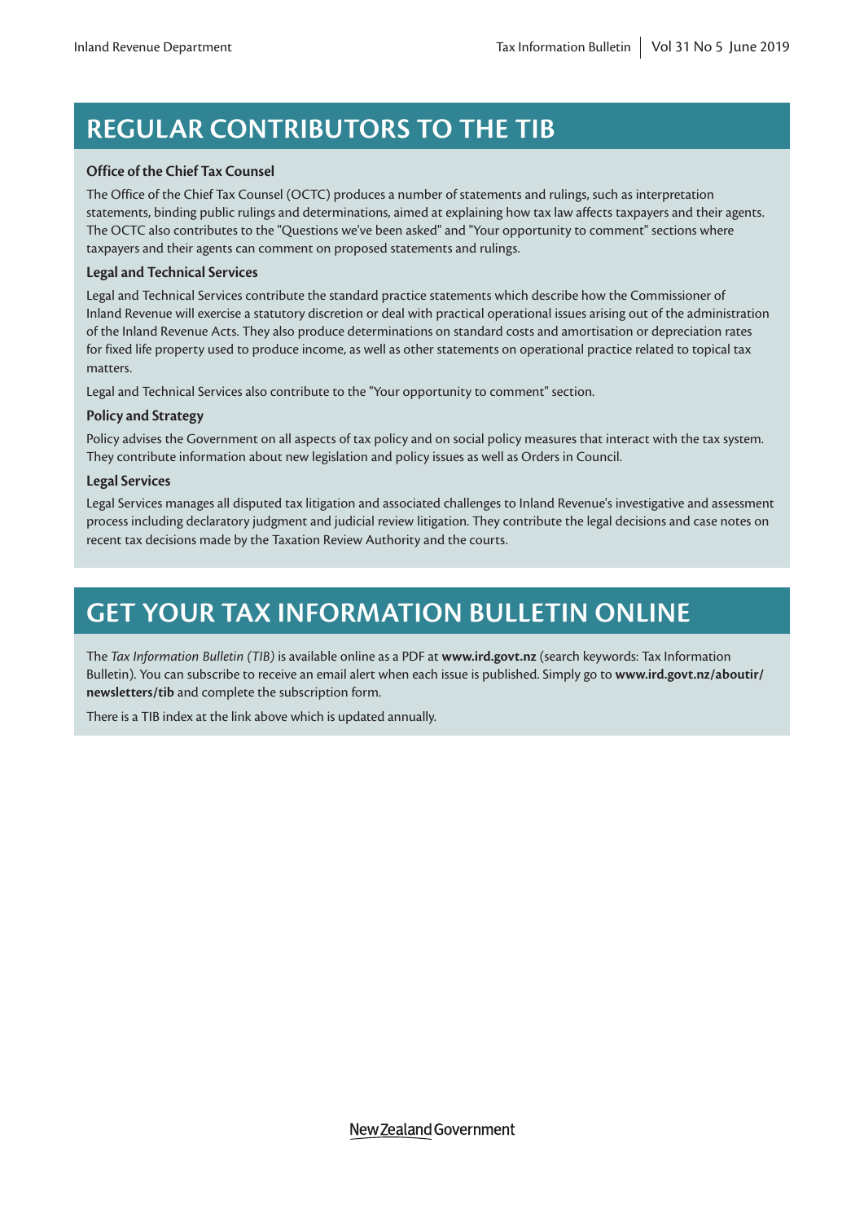## REGULAR CONTRIBUTORS TO THE TIB

### Office of the Chief Tax Counsel

The Office of the Chief Tax Counsel (OCTC) produces a number of statements and rulings, such as interpretation statements, binding public rulings and determinations, aimed at explaining how tax law affects taxpayers and their agents. The OCTC also contributes to the "Questions we've been asked" and "Your opportunity to comment" sections where taxpayers and their agents can comment on proposed statements and rulings.

### Legal and Technical Services

Legal and Technical Services contribute the standard practice statements which describe how the Commissioner of Inland Revenue will exercise a statutory discretion or deal with practical operational issues arising out of the administration of the Inland Revenue Acts. They also produce determinations on standard costs and amortisation or depreciation rates for fixed life property used to produce income, as well as other statements on operational practice related to topical tax matters.

Legal and Technical Services also contribute to the "Your opportunity to comment" section.

### Policy and Strategy

Policy advises the Government on all aspects of tax policy and on social policy measures that interact with the tax system. They contribute information about new legislation and policy issues as well as Orders in Council.

### Legal Services

Legal Services manages all disputed tax litigation and associated challenges to Inland Revenue's investigative and assessment process including declaratory judgment and judicial review litigation. They contribute the legal decisions and case notes on recent tax decisions made by the Taxation Review Authority and the courts.

## GET YOUR TAX INFORMATION BULLETIN ONLINE

The *Tax Information Bulletin (TIB)* is available online as a PDF at **www.ird.govt.nz** (search keywords: Tax Information Bulletin). You can subscribe to receive an email alert when each issue is published. Simply go to **www.ird.govt.nz/aboutir/newsletters/tib** and complete the subscription form.

There is a TIB index at the link above which is updated annually.

New Zealand Government